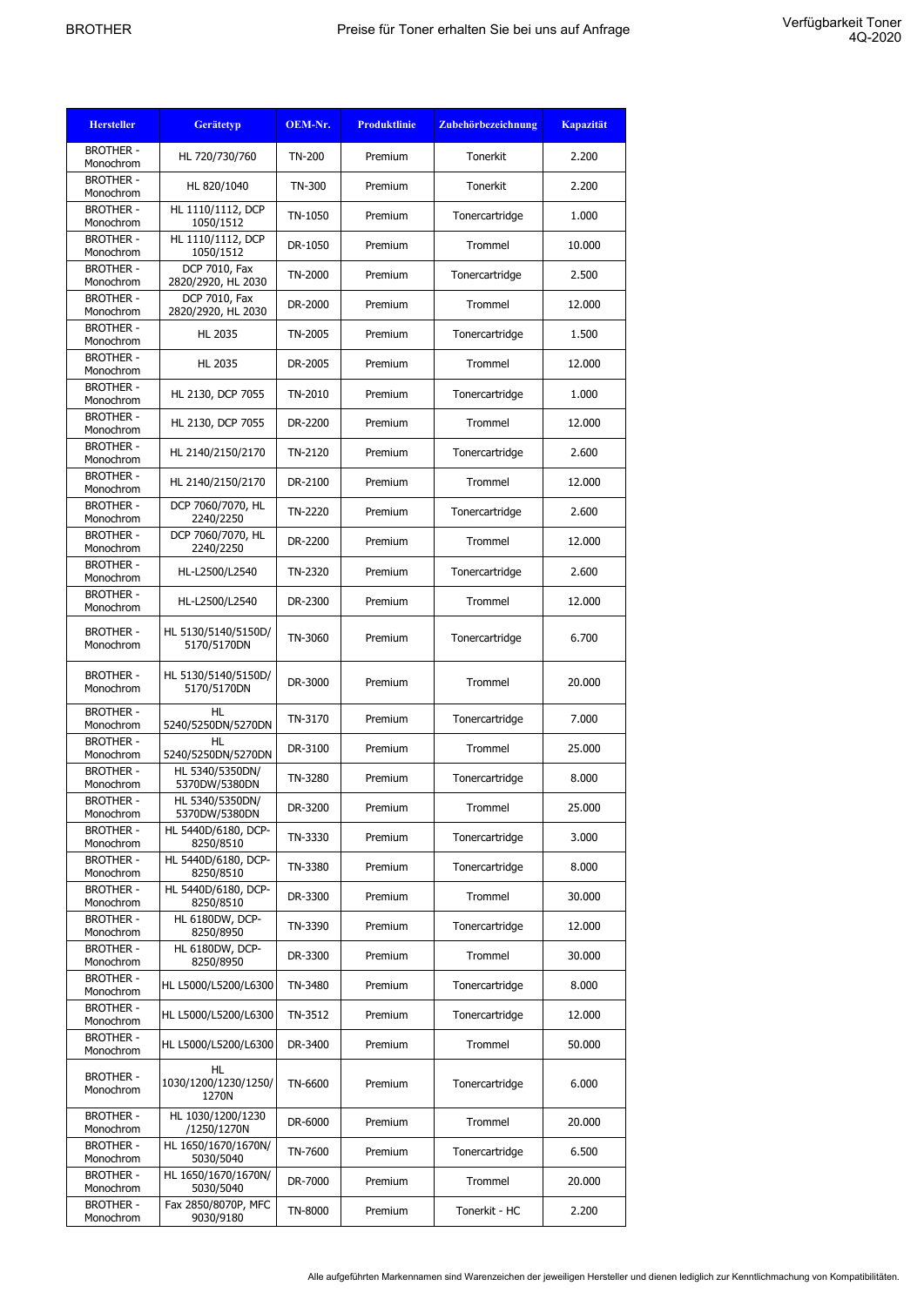| Hersteller | Gerätetyp | OEM-Nr. | Produktlinie | Zubehörbezeichnung | Kapazität |
|---|---|---|---|---|---|
| BROTHER - Monochrom | HL 720/730/760 | TN-200 | Premium | Tonerkit | 2.200 |
| BROTHER - Monochrom | HL 820/1040 | TN-300 | Premium | Tonerkit | 2.200 |
| BROTHER - Monochrom | HL 1110/1112, DCP 1050/1512 | TN-1050 | Premium | Tonercartridge | 1.000 |
| BROTHER - Monochrom | HL 1110/1112, DCP 1050/1512 | DR-1050 | Premium | Trommel | 10.000 |
| BROTHER - Monochrom | DCP 7010, Fax 2820/2920, HL 2030 | TN-2000 | Premium | Tonercartridge | 2.500 |
| BROTHER - Monochrom | DCP 7010, Fax 2820/2920, HL 2030 | DR-2000 | Premium | Trommel | 12.000 |
| BROTHER - Monochrom | HL 2035 | TN-2005 | Premium | Tonercartridge | 1.500 |
| BROTHER - Monochrom | HL 2035 | DR-2005 | Premium | Trommel | 12.000 |
| BROTHER - Monochrom | HL 2130, DCP 7055 | TN-2010 | Premium | Tonercartridge | 1.000 |
| BROTHER - Monochrom | HL 2130, DCP 7055 | DR-2200 | Premium | Trommel | 12.000 |
| BROTHER - Monochrom | HL 2140/2150/2170 | TN-2120 | Premium | Tonercartridge | 2.600 |
| BROTHER - Monochrom | HL 2140/2150/2170 | DR-2100 | Premium | Trommel | 12.000 |
| BROTHER - Monochrom | DCP 7060/7070, HL 2240/2250 | TN-2220 | Premium | Tonercartridge | 2.600 |
| BROTHER - Monochrom | DCP 7060/7070, HL 2240/2250 | DR-2200 | Premium | Trommel | 12.000 |
| BROTHER - Monochrom | HL-L2500/L2540 | TN-2320 | Premium | Tonercartridge | 2.600 |
| BROTHER - Monochrom | HL-L2500/L2540 | DR-2300 | Premium | Trommel | 12.000 |
| BROTHER - Monochrom | HL 5130/5140/5150D/ 5170/5170DN | TN-3060 | Premium | Tonercartridge | 6.700 |
| BROTHER - Monochrom | HL 5130/5140/5150D/ 5170/5170DN | DR-3000 | Premium | Trommel | 20.000 |
| BROTHER - Monochrom | HL 5240/5250DN/5270DN | TN-3170 | Premium | Tonercartridge | 7.000 |
| BROTHER - Monochrom | HL 5240/5250DN/5270DN | DR-3100 | Premium | Trommel | 25.000 |
| BROTHER - Monochrom | HL 5340/5350DN/ 5370DW/5380DN | TN-3280 | Premium | Tonercartridge | 8.000 |
| BROTHER - Monochrom | HL 5340/5350DN/ 5370DW/5380DN | DR-3200 | Premium | Trommel | 25.000 |
| BROTHER - Monochrom | HL 5440D/6180, DCP-8250/8510 | TN-3330 | Premium | Tonercartridge | 3.000 |
| BROTHER - Monochrom | HL 5440D/6180, DCP-8250/8510 | TN-3380 | Premium | Tonercartridge | 8.000 |
| BROTHER - Monochrom | HL 5440D/6180, DCP-8250/8510 | DR-3300 | Premium | Trommel | 30.000 |
| BROTHER - Monochrom | HL 6180DW, DCP-8250/8950 | TN-3390 | Premium | Tonercartridge | 12.000 |
| BROTHER - Monochrom | HL 6180DW, DCP-8250/8950 | DR-3300 | Premium | Trommel | 30.000 |
| BROTHER - Monochrom | HL L5000/L5200/L6300 | TN-3480 | Premium | Tonercartridge | 8.000 |
| BROTHER - Monochrom | HL L5000/L5200/L6300 | TN-3512 | Premium | Tonercartridge | 12.000 |
| BROTHER - Monochrom | HL L5000/L5200/L6300 | DR-3400 | Premium | Trommel | 50.000 |
| BROTHER - Monochrom | HL 1030/1200/1230/1250/ 1270N | TN-6600 | Premium | Tonercartridge | 6.000 |
| BROTHER - Monochrom | HL 1030/1200/1230 /1250/1270N | DR-6000 | Premium | Trommel | 20.000 |
| BROTHER - Monochrom | HL 1650/1670/1670N/ 5030/5040 | TN-7600 | Premium | Tonercartridge | 6.500 |
| BROTHER - Monochrom | HL 1650/1670/1670N/ 5030/5040 | DR-7000 | Premium | Trommel | 20.000 |
| BROTHER - Monochrom | Fax 2850/8070P, MFC 9030/9180 | TN-8000 | Premium | Tonerkit - HC | 2.200 |

Alle aufgeführten Markennamen sind Warenzeichen der jeweiligen Hersteller und dienen lediglich zur Kenntlichmachung von Kompatibilitäten.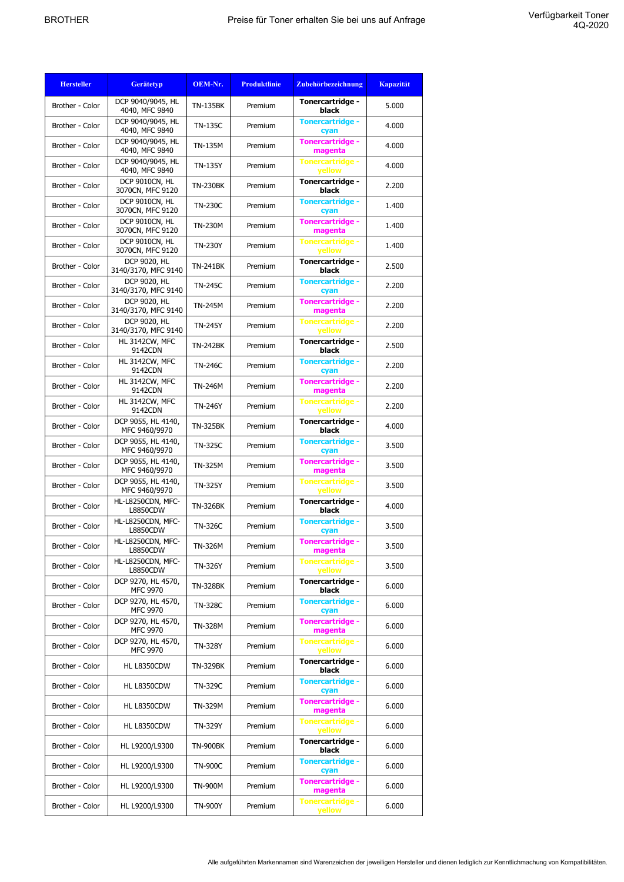BROTHER

Preise für Toner erhalten Sie bei uns auf Anfrage

Verfügbarkeit Toner 4Q-2020

| Hersteller | Gerätetyp | OEM-Nr. | Produktlinie | Zubehörbezeichnung | Kapazität |
|---|---|---|---|---|---|
| Brother - Color | DCP 9040/9045, HL 4040, MFC 9840 | TN-135BK | Premium | Tonercartridge - black | 5.000 |
| Brother - Color | DCP 9040/9045, HL 4040, MFC 9840 | TN-135C | Premium | Tonercartridge - cyan | 4.000 |
| Brother - Color | DCP 9040/9045, HL 4040, MFC 9840 | TN-135M | Premium | Tonercartridge - magenta | 4.000 |
| Brother - Color | DCP 9040/9045, HL 4040, MFC 9840 | TN-135Y | Premium | Tonercartridge - yellow | 4.000 |
| Brother - Color | DCP 9010CN, HL 3070CN, MFC 9120 | TN-230BK | Premium | Tonercartridge - black | 2.200 |
| Brother - Color | DCP 9010CN, HL 3070CN, MFC 9120 | TN-230C | Premium | Tonercartridge - cyan | 1.400 |
| Brother - Color | DCP 9010CN, HL 3070CN, MFC 9120 | TN-230M | Premium | Tonercartridge - magenta | 1.400 |
| Brother - Color | DCP 9010CN, HL 3070CN, MFC 9120 | TN-230Y | Premium | Tonercartridge - yellow | 1.400 |
| Brother - Color | DCP 9020, HL 3140/3170, MFC 9140 | TN-241BK | Premium | Tonercartridge - black | 2.500 |
| Brother - Color | DCP 9020, HL 3140/3170, MFC 9140 | TN-245C | Premium | Tonercartridge - cyan | 2.200 |
| Brother - Color | DCP 9020, HL 3140/3170, MFC 9140 | TN-245M | Premium | Tonercartridge - magenta | 2.200 |
| Brother - Color | DCP 9020, HL 3140/3170, MFC 9140 | TN-245Y | Premium | Tonercartridge - yellow | 2.200 |
| Brother - Color | HL 3142CW, MFC 9142CDN | TN-242BK | Premium | Tonercartridge - black | 2.500 |
| Brother - Color | HL 3142CW, MFC 9142CDN | TN-246C | Premium | Tonercartridge - cyan | 2.200 |
| Brother - Color | HL 3142CW, MFC 9142CDN | TN-246M | Premium | Tonercartridge - magenta | 2.200 |
| Brother - Color | HL 3142CW, MFC 9142CDN | TN-246Y | Premium | Tonercartridge - yellow | 2.200 |
| Brother - Color | DCP 9055, HL 4140, MFC 9460/9970 | TN-325BK | Premium | Tonercartridge - black | 4.000 |
| Brother - Color | DCP 9055, HL 4140, MFC 9460/9970 | TN-325C | Premium | Tonercartridge - cyan | 3.500 |
| Brother - Color | DCP 9055, HL 4140, MFC 9460/9970 | TN-325M | Premium | Tonercartridge - magenta | 3.500 |
| Brother - Color | DCP 9055, HL 4140, MFC 9460/9970 | TN-325Y | Premium | Tonercartridge - yellow | 3.500 |
| Brother - Color | HL-L8250CDN, MFC-L8850CDW | TN-326BK | Premium | Tonercartridge - black | 4.000 |
| Brother - Color | HL-L8250CDN, MFC-L8850CDW | TN-326C | Premium | Tonercartridge - cyan | 3.500 |
| Brother - Color | HL-L8250CDN, MFC-L8850CDW | TN-326M | Premium | Tonercartridge - magenta | 3.500 |
| Brother - Color | HL-L8250CDN, MFC-L8850CDW | TN-326Y | Premium | Tonercartridge - yellow | 3.500 |
| Brother - Color | DCP 9270, HL 4570, MFC 9970 | TN-328BK | Premium | Tonercartridge - black | 6.000 |
| Brother - Color | DCP 9270, HL 4570, MFC 9970 | TN-328C | Premium | Tonercartridge - cyan | 6.000 |
| Brother - Color | DCP 9270, HL 4570, MFC 9970 | TN-328M | Premium | Tonercartridge - magenta | 6.000 |
| Brother - Color | DCP 9270, HL 4570, MFC 9970 | TN-328Y | Premium | Tonercartridge - yellow | 6.000 |
| Brother - Color | HL L8350CDW | TN-329BK | Premium | Tonercartridge - black | 6.000 |
| Brother - Color | HL L8350CDW | TN-329C | Premium | Tonercartridge - cyan | 6.000 |
| Brother - Color | HL L8350CDW | TN-329M | Premium | Tonercartridge - magenta | 6.000 |
| Brother - Color | HL L8350CDW | TN-329Y | Premium | Tonercartridge - yellow | 6.000 |
| Brother - Color | HL L9200/L9300 | TN-900BK | Premium | Tonercartridge - black | 6.000 |
| Brother - Color | HL L9200/L9300 | TN-900C | Premium | Tonercartridge - cyan | 6.000 |
| Brother - Color | HL L9200/L9300 | TN-900M | Premium | Tonercartridge - magenta | 6.000 |
| Brother - Color | HL L9200/L9300 | TN-900Y | Premium | Tonercartridge - yellow | 6.000 |

Alle aufgeführten Markennamen sind Warenzeichen der jeweiligen Hersteller und dienen lediglich zur Kenntlichmachung von Kompatibilitäten.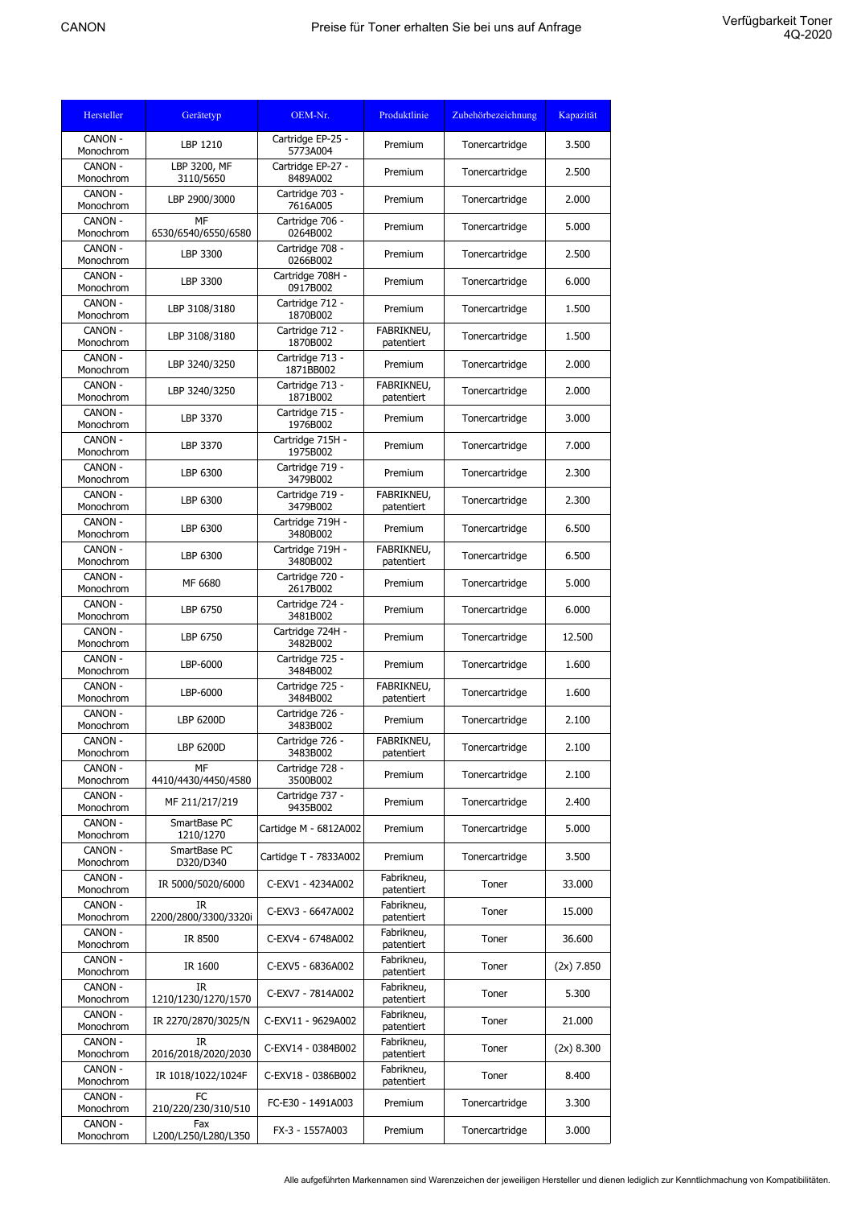| Hersteller | Gerätetyp | OEM-Nr. | Produktlinie | Zubehörbezeichnung | Kapazität |
|---|---|---|---|---|---|
| CANON - Monochrom | LBP 1210 | Cartridge EP-25 - 5773A004 | Premium | Tonercartridge | 3.500 |
| CANON - Monochrom | LBP 3200, MF 3110/5650 | Cartridge EP-27 - 8489A002 | Premium | Tonercartridge | 2.500 |
| CANON - Monochrom | LBP 2900/3000 | Cartridge 703 - 7616A005 | Premium | Tonercartridge | 2.000 |
| CANON - Monochrom | MF 6530/6540/6550/6580 | Cartridge 706 - 0264B002 | Premium | Tonercartridge | 5.000 |
| CANON - Monochrom | LBP 3300 | Cartridge 708 - 0266B002 | Premium | Tonercartridge | 2.500 |
| CANON - Monochrom | LBP 3300 | Cartridge 708H - 0917B002 | Premium | Tonercartridge | 6.000 |
| CANON - Monochrom | LBP 3108/3180 | Cartridge 712 - 1870B002 | Premium | Tonercartridge | 1.500 |
| CANON - Monochrom | LBP 3108/3180 | Cartridge 712 - 1870B002 | FABRIKNEU, patentiert | Tonercartridge | 1.500 |
| CANON - Monochrom | LBP 3240/3250 | Cartridge 713 - 1871BB002 | Premium | Tonercartridge | 2.000 |
| CANON - Monochrom | LBP 3240/3250 | Cartridge 713 - 1871B002 | FABRIKNEU, patentiert | Tonercartridge | 2.000 |
| CANON - Monochrom | LBP 3370 | Cartridge 715 - 1976B002 | Premium | Tonercartridge | 3.000 |
| CANON - Monochrom | LBP 3370 | Cartridge 715H - 1975B002 | Premium | Tonercartridge | 7.000 |
| CANON - Monochrom | LBP 6300 | Cartridge 719 - 3479B002 | Premium | Tonercartridge | 2.300 |
| CANON - Monochrom | LBP 6300 | Cartridge 719 - 3479B002 | FABRIKNEU, patentiert | Tonercartridge | 2.300 |
| CANON - Monochrom | LBP 6300 | Cartridge 719H - 3480B002 | Premium | Tonercartridge | 6.500 |
| CANON - Monochrom | LBP 6300 | Cartridge 719H - 3480B002 | FABRIKNEU, patentiert | Tonercartridge | 6.500 |
| CANON - Monochrom | MF 6680 | Cartridge 720 - 2617B002 | Premium | Tonercartridge | 5.000 |
| CANON - Monochrom | LBP 6750 | Cartridge 724 - 3481B002 | Premium | Tonercartridge | 6.000 |
| CANON - Monochrom | LBP 6750 | Cartridge 724H - 3482B002 | Premium | Tonercartridge | 12.500 |
| CANON - Monochrom | LBP-6000 | Cartridge 725 - 3484B002 | Premium | Tonercartridge | 1.600 |
| CANON - Monochrom | LBP-6000 | Cartridge 725 - 3484B002 | FABRIKNEU, patentiert | Tonercartridge | 1.600 |
| CANON - Monochrom | LBP 6200D | Cartridge 726 - 3483B002 | Premium | Tonercartridge | 2.100 |
| CANON - Monochrom | LBP 6200D | Cartridge 726 - 3483B002 | FABRIKNEU, patentiert | Tonercartridge | 2.100 |
| CANON - Monochrom | MF 4410/4430/4450/4580 | Cartridge 728 - 3500B002 | Premium | Tonercartridge | 2.100 |
| CANON - Monochrom | MF 211/217/219 | Cartridge 737 - 9435B002 | Premium | Tonercartridge | 2.400 |
| CANON - Monochrom | SmartBase PC 1210/1270 | Cartidge M - 6812A002 | Premium | Tonercartridge | 5.000 |
| CANON - Monochrom | SmartBase PC D320/D340 | Cartidge T - 7833A002 | Premium | Tonercartridge | 3.500 |
| CANON - Monochrom | IR 5000/5020/6000 | C-EXV1 - 4234A002 | Fabrikneu, patentiert | Toner | 33.000 |
| CANON - Monochrom | IR 2200/2800/3300/3320i | C-EXV3 - 6647A002 | Fabrikneu, patentiert | Toner | 15.000 |
| CANON - Monochrom | IR 8500 | C-EXV4 - 6748A002 | Fabrikneu, patentiert | Toner | 36.600 |
| CANON - Monochrom | IR 1600 | C-EXV5 - 6836A002 | Fabrikneu, patentiert | Toner | (2x) 7.850 |
| CANON - Monochrom | IR 1210/1230/1270/1570 | C-EXV7 - 7814A002 | Fabrikneu, patentiert | Toner | 5.300 |
| CANON - Monochrom | IR 2270/2870/3025/N | C-EXV11 - 9629A002 | Fabrikneu, patentiert | Toner | 21.000 |
| CANON - Monochrom | IR 2016/2018/2020/2030 | C-EXV14 - 0384B002 | Fabrikneu, patentiert | Toner | (2x) 8.300 |
| CANON - Monochrom | IR 1018/1022/1024F | C-EXV18 - 0386B002 | Fabrikneu, patentiert | Toner | 8.400 |
| CANON - Monochrom | FC 210/220/230/310/510 | FC-E30 - 1491A003 | Premium | Tonercartridge | 3.300 |
| CANON - Monochrom | Fax L200/L250/L280/L350 | FX-3 - 1557A003 | Premium | Tonercartridge | 3.000 |

Alle aufgeführten Markennamen sind Warenzeichen der jeweiligen Hersteller und dienen lediglich zur Kenntlichmachung von Kompatibilitäten.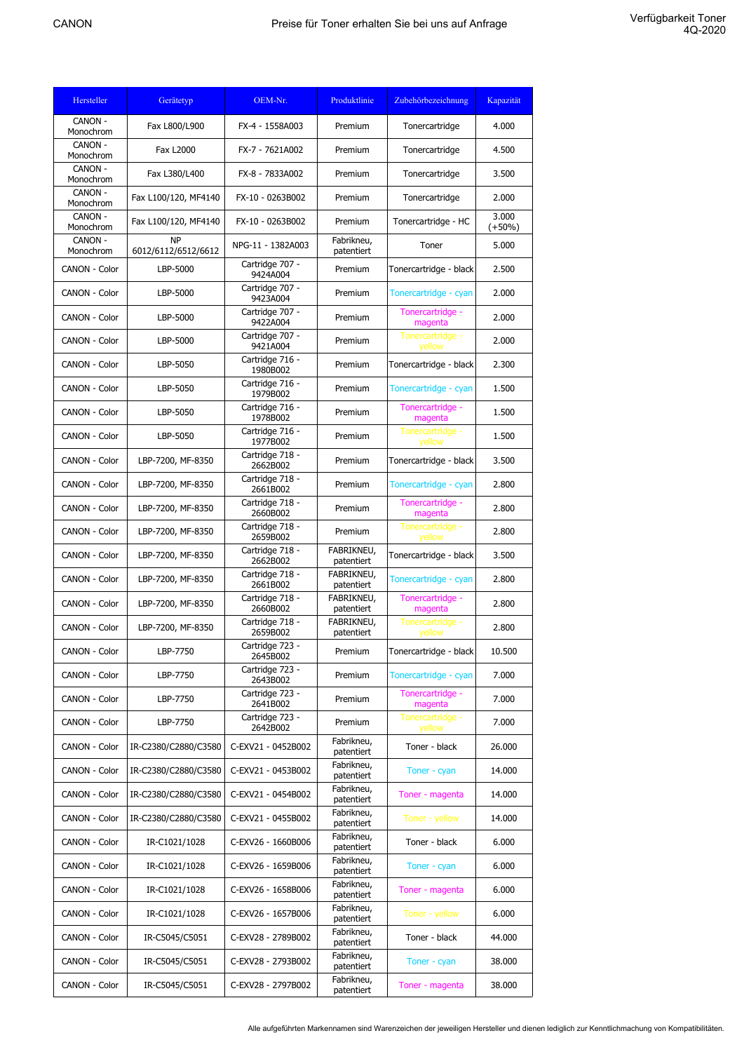| Hersteller | Gerätetyp | OEM-Nr. | Produktlinie | Zubehörbezeichnung | Kapazität |
|---|---|---|---|---|---|
| CANON - Monochrom | Fax L800/L900 | FX-4 - 1558A003 | Premium | Tonercartridge | 4.000 |
| CANON - Monochrom | Fax L2000 | FX-7 - 7621A002 | Premium | Tonercartridge | 4.500 |
| CANON - Monochrom | Fax L380/L400 | FX-8 - 7833A002 | Premium | Tonercartridge | 3.500 |
| CANON - Monochrom | Fax L100/120, MF4140 | FX-10 - 0263B002 | Premium | Tonercartridge | 2.000 |
| CANON - Monochrom | Fax L100/120, MF4140 | FX-10 - 0263B002 | Premium | Tonercartridge - HC | 3.000 (+50%) |
| CANON - Monochrom | NP 6012/6112/6512/6612 | NPG-11 - 1382A003 | Fabrikneu, patentiert | Toner | 5.000 |
| CANON - Color | LBP-5000 | Cartridge 707 - 9424A004 | Premium | Tonercartridge - black | 2.500 |
| CANON - Color | LBP-5000 | Cartridge 707 - 9423A004 | Premium | Tonercartridge - cyan | 2.000 |
| CANON - Color | LBP-5000 | Cartridge 707 - 9422A004 | Premium | Tonercartridge - magenta | 2.000 |
| CANON - Color | LBP-5000 | Cartridge 707 - 9421A004 | Premium | Tonercartridge - yellow | 2.000 |
| CANON - Color | LBP-5050 | Cartridge 716 - 1980B002 | Premium | Tonercartridge - black | 2.300 |
| CANON - Color | LBP-5050 | Cartridge 716 - 1979B002 | Premium | Tonercartridge - cyan | 1.500 |
| CANON - Color | LBP-5050 | Cartridge 716 - 1978B002 | Premium | Tonercartridge - magenta | 1.500 |
| CANON - Color | LBP-5050 | Cartridge 716 - 1977B002 | Premium | Tonercartridge - yellow | 1.500 |
| CANON - Color | LBP-7200, MF-8350 | Cartridge 718 - 2662B002 | Premium | Tonercartridge - black | 3.500 |
| CANON - Color | LBP-7200, MF-8350 | Cartridge 718 - 2661B002 | Premium | Tonercartridge - cyan | 2.800 |
| CANON - Color | LBP-7200, MF-8350 | Cartridge 718 - 2660B002 | Premium | Tonercartridge - magenta | 2.800 |
| CANON - Color | LBP-7200, MF-8350 | Cartridge 718 - 2659B002 | Premium | Tonercartridge - yellow | 2.800 |
| CANON - Color | LBP-7200, MF-8350 | Cartridge 718 - 2662B002 | FABRIKNEU, patentiert | Tonercartridge - black | 3.500 |
| CANON - Color | LBP-7200, MF-8350 | Cartridge 718 - 2661B002 | FABRIKNEU, patentiert | Tonercartridge - cyan | 2.800 |
| CANON - Color | LBP-7200, MF-8350 | Cartridge 718 - 2660B002 | FABRIKNEU, patentiert | Tonercartridge - magenta | 2.800 |
| CANON - Color | LBP-7200, MF-8350 | Cartridge 718 - 2659B002 | FABRIKNEU, patentiert | Tonercartridge - yellow | 2.800 |
| CANON - Color | LBP-7750 | Cartridge 723 - 2645B002 | Premium | Tonercartridge - black | 10.500 |
| CANON - Color | LBP-7750 | Cartridge 723 - 2643B002 | Premium | Tonercartridge - cyan | 7.000 |
| CANON - Color | LBP-7750 | Cartridge 723 - 2641B002 | Premium | Tonercartridge - magenta | 7.000 |
| CANON - Color | LBP-7750 | Cartridge 723 - 2642B002 | Premium | Tonercartridge - yellow | 7.000 |
| CANON - Color | IR-C2380/C2880/C3580 | C-EXV21 - 0452B002 | Fabrikneu, patentiert | Toner - black | 26.000 |
| CANON - Color | IR-C2380/C2880/C3580 | C-EXV21 - 0453B002 | Fabrikneu, patentiert | Toner - cyan | 14.000 |
| CANON - Color | IR-C2380/C2880/C3580 | C-EXV21 - 0454B002 | Fabrikneu, patentiert | Toner - magenta | 14.000 |
| CANON - Color | IR-C2380/C2880/C3580 | C-EXV21 - 0455B002 | Fabrikneu, patentiert | Toner - yellow | 14.000 |
| CANON - Color | IR-C1021/1028 | C-EXV26 - 1660B006 | Fabrikneu, patentiert | Toner - black | 6.000 |
| CANON - Color | IR-C1021/1028 | C-EXV26 - 1659B006 | Fabrikneu, patentiert | Toner - cyan | 6.000 |
| CANON - Color | IR-C1021/1028 | C-EXV26 - 1658B006 | Fabrikneu, patentiert | Toner - magenta | 6.000 |
| CANON - Color | IR-C1021/1028 | C-EXV26 - 1657B006 | Fabrikneu, patentiert | Toner - yellow | 6.000 |
| CANON - Color | IR-C5045/C5051 | C-EXV28 - 2789B002 | Fabrikneu, patentiert | Toner - black | 44.000 |
| CANON - Color | IR-C5045/C5051 | C-EXV28 - 2793B002 | Fabrikneu, patentiert | Toner - cyan | 38.000 |
| CANON - Color | IR-C5045/C5051 | C-EXV28 - 2797B002 | Fabrikneu, patentiert | Toner - magenta | 38.000 |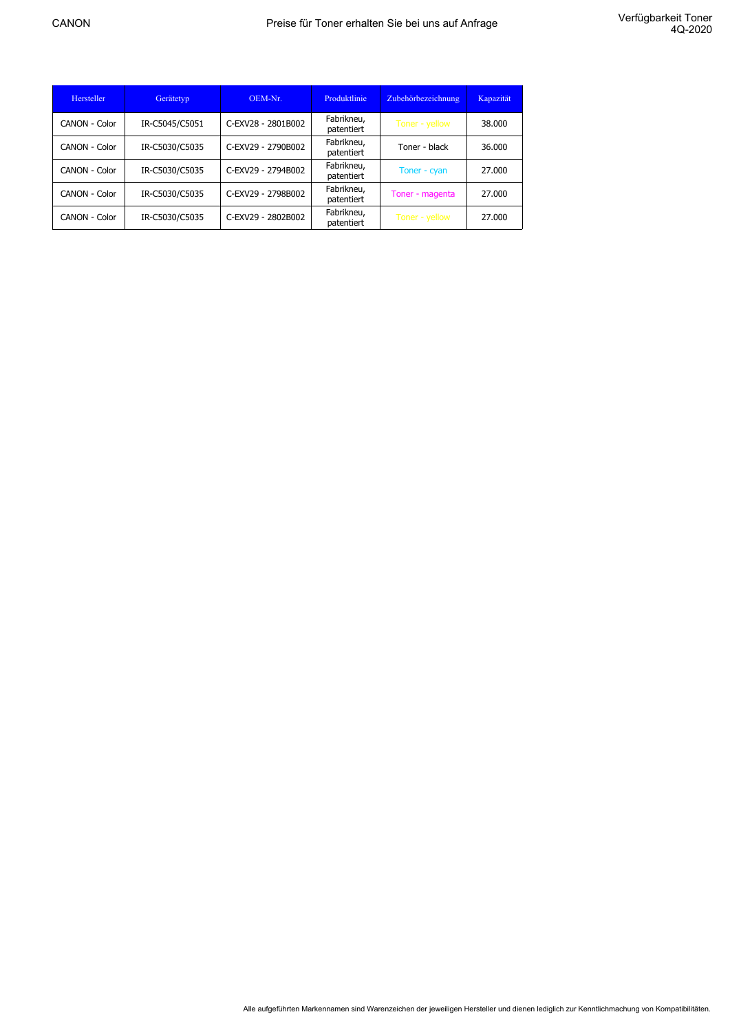| Hersteller | Gerätetyp | OEM-Nr. | Produktlinie | Zubehörbezeichnung | Kapazität |
|---|---|---|---|---|---|
| CANON - Color | IR-C5045/C5051 | C-EXV28 - 2801B002 | Fabrikneu, patentiert | Toner - yellow | 38.000 |
| CANON - Color | IR-C5030/C5035 | C-EXV29 - 2790B002 | Fabrikneu, patentiert | Toner - black | 36.000 |
| CANON - Color | IR-C5030/C5035 | C-EXV29 - 2794B002 | Fabrikneu, patentiert | Toner - cyan | 27.000 |
| CANON - Color | IR-C5030/C5035 | C-EXV29 - 2798B002 | Fabrikneu, patentiert | Toner - magenta | 27.000 |
| CANON - Color | IR-C5030/C5035 | C-EXV29 - 2802B002 | Fabrikneu, patentiert | Toner - yellow | 27.000 |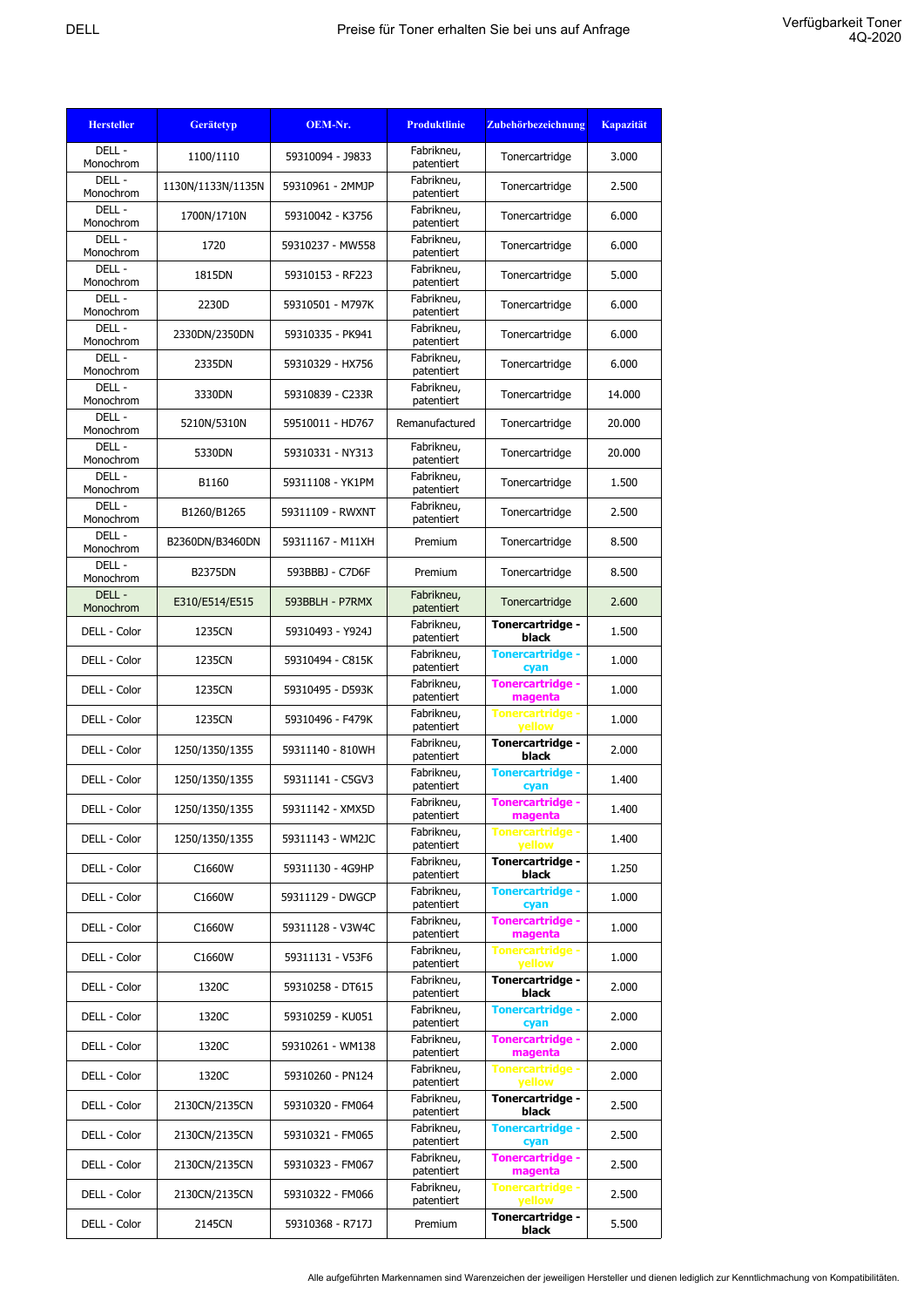DELL

Preise für Toner erhalten Sie bei uns auf Anfrage

Verfügbarkeit Toner 4Q-2020

| Hersteller | Gerätetyp | OEM-Nr. | Produktlinie | Zubehörbezeichnung | Kapazität |
|---|---|---|---|---|---|
| DELL - Monochrom | 1100/1110 | 59310094 - J9833 | Fabrikneu, patentiert | Tonercartridge | 3.000 |
| DELL - Monochrom | 1130N/1133N/1135N | 59310961 - 2MMJP | Fabrikneu, patentiert | Tonercartridge | 2.500 |
| DELL - Monochrom | 1700N/1710N | 59310042 - K3756 | Fabrikneu, patentiert | Tonercartridge | 6.000 |
| DELL - Monochrom | 1720 | 59310237 - MW558 | Fabrikneu, patentiert | Tonercartridge | 6.000 |
| DELL - Monochrom | 1815DN | 59310153 - RF223 | Fabrikneu, patentiert | Tonercartridge | 5.000 |
| DELL - Monochrom | 2230D | 59310501 - M797K | Fabrikneu, patentiert | Tonercartridge | 6.000 |
| DELL - Monochrom | 2330DN/2350DN | 59310335 - PK941 | Fabrikneu, patentiert | Tonercartridge | 6.000 |
| DELL - Monochrom | 2335DN | 59310329 - HX756 | Fabrikneu, patentiert | Tonercartridge | 6.000 |
| DELL - Monochrom | 3330DN | 59310839 - C233R | Fabrikneu, patentiert | Tonercartridge | 14.000 |
| DELL - Monochrom | 5210N/5310N | 59510011 - HD767 | Remanufactured | Tonercartridge | 20.000 |
| DELL - Monochrom | 5330DN | 59310331 - NY313 | Fabrikneu, patentiert | Tonercartridge | 20.000 |
| DELL - Monochrom | B1160 | 59311108 - YK1PM | Fabrikneu, patentiert | Tonercartridge | 1.500 |
| DELL - Monochrom | B1260/B1265 | 59311109 - RWXNT | Fabrikneu, patentiert | Tonercartridge | 2.500 |
| DELL - Monochrom | B2360DN/B3460DN | 59311167 - M11XH | Premium | Tonercartridge | 8.500 |
| DELL - Monochrom | B2375DN | 593BBBJ - C7D6F | Premium | Tonercartridge | 8.500 |
| DELL - Monochrom | E310/E514/E515 | 593BBLH - P7RMX | Fabrikneu, patentiert | Tonercartridge | 2.600 |
| DELL - Color | 1235CN | 59310493 - Y924J | Fabrikneu, patentiert | **Tonercartridge - black** | 1.500 |
| DELL - Color | 1235CN | 59310494 - C815K | Fabrikneu, patentiert | **Tonercartridge - cyan** | 1.000 |
| DELL - Color | 1235CN | 59310495 - D593K | Fabrikneu, patentiert | **Tonercartridge - magenta** | 1.000 |
| DELL - Color | 1235CN | 59310496 - F479K | Fabrikneu, patentiert | **Tonercartridge - yellow** | 1.000 |
| DELL - Color | 1250/1350/1355 | 59311140 - 810WH | Fabrikneu, patentiert | **Tonercartridge - black** | 2.000 |
| DELL - Color | 1250/1350/1355 | 59311141 - C5GV3 | Fabrikneu, patentiert | **Tonercartridge - cyan** | 1.400 |
| DELL - Color | 1250/1350/1355 | 59311142 - XMX5D | Fabrikneu, patentiert | **Tonercartridge - magenta** | 1.400 |
| DELL - Color | 1250/1350/1355 | 59311143 - WM2JC | Fabrikneu, patentiert | **Tonercartridge - yellow** | 1.400 |
| DELL - Color | C1660W | 59311130 - 4G9HP | Fabrikneu, patentiert | **Tonercartridge - black** | 1.250 |
| DELL - Color | C1660W | 59311129 - DWGCP | Fabrikneu, patentiert | **Tonercartridge - cyan** | 1.000 |
| DELL - Color | C1660W | 59311128 - V3W4C | Fabrikneu, patentiert | **Tonercartridge - magenta** | 1.000 |
| DELL - Color | C1660W | 59311131 - V53F6 | Fabrikneu, patentiert | **Tonercartridge - yellow** | 1.000 |
| DELL - Color | 1320C | 59310258 - DT615 | Fabrikneu, patentiert | **Tonercartridge - black** | 2.000 |
| DELL - Color | 1320C | 59310259 - KU051 | Fabrikneu, patentiert | **Tonercartridge - cyan** | 2.000 |
| DELL - Color | 1320C | 59310261 - WM138 | Fabrikneu, patentiert | **Tonercartridge - magenta** | 2.000 |
| DELL - Color | 1320C | 59310260 - PN124 | Fabrikneu, patentiert | **Tonercartridge - yellow** | 2.000 |
| DELL - Color | 2130CN/2135CN | 59310320 - FM064 | Fabrikneu, patentiert | **Tonercartridge - black** | 2.500 |
| DELL - Color | 2130CN/2135CN | 59310321 - FM065 | Fabrikneu, patentiert | **Tonercartridge - cyan** | 2.500 |
| DELL - Color | 2130CN/2135CN | 59310323 - FM067 | Fabrikneu, patentiert | **Tonercartridge - magenta** | 2.500 |
| DELL - Color | 2130CN/2135CN | 59310322 - FM066 | Fabrikneu, patentiert | **Tonercartridge - yellow** | 2.500 |
| DELL - Color | 2145CN | 59310368 - R717J | Premium | **Tonercartridge - black** | 5.500 |

Alle aufgeführten Markennamen sind Warenzeichen der jeweiligen Hersteller und dienen lediglich zur Kenntlichmachung von Kompatibilitäten.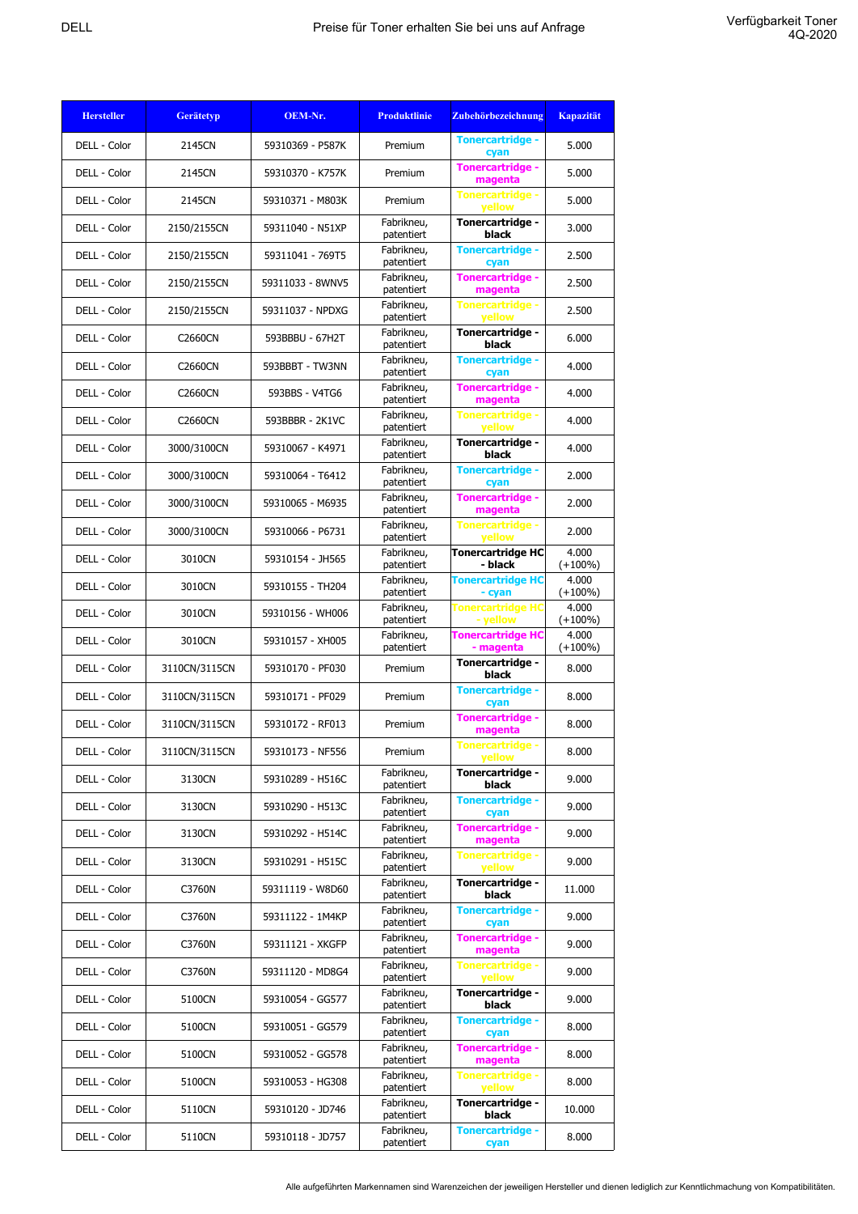DELL

Preise für Toner erhalten Sie bei uns auf Anfrage

Verfügbarkeit Toner 4Q-2020

| Hersteller | Gerätetyp | OEM-Nr. | Produktlinie | Zubehörbezeichnung | Kapazität |
|---|---|---|---|---|---|
| DELL - Color | 2145CN | 59310369 - P587K | Premium | Tonercartridge - cyan | 5.000 |
| DELL - Color | 2145CN | 59310370 - K757K | Premium | Tonercartridge - magenta | 5.000 |
| DELL - Color | 2145CN | 59310371 - M803K | Premium | Tonercartridge - yellow | 5.000 |
| DELL - Color | 2150/2155CN | 59311040 - N51XP | Fabrikneu, patentiert | Tonercartridge - black | 3.000 |
| DELL - Color | 2150/2155CN | 59311041 - 769T5 | Fabrikneu, patentiert | Tonercartridge - cyan | 2.500 |
| DELL - Color | 2150/2155CN | 59311033 - 8WNV5 | Fabrikneu, patentiert | Tonercartridge - magenta | 2.500 |
| DELL - Color | 2150/2155CN | 59311037 - NPDXG | Fabrikneu, patentiert | Tonercartridge - yellow | 2.500 |
| DELL - Color | C2660CN | 593BBBU - 67H2T | Fabrikneu, patentiert | Tonercartridge - black | 6.000 |
| DELL - Color | C2660CN | 593BBBT - TW3NN | Fabrikneu, patentiert | Tonercartridge - cyan | 4.000 |
| DELL - Color | C2660CN | 593BBS - V4TG6 | Fabrikneu, patentiert | Tonercartridge - magenta | 4.000 |
| DELL - Color | C2660CN | 593BBBR - 2K1VC | Fabrikneu, patentiert | Tonercartridge - yellow | 4.000 |
| DELL - Color | 3000/3100CN | 59310067 - K4971 | Fabrikneu, patentiert | Tonercartridge - black | 4.000 |
| DELL - Color | 3000/3100CN | 59310064 - T6412 | Fabrikneu, patentiert | Tonercartridge - cyan | 2.000 |
| DELL - Color | 3000/3100CN | 59310065 - M6935 | Fabrikneu, patentiert | Tonercartridge - magenta | 2.000 |
| DELL - Color | 3000/3100CN | 59310066 - P6731 | Fabrikneu, patentiert | Tonercartridge - yellow | 2.000 |
| DELL - Color | 3010CN | 59310154 - JH565 | Fabrikneu, patentiert | Tonercartridge HC - black | 4.000 (+100%) |
| DELL - Color | 3010CN | 59310155 - TH204 | Fabrikneu, patentiert | Tonercartridge HC - cyan | 4.000 (+100%) |
| DELL - Color | 3010CN | 59310156 - WH006 | Fabrikneu, patentiert | Tonercartridge HC - yellow | 4.000 (+100%) |
| DELL - Color | 3010CN | 59310157 - XH005 | Fabrikneu, patentiert | Tonercartridge HC - magenta | 4.000 (+100%) |
| DELL - Color | 3110CN/3115CN | 59310170 - PF030 | Premium | Tonercartridge - black | 8.000 |
| DELL - Color | 3110CN/3115CN | 59310171 - PF029 | Premium | Tonercartridge - cyan | 8.000 |
| DELL - Color | 3110CN/3115CN | 59310172 - RF013 | Premium | Tonercartridge - magenta | 8.000 |
| DELL - Color | 3110CN/3115CN | 59310173 - NF556 | Premium | Tonercartridge - yellow | 8.000 |
| DELL - Color | 3130CN | 59310289 - H516C | Fabrikneu, patentiert | Tonercartridge - black | 9.000 |
| DELL - Color | 3130CN | 59310290 - H513C | Fabrikneu, patentiert | Tonercartridge - cyan | 9.000 |
| DELL - Color | 3130CN | 59310292 - H514C | Fabrikneu, patentiert | Tonercartridge - magenta | 9.000 |
| DELL - Color | 3130CN | 59310291 - H515C | Fabrikneu, patentiert | Tonercartridge - yellow | 9.000 |
| DELL - Color | C3760N | 59311119 - W8D60 | Fabrikneu, patentiert | Tonercartridge - black | 11.000 |
| DELL - Color | C3760N | 59311122 - 1M4KP | Fabrikneu, patentiert | Tonercartridge - cyan | 9.000 |
| DELL - Color | C3760N | 59311121 - XKGFP | Fabrikneu, patentiert | Tonercartridge - magenta | 9.000 |
| DELL - Color | C3760N | 59311120 - MD8G4 | Fabrikneu, patentiert | Tonercartridge - yellow | 9.000 |
| DELL - Color | 5100CN | 59310054 - GG577 | Fabrikneu, patentiert | Tonercartridge - black | 9.000 |
| DELL - Color | 5100CN | 59310051 - GG579 | Fabrikneu, patentiert | Tonercartridge - cyan | 8.000 |
| DELL - Color | 5100CN | 59310052 - GG578 | Fabrikneu, patentiert | Tonercartridge - magenta | 8.000 |
| DELL - Color | 5100CN | 59310053 - HG308 | Fabrikneu, patentiert | Tonercartridge - yellow | 8.000 |
| DELL - Color | 5110CN | 59310120 - JD746 | Fabrikneu, patentiert | Tonercartridge - black | 10.000 |
| DELL - Color | 5110CN | 59310118 - JD757 | Fabrikneu, patentiert | Tonercartridge - cyan | 8.000 |

Alle aufgeführten Markennamen sind Warenzeichen der jeweiligen Hersteller und dienen lediglich zur Kenntlichmachung von Kompatibilitäten.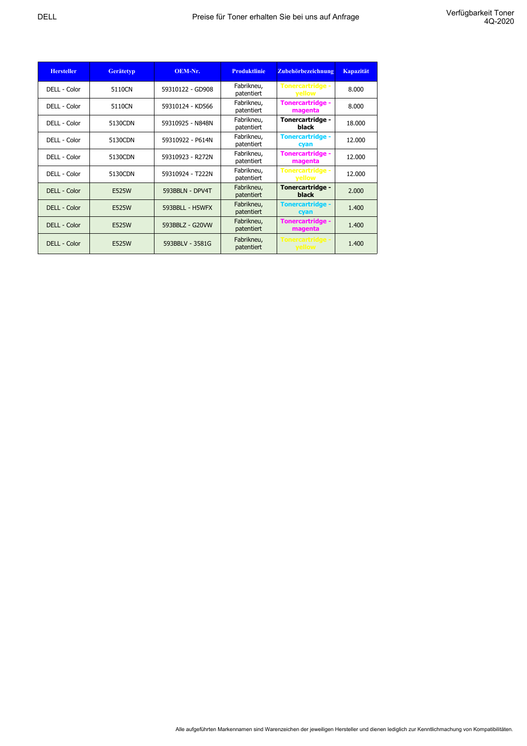DELL

Preise für Toner erhalten Sie bei uns auf Anfrage

Verfügbarkeit Toner 4Q-2020

| Hersteller | Gerätetyp | OEM-Nr. | Produktlinie | Zubehörbezeichnung | Kapazität |
|---|---|---|---|---|---|
| DELL - Color | 5110CN | 59310122 - GD908 | Fabrikneu, patentiert | Tonercartridge - yellow | 8.000 |
| DELL - Color | 5110CN | 59310124 - KD566 | Fabrikneu, patentiert | Tonercartridge - magenta | 8.000 |
| DELL - Color | 5130CDN | 59310925 - N848N | Fabrikneu, patentiert | Tonercartridge - black | 18.000 |
| DELL - Color | 5130CDN | 59310922 - P614N | Fabrikneu, patentiert | Tonercartridge - cyan | 12.000 |
| DELL - Color | 5130CDN | 59310923 - R272N | Fabrikneu, patentiert | Tonercartridge - magenta | 12.000 |
| DELL - Color | 5130CDN | 59310924 - T222N | Fabrikneu, patentiert | Tonercartridge - yellow | 12.000 |
| DELL - Color | E525W | 593BBLN - DPV4T | Fabrikneu, patentiert | Tonercartridge - black | 2.000 |
| DELL - Color | E525W | 593BBLL - H5WFX | Fabrikneu, patentiert | Tonercartridge - cyan | 1.400 |
| DELL - Color | E525W | 593BBLZ - G20VW | Fabrikneu, patentiert | Tonercartridge - magenta | 1.400 |
| DELL - Color | E525W | 593BBLV - 3581G | Fabrikneu, patentiert | Tonercartridge - yellow | 1.400 |

Alle aufgeführten Markennamen sind Warenzeichen der jeweiligen Hersteller und dienen lediglich zur Kenntlichmachung von Kompatibilitäten.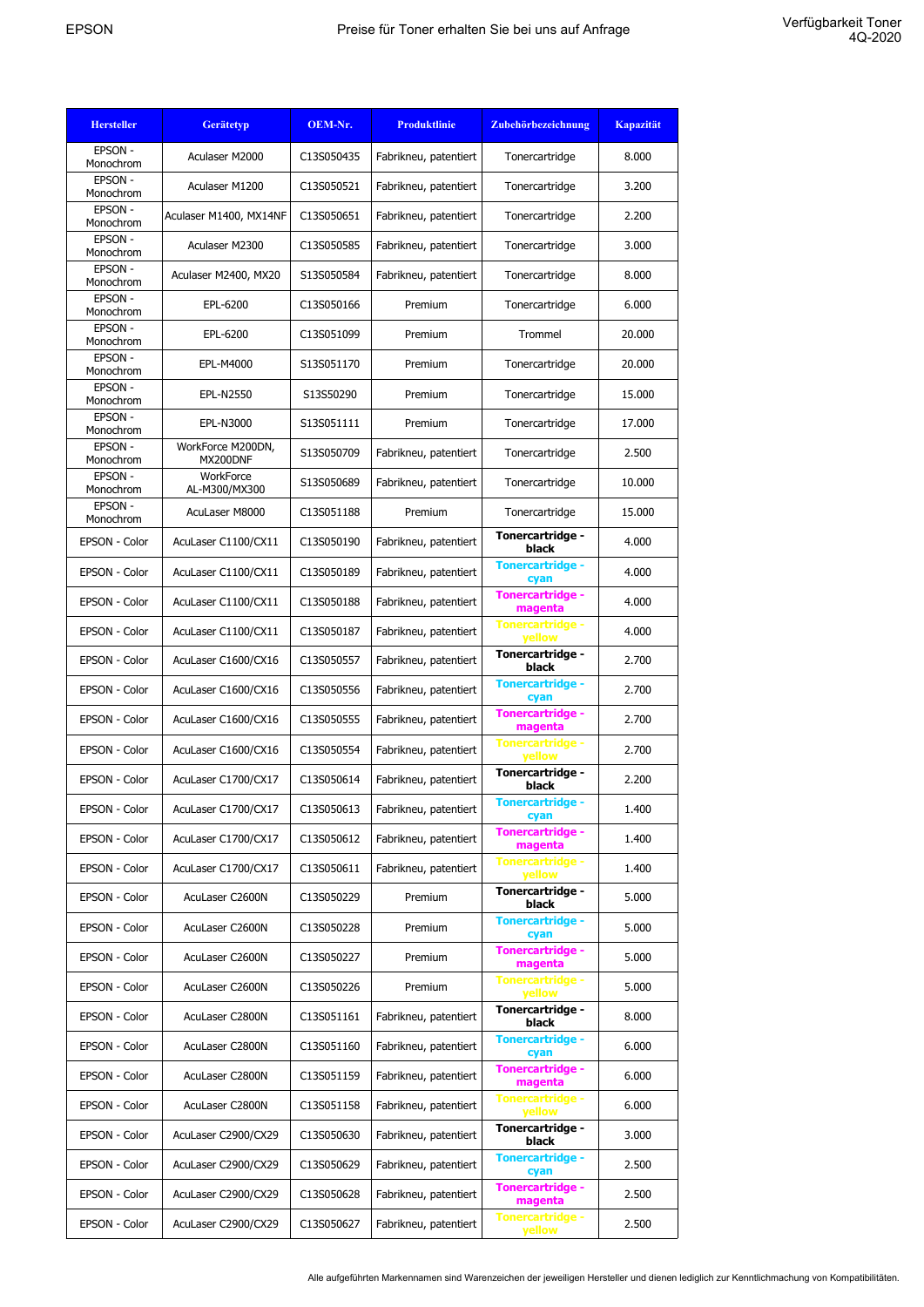EPSON

Preise für Toner erhalten Sie bei uns auf Anfrage

Verfügbarkeit Toner 4Q-2020

| Hersteller | Gerätetyp | OEM-Nr. | Produktlinie | Zubehörbezeichnung | Kapazität |
|---|---|---|---|---|---|
| EPSON - Monochrom | Aculaser M2000 | C13S050435 | Fabrikneu, patentiert | Tonercartridge | 8.000 |
| EPSON - Monochrom | Aculaser M1200 | C13S050521 | Fabrikneu, patentiert | Tonercartridge | 3.200 |
| EPSON - Monochrom | Aculaser M1400, MX14NF | C13S050651 | Fabrikneu, patentiert | Tonercartridge | 2.200 |
| EPSON - Monochrom | Aculaser M2300 | C13S050585 | Fabrikneu, patentiert | Tonercartridge | 3.000 |
| EPSON - Monochrom | Aculaser M2400, MX20 | S13S050584 | Fabrikneu, patentiert | Tonercartridge | 8.000 |
| EPSON - Monochrom | EPL-6200 | C13S050166 | Premium | Tonercartridge | 6.000 |
| EPSON - Monochrom | EPL-6200 | C13S051099 | Premium | Trommel | 20.000 |
| EPSON - Monochrom | EPL-M4000 | S13S051170 | Premium | Tonercartridge | 20.000 |
| EPSON - Monochrom | EPL-N2550 | S13S50290 | Premium | Tonercartridge | 15.000 |
| EPSON - Monochrom | EPL-N3000 | S13S051111 | Premium | Tonercartridge | 17.000 |
| EPSON - Monochrom | WorkForce M200DN, MX200DNF | S13S050709 | Fabrikneu, patentiert | Tonercartridge | 2.500 |
| EPSON - Monochrom | WorkForce AL-M300/MX300 | S13S050689 | Fabrikneu, patentiert | Tonercartridge | 10.000 |
| EPSON - Monochrom | AcuLaser M8000 | C13S051188 | Premium | Tonercartridge | 15.000 |
| EPSON - Color | AcuLaser C1100/CX11 | C13S050190 | Fabrikneu, patentiert | **Tonercartridge - black** | 4.000 |
| EPSON - Color | AcuLaser C1100/CX11 | C13S050189 | Fabrikneu, patentiert | **Tonercartridge - cyan** | 4.000 |
| EPSON - Color | AcuLaser C1100/CX11 | C13S050188 | Fabrikneu, patentiert | **Tonercartridge - magenta** | 4.000 |
| EPSON - Color | AcuLaser C1100/CX11 | C13S050187 | Fabrikneu, patentiert | **Tonercartridge - yellow** | 4.000 |
| EPSON - Color | AcuLaser C1600/CX16 | C13S050557 | Fabrikneu, patentiert | **Tonercartridge - black** | 2.700 |
| EPSON - Color | AcuLaser C1600/CX16 | C13S050556 | Fabrikneu, patentiert | **Tonercartridge - cyan** | 2.700 |
| EPSON - Color | AcuLaser C1600/CX16 | C13S050555 | Fabrikneu, patentiert | **Tonercartridge - magenta** | 2.700 |
| EPSON - Color | AcuLaser C1600/CX16 | C13S050554 | Fabrikneu, patentiert | **Tonercartridge - yellow** | 2.700 |
| EPSON - Color | AcuLaser C1700/CX17 | C13S050614 | Fabrikneu, patentiert | **Tonercartridge - black** | 2.200 |
| EPSON - Color | AcuLaser C1700/CX17 | C13S050613 | Fabrikneu, patentiert | **Tonercartridge - cyan** | 1.400 |
| EPSON - Color | AcuLaser C1700/CX17 | C13S050612 | Fabrikneu, patentiert | **Tonercartridge - magenta** | 1.400 |
| EPSON - Color | AcuLaser C1700/CX17 | C13S050611 | Fabrikneu, patentiert | **Tonercartridge - yellow** | 1.400 |
| EPSON - Color | AcuLaser C2600N | C13S050229 | Premium | **Tonercartridge - black** | 5.000 |
| EPSON - Color | AcuLaser C2600N | C13S050228 | Premium | **Tonercartridge - cyan** | 5.000 |
| EPSON - Color | AcuLaser C2600N | C13S050227 | Premium | **Tonercartridge - magenta** | 5.000 |
| EPSON - Color | AcuLaser C2600N | C13S050226 | Premium | **Tonercartridge - yellow** | 5.000 |
| EPSON - Color | AcuLaser C2800N | C13S051161 | Fabrikneu, patentiert | **Tonercartridge - black** | 8.000 |
| EPSON - Color | AcuLaser C2800N | C13S051160 | Fabrikneu, patentiert | **Tonercartridge - cyan** | 6.000 |
| EPSON - Color | AcuLaser C2800N | C13S051159 | Fabrikneu, patentiert | **Tonercartridge - magenta** | 6.000 |
| EPSON - Color | AcuLaser C2800N | C13S051158 | Fabrikneu, patentiert | **Tonercartridge - yellow** | 6.000 |
| EPSON - Color | AcuLaser C2900/CX29 | C13S050630 | Fabrikneu, patentiert | **Tonercartridge - black** | 3.000 |
| EPSON - Color | AcuLaser C2900/CX29 | C13S050629 | Fabrikneu, patentiert | **Tonercartridge - cyan** | 2.500 |
| EPSON - Color | AcuLaser C2900/CX29 | C13S050628 | Fabrikneu, patentiert | **Tonercartridge - magenta** | 2.500 |
| EPSON - Color | AcuLaser C2900/CX29 | C13S050627 | Fabrikneu, patentiert | **Tonercartridge - yellow** | 2.500 |

Alle aufgeführten Markennamen sind Warenzeichen der jeweiligen Hersteller und dienen lediglich zur Kenntlichmachung von Kompatibilitäten.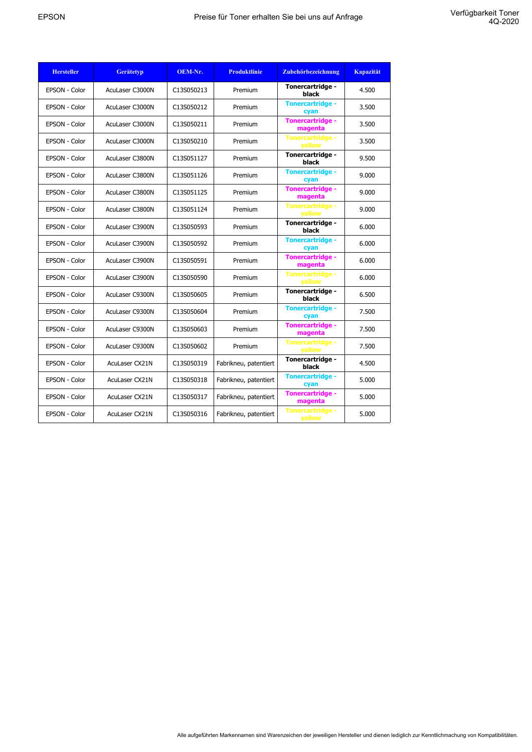EPSON

Preise für Toner erhalten Sie bei uns auf Anfrage

Verfügbarkeit Toner 4Q-2020

| Hersteller | Gerätetyp | OEM-Nr. | Produktlinie | Zubehörbezeichnung | Kapazität |
|---|---|---|---|---|---|
| EPSON - Color | AcuLaser C3000N | C13S050213 | Premium | Tonercartridge - black | 4.500 |
| EPSON - Color | AcuLaser C3000N | C13S050212 | Premium | Tonercartridge - cyan | 3.500 |
| EPSON - Color | AcuLaser C3000N | C13S050211 | Premium | Tonercartridge - magenta | 3.500 |
| EPSON - Color | AcuLaser C3000N | C13S050210 | Premium | Tonercartridge - yellow | 3.500 |
| EPSON - Color | AcuLaser C3800N | C13S051127 | Premium | Tonercartridge - black | 9.500 |
| EPSON - Color | AcuLaser C3800N | C13S051126 | Premium | Tonercartridge - cyan | 9.000 |
| EPSON - Color | AcuLaser C3800N | C13S051125 | Premium | Tonercartridge - magenta | 9.000 |
| EPSON - Color | AcuLaser C3800N | C13S051124 | Premium | Tonercartridge - yellow | 9.000 |
| EPSON - Color | AcuLaser C3900N | C13S050593 | Premium | Tonercartridge - black | 6.000 |
| EPSON - Color | AcuLaser C3900N | C13S050592 | Premium | Tonercartridge - cyan | 6.000 |
| EPSON - Color | AcuLaser C3900N | C13S050591 | Premium | Tonercartridge - magenta | 6.000 |
| EPSON - Color | AcuLaser C3900N | C13S050590 | Premium | Tonercartridge - yellow | 6.000 |
| EPSON - Color | AcuLaser C9300N | C13S050605 | Premium | Tonercartridge - black | 6.500 |
| EPSON - Color | AcuLaser C9300N | C13S050604 | Premium | Tonercartridge - cyan | 7.500 |
| EPSON - Color | AcuLaser C9300N | C13S050603 | Premium | Tonercartridge - magenta | 7.500 |
| EPSON - Color | AcuLaser C9300N | C13S050602 | Premium | Tonercartridge - yellow | 7.500 |
| EPSON - Color | AcuLaser CX21N | C13S050319 | Fabrikneu, patentiert | Tonercartridge - black | 4.500 |
| EPSON - Color | AcuLaser CX21N | C13S050318 | Fabrikneu, patentiert | Tonercartridge - cyan | 5.000 |
| EPSON - Color | AcuLaser CX21N | C13S050317 | Fabrikneu, patentiert | Tonercartridge - magenta | 5.000 |
| EPSON - Color | AcuLaser CX21N | C13S050316 | Fabrikneu, patentiert | Tonercartridge - yellow | 5.000 |

Alle aufgeführten Markennamen sind Warenzeichen der jeweiligen Hersteller und dienen lediglich zur Kenntlichmachung von Kompatibilitäten.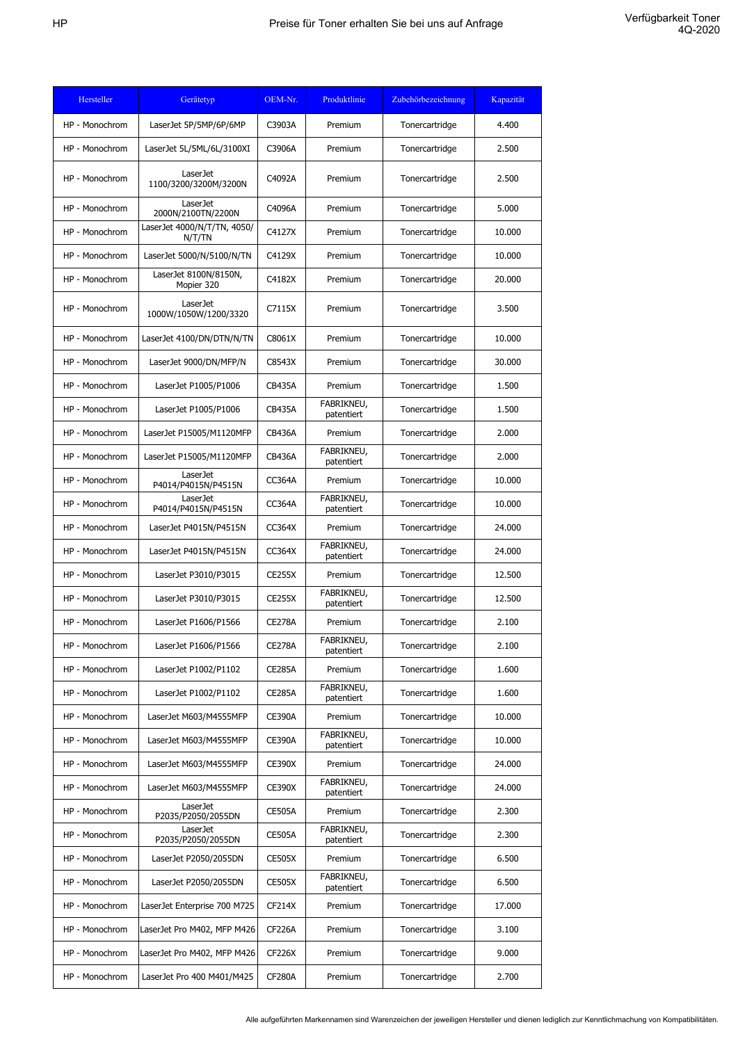HP | Preise für Toner erhalten Sie bei uns auf Anfrage | Verfügbarkeit Toner 4Q-2020

| Hersteller | Gerätetyp | OEM-Nr. | Produktlinie | Zubehörbezeichnung | Kapazität |
|---|---|---|---|---|---|
| HP - Monochrom | LaserJet 5P/5MP/6P/6MP | C3903A | Premium | Tonercartridge | 4.400 |
| HP - Monochrom | LaserJet 5L/5ML/6L/3100XI | C3906A | Premium | Tonercartridge | 2.500 |
| HP - Monochrom | LaserJet 1100/3200/3200M/3200N | C4092A | Premium | Tonercartridge | 2.500 |
| HP - Monochrom | LaserJet 2000N/2100TN/2200N | C4096A | Premium | Tonercartridge | 5.000 |
| HP - Monochrom | LaserJet 4000/N/T/TN, 4050/N/T/TN | C4127X | Premium | Tonercartridge | 10.000 |
| HP - Monochrom | LaserJet 5000/N/5100/N/TN | C4129X | Premium | Tonercartridge | 10.000 |
| HP - Monochrom | LaserJet 8100N/8150N, Mopier 320 | C4182X | Premium | Tonercartridge | 20.000 |
| HP - Monochrom | LaserJet 1000W/1050W/1200/3320 | C7115X | Premium | Tonercartridge | 3.500 |
| HP - Monochrom | LaserJet 4100/DN/DTN/N/TN | C8061X | Premium | Tonercartridge | 10.000 |
| HP - Monochrom | LaserJet 9000/DN/MFP/N | C8543X | Premium | Tonercartridge | 30.000 |
| HP - Monochrom | LaserJet P1005/P1006 | CB435A | Premium | Tonercartridge | 1.500 |
| HP - Monochrom | LaserJet P1005/P1006 | CB435A | FABRIKNEU, patentiert | Tonercartridge | 1.500 |
| HP - Monochrom | LaserJet P15005/M1120MFP | CB436A | Premium | Tonercartridge | 2.000 |
| HP - Monochrom | LaserJet P15005/M1120MFP | CB436A | FABRIKNEU, patentiert | Tonercartridge | 2.000 |
| HP - Monochrom | LaserJet P4014/P4015N/P4515N | CC364A | Premium | Tonercartridge | 10.000 |
| HP - Monochrom | LaserJet P4014/P4015N/P4515N | CC364A | FABRIKNEU, patentiert | Tonercartridge | 10.000 |
| HP - Monochrom | LaserJet P4015N/P4515N | CC364X | Premium | Tonercartridge | 24.000 |
| HP - Monochrom | LaserJet P4015N/P4515N | CC364X | FABRIKNEU, patentiert | Tonercartridge | 24.000 |
| HP - Monochrom | LaserJet P3010/P3015 | CE255X | Premium | Tonercartridge | 12.500 |
| HP - Monochrom | LaserJet P3010/P3015 | CE255X | FABRIKNEU, patentiert | Tonercartridge | 12.500 |
| HP - Monochrom | LaserJet P1606/P1566 | CE278A | Premium | Tonercartridge | 2.100 |
| HP - Monochrom | LaserJet P1606/P1566 | CE278A | FABRIKNEU, patentiert | Tonercartridge | 2.100 |
| HP - Monochrom | LaserJet P1002/P1102 | CE285A | Premium | Tonercartridge | 1.600 |
| HP - Monochrom | LaserJet P1002/P1102 | CE285A | FABRIKNEU, patentiert | Tonercartridge | 1.600 |
| HP - Monochrom | LaserJet M603/M4555MFP | CE390A | Premium | Tonercartridge | 10.000 |
| HP - Monochrom | LaserJet M603/M4555MFP | CE390A | FABRIKNEU, patentiert | Tonercartridge | 10.000 |
| HP - Monochrom | LaserJet M603/M4555MFP | CE390X | Premium | Tonercartridge | 24.000 |
| HP - Monochrom | LaserJet M603/M4555MFP | CE390X | FABRIKNEU, patentiert | Tonercartridge | 24.000 |
| HP - Monochrom | LaserJet P2035/P2050/2055DN | CE505A | Premium | Tonercartridge | 2.300 |
| HP - Monochrom | LaserJet P2035/P2050/2055DN | CE505A | FABRIKNEU, patentiert | Tonercartridge | 2.300 |
| HP - Monochrom | LaserJet P2050/2055DN | CE505X | Premium | Tonercartridge | 6.500 |
| HP - Monochrom | LaserJet P2050/2055DN | CE505X | FABRIKNEU, patentiert | Tonercartridge | 6.500 |
| HP - Monochrom | LaserJet Enterprise 700 M725 | CF214X | Premium | Tonercartridge | 17.000 |
| HP - Monochrom | LaserJet Pro M402, MFP M426 | CF226A | Premium | Tonercartridge | 3.100 |
| HP - Monochrom | LaserJet Pro M402, MFP M426 | CF226X | Premium | Tonercartridge | 9.000 |
| HP - Monochrom | LaserJet Pro 400 M401/M425 | CF280A | Premium | Tonercartridge | 2.700 |

Alle aufgeführten Markennamen sind Warenzeichen der jeweiligen Hersteller und dienen lediglich zur Kenntlichmachung von Kompatibilitäten.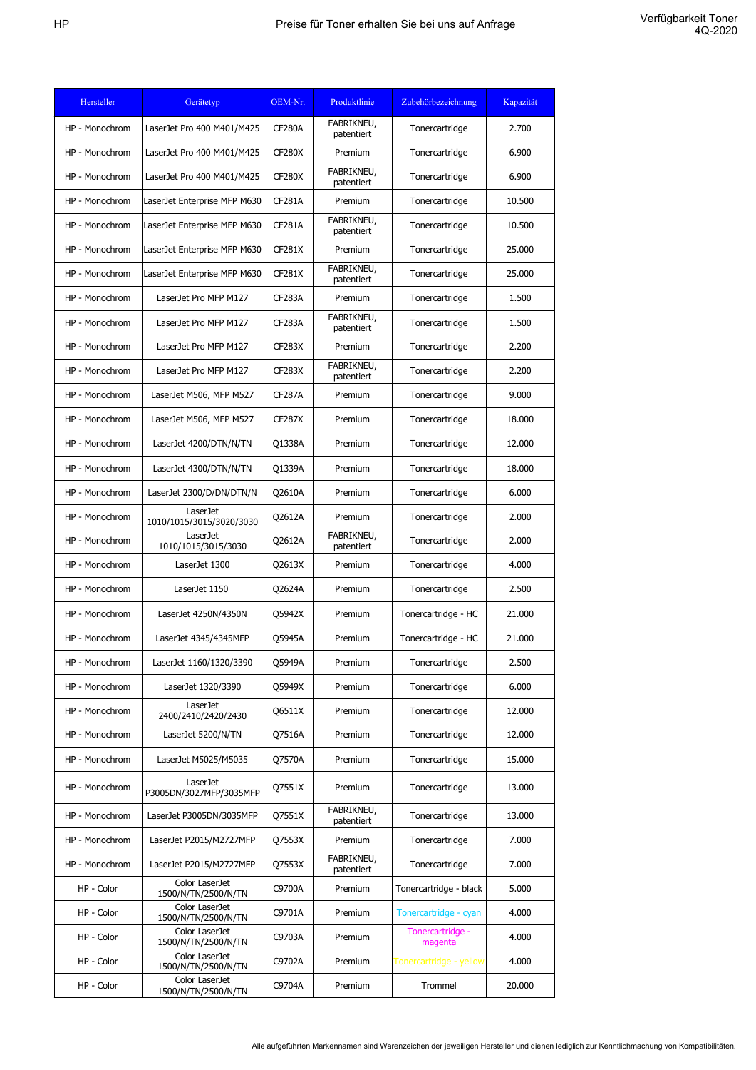| Hersteller | Gerätetyp | OEM-Nr. | Produktlinie | Zubehörbezeichnung | Kapazität |
|---|---|---|---|---|---|
| HP - Monochrom | LaserJet Pro 400 M401/M425 | CF280A | FABRIKNEU, patentiert | Tonercartridge | 2.700 |
| HP - Monochrom | LaserJet Pro 400 M401/M425 | CF280X | Premium | Tonercartridge | 6.900 |
| HP - Monochrom | LaserJet Pro 400 M401/M425 | CF280X | FABRIKNEU, patentiert | Tonercartridge | 6.900 |
| HP - Monochrom | LaserJet Enterprise MFP M630 | CF281A | Premium | Tonercartridge | 10.500 |
| HP - Monochrom | LaserJet Enterprise MFP M630 | CF281A | FABRIKNEU, patentiert | Tonercartridge | 10.500 |
| HP - Monochrom | LaserJet Enterprise MFP M630 | CF281X | Premium | Tonercartridge | 25.000 |
| HP - Monochrom | LaserJet Enterprise MFP M630 | CF281X | FABRIKNEU, patentiert | Tonercartridge | 25.000 |
| HP - Monochrom | LaserJet Pro MFP M127 | CF283A | Premium | Tonercartridge | 1.500 |
| HP - Monochrom | LaserJet Pro MFP M127 | CF283A | FABRIKNEU, patentiert | Tonercartridge | 1.500 |
| HP - Monochrom | LaserJet Pro MFP M127 | CF283X | Premium | Tonercartridge | 2.200 |
| HP - Monochrom | LaserJet Pro MFP M127 | CF283X | FABRIKNEU, patentiert | Tonercartridge | 2.200 |
| HP - Monochrom | LaserJet M506, MFP M527 | CF287A | Premium | Tonercartridge | 9.000 |
| HP - Monochrom | LaserJet M506, MFP M527 | CF287X | Premium | Tonercartridge | 18.000 |
| HP - Monochrom | LaserJet 4200/DTN/N/TN | Q1338A | Premium | Tonercartridge | 12.000 |
| HP - Monochrom | LaserJet 4300/DTN/N/TN | Q1339A | Premium | Tonercartridge | 18.000 |
| HP - Monochrom | LaserJet 2300/D/DN/DTN/N | Q2610A | Premium | Tonercartridge | 6.000 |
| HP - Monochrom | LaserJet 1010/1015/3015/3020/3030 | Q2612A | Premium | Tonercartridge | 2.000 |
| HP - Monochrom | LaserJet 1010/1015/3015/3030 | Q2612A | FABRIKNEU, patentiert | Tonercartridge | 2.000 |
| HP - Monochrom | LaserJet 1300 | Q2613X | Premium | Tonercartridge | 4.000 |
| HP - Monochrom | LaserJet 1150 | Q2624A | Premium | Tonercartridge | 2.500 |
| HP - Monochrom | LaserJet 4250N/4350N | Q5942X | Premium | Tonercartridge - HC | 21.000 |
| HP - Monochrom | LaserJet 4345/4345MFP | Q5945A | Premium | Tonercartridge - HC | 21.000 |
| HP - Monochrom | LaserJet 1160/1320/3390 | Q5949A | Premium | Tonercartridge | 2.500 |
| HP - Monochrom | LaserJet 1320/3390 | Q5949X | Premium | Tonercartridge | 6.000 |
| HP - Monochrom | LaserJet 2400/2410/2420/2430 | Q6511X | Premium | Tonercartridge | 12.000 |
| HP - Monochrom | LaserJet 5200/N/TN | Q7516A | Premium | Tonercartridge | 12.000 |
| HP - Monochrom | LaserJet M5025/M5035 | Q7570A | Premium | Tonercartridge | 15.000 |
| HP - Monochrom | LaserJet P3005DN/3027MFP/3035MFP | Q7551X | Premium | Tonercartridge | 13.000 |
| HP - Monochrom | LaserJet P3005DN/3035MFP | Q7551X | FABRIKNEU, patentiert | Tonercartridge | 13.000 |
| HP - Monochrom | LaserJet P2015/M2727MFP | Q7553X | Premium | Tonercartridge | 7.000 |
| HP - Monochrom | LaserJet P2015/M2727MFP | Q7553X | FABRIKNEU, patentiert | Tonercartridge | 7.000 |
| HP - Color | Color LaserJet 1500/N/TN/2500/N/TN | C9700A | Premium | Tonercartridge - black | 5.000 |
| HP - Color | Color LaserJet 1500/N/TN/2500/N/TN | C9701A | Premium | Tonercartridge - cyan | 4.000 |
| HP - Color | Color LaserJet 1500/N/TN/2500/N/TN | C9703A | Premium | Tonercartridge - magenta | 4.000 |
| HP - Color | Color LaserJet 1500/N/TN/2500/N/TN | C9702A | Premium | Tonercartridge - yellow | 4.000 |
| HP - Color | Color LaserJet 1500/N/TN/2500/N/TN | C9704A | Premium | Trommel | 20.000 |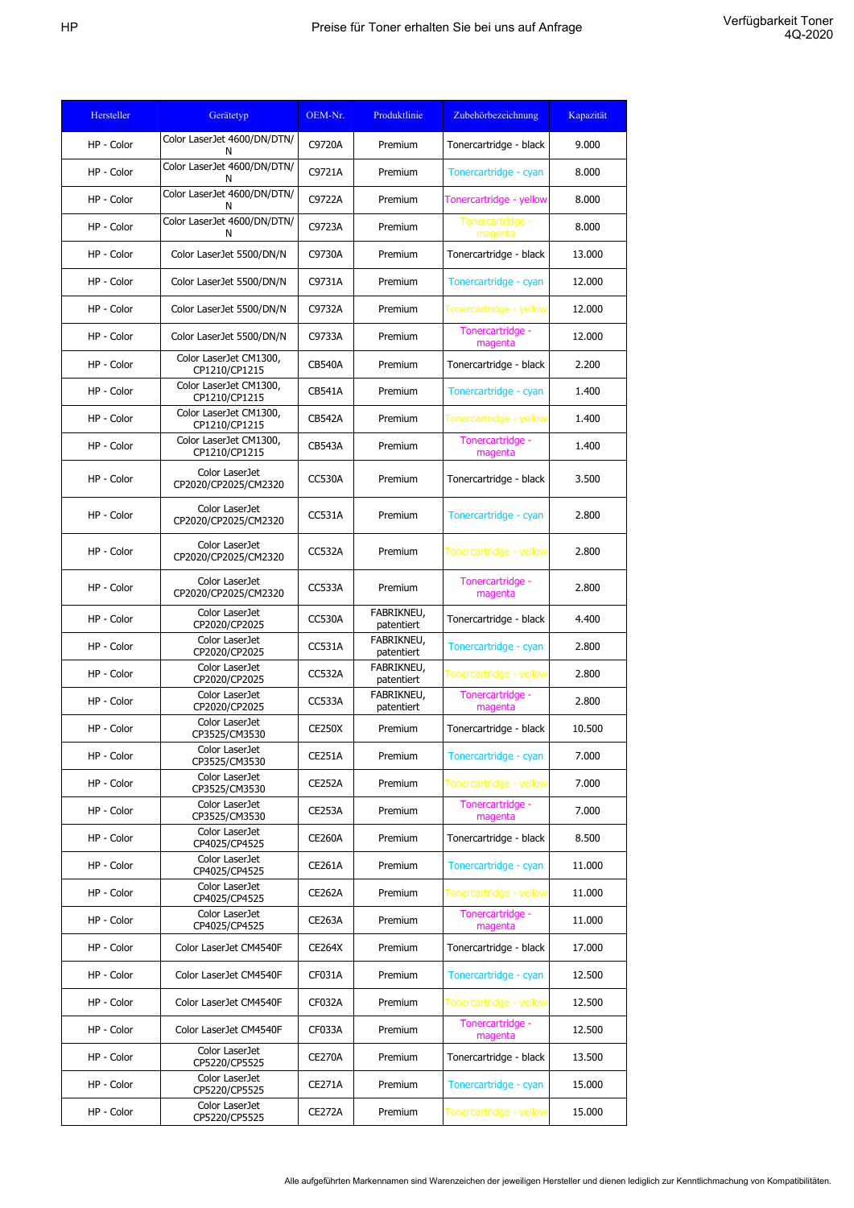HP

Preise für Toner erhalten Sie bei uns auf Anfrage

Verfügbarkeit Toner 4Q-2020

| Hersteller | Gerätetyp | OEM-Nr. | Produktlinie | Zubehörbezeichnung | Kapazität |
|---|---|---|---|---|---|
| HP - Color | Color LaserJet 4600/DN/DTN/N | C9720A | Premium | Tonercartridge - black | 9.000 |
| HP - Color | Color LaserJet 4600/DN/DTN/N | C9721A | Premium | Tonercartridge - cyan | 8.000 |
| HP - Color | Color LaserJet 4600/DN/DTN/N | C9722A | Premium | Tonercartridge - yellow | 8.000 |
| HP - Color | Color LaserJet 4600/DN/DTN/N | C9723A | Premium | Tonercartridge - magenta | 8.000 |
| HP - Color | Color LaserJet 5500/DN/N | C9730A | Premium | Tonercartridge - black | 13.000 |
| HP - Color | Color LaserJet 5500/DN/N | C9731A | Premium | Tonercartridge - cyan | 12.000 |
| HP - Color | Color LaserJet 5500/DN/N | C9732A | Premium | Tonercartridge - yellow | 12.000 |
| HP - Color | Color LaserJet 5500/DN/N | C9733A | Premium | Tonercartridge - magenta | 12.000 |
| HP - Color | Color LaserJet CM1300, CP1210/CP1215 | CB540A | Premium | Tonercartridge - black | 2.200 |
| HP - Color | Color LaserJet CM1300, CP1210/CP1215 | CB541A | Premium | Tonercartridge - cyan | 1.400 |
| HP - Color | Color LaserJet CM1300, CP1210/CP1215 | CB542A | Premium | Tonercartridge - yellow | 1.400 |
| HP - Color | Color LaserJet CM1300, CP1210/CP1215 | CB543A | Premium | Tonercartridge - magenta | 1.400 |
| HP - Color | Color LaserJet CP2020/CP2025/CM2320 | CC530A | Premium | Tonercartridge - black | 3.500 |
| HP - Color | Color LaserJet CP2020/CP2025/CM2320 | CC531A | Premium | Tonercartridge - cyan | 2.800 |
| HP - Color | Color LaserJet CP2020/CP2025/CM2320 | CC532A | Premium | Tonercartridge - yellow | 2.800 |
| HP - Color | Color LaserJet CP2020/CP2025/CM2320 | CC533A | Premium | Tonercartridge - magenta | 2.800 |
| HP - Color | Color LaserJet CP2020/CP2025 | CC530A | FABRIKNEU, patentiert | Tonercartridge - black | 4.400 |
| HP - Color | Color LaserJet CP2020/CP2025 | CC531A | FABRIKNEU, patentiert | Tonercartridge - cyan | 2.800 |
| HP - Color | Color LaserJet CP2020/CP2025 | CC532A | FABRIKNEU, patentiert | Tonercartridge - yellow | 2.800 |
| HP - Color | Color LaserJet CP2020/CP2025 | CC533A | FABRIKNEU, patentiert | Tonercartridge - magenta | 2.800 |
| HP - Color | Color LaserJet CP3525/CM3530 | CE250X | Premium | Tonercartridge - black | 10.500 |
| HP - Color | Color LaserJet CP3525/CM3530 | CE251A | Premium | Tonercartridge - cyan | 7.000 |
| HP - Color | Color LaserJet CP3525/CM3530 | CE252A | Premium | Tonercartridge - yellow | 7.000 |
| HP - Color | Color LaserJet CP3525/CM3530 | CE253A | Premium | Tonercartridge - magenta | 7.000 |
| HP - Color | Color LaserJet CP4025/CP4525 | CE260A | Premium | Tonercartridge - black | 8.500 |
| HP - Color | Color LaserJet CP4025/CP4525 | CE261A | Premium | Tonercartridge - cyan | 11.000 |
| HP - Color | Color LaserJet CP4025/CP4525 | CE262A | Premium | Tonercartridge - yellow | 11.000 |
| HP - Color | Color LaserJet CP4025/CP4525 | CE263A | Premium | Tonercartridge - magenta | 11.000 |
| HP - Color | Color LaserJet CM4540F | CE264X | Premium | Tonercartridge - black | 17.000 |
| HP - Color | Color LaserJet CM4540F | CF031A | Premium | Tonercartridge - cyan | 12.500 |
| HP - Color | Color LaserJet CM4540F | CF032A | Premium | Tonercartridge - yellow | 12.500 |
| HP - Color | Color LaserJet CM4540F | CF033A | Premium | Tonercartridge - magenta | 12.500 |
| HP - Color | Color LaserJet CP5220/CP5525 | CE270A | Premium | Tonercartridge - black | 13.500 |
| HP - Color | Color LaserJet CP5220/CP5525 | CE271A | Premium | Tonercartridge - cyan | 15.000 |
| HP - Color | Color LaserJet CP5220/CP5525 | CE272A | Premium | Tonercartridge - yellow | 15.000 |

Alle aufgeführten Markennamen sind Warenzeichen der jeweiligen Hersteller und dienen lediglich zur Kenntlichmachung von Kompatibilitäten.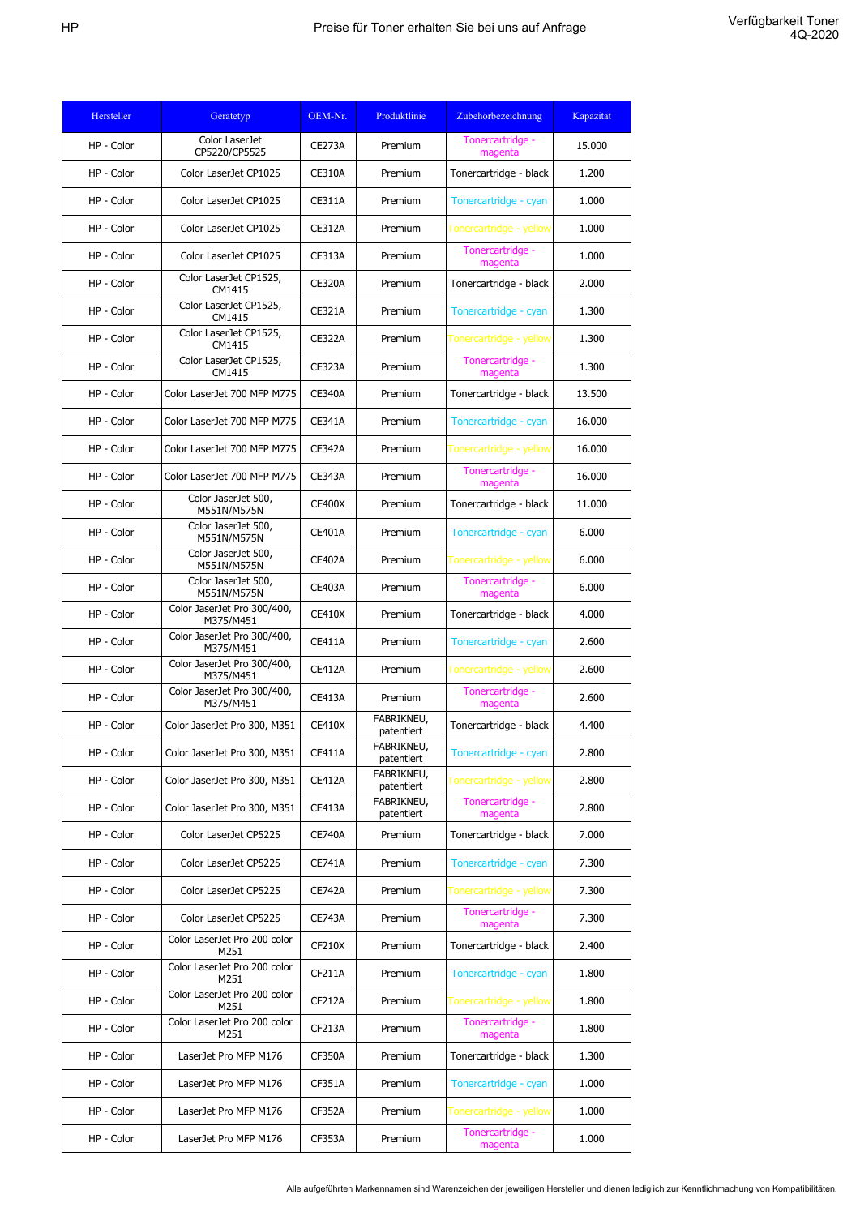| Hersteller | Gerätetyp | OEM-Nr. | Produktlinie | Zubehörbezeichnung | Kapazität |
|---|---|---|---|---|---|
| HP - Color | Color LaserJet CP5220/CP5525 | CE273A | Premium | Tonercartridge - magenta | 15.000 |
| HP - Color | Color LaserJet CP1025 | CE310A | Premium | Tonercartridge - black | 1.200 |
| HP - Color | Color LaserJet CP1025 | CE311A | Premium | Tonercartridge - cyan | 1.000 |
| HP - Color | Color LaserJet CP1025 | CE312A | Premium | Tonercartridge - yellow | 1.000 |
| HP - Color | Color LaserJet CP1025 | CE313A | Premium | Tonercartridge - magenta | 1.000 |
| HP - Color | Color LaserJet CP1525, CM1415 | CE320A | Premium | Tonercartridge - black | 2.000 |
| HP - Color | Color LaserJet CP1525, CM1415 | CE321A | Premium | Tonercartridge - cyan | 1.300 |
| HP - Color | Color LaserJet CP1525, CM1415 | CE322A | Premium | Tonercartridge - yellow | 1.300 |
| HP - Color | Color LaserJet CP1525, CM1415 | CE323A | Premium | Tonercartridge - magenta | 1.300 |
| HP - Color | Color LaserJet 700 MFP M775 | CE340A | Premium | Tonercartridge - black | 13.500 |
| HP - Color | Color LaserJet 700 MFP M775 | CE341A | Premium | Tonercartridge - cyan | 16.000 |
| HP - Color | Color LaserJet 700 MFP M775 | CE342A | Premium | Tonercartridge - yellow | 16.000 |
| HP - Color | Color LaserJet 700 MFP M775 | CE343A | Premium | Tonercartridge - magenta | 16.000 |
| HP - Color | Color JaserJet 500, M551N/M575N | CE400X | Premium | Tonercartridge - black | 11.000 |
| HP - Color | Color JaserJet 500, M551N/M575N | CE401A | Premium | Tonercartridge - cyan | 6.000 |
| HP - Color | Color JaserJet 500, M551N/M575N | CE402A | Premium | Tonercartridge - yellow | 6.000 |
| HP - Color | Color JaserJet 500, M551N/M575N | CE403A | Premium | Tonercartridge - magenta | 6.000 |
| HP - Color | Color JaserJet Pro 300/400, M375/M451 | CE410X | Premium | Tonercartridge - black | 4.000 |
| HP - Color | Color JaserJet Pro 300/400, M375/M451 | CE411A | Premium | Tonercartridge - cyan | 2.600 |
| HP - Color | Color JaserJet Pro 300/400, M375/M451 | CE412A | Premium | Tonercartridge - yellow | 2.600 |
| HP - Color | Color JaserJet Pro 300/400, M375/M451 | CE413A | Premium | Tonercartridge - magenta | 2.600 |
| HP - Color | Color JaserJet Pro 300, M351 | CE410X | FABRIKNEU, patentiert | Tonercartridge - black | 4.400 |
| HP - Color | Color JaserJet Pro 300, M351 | CE411A | FABRIKNEU, patentiert | Tonercartridge - cyan | 2.800 |
| HP - Color | Color JaserJet Pro 300, M351 | CE412A | FABRIKNEU, patentiert | Tonercartridge - yellow | 2.800 |
| HP - Color | Color JaserJet Pro 300, M351 | CE413A | FABRIKNEU, patentiert | Tonercartridge - magenta | 2.800 |
| HP - Color | Color LaserJet CP5225 | CE740A | Premium | Tonercartridge - black | 7.000 |
| HP - Color | Color LaserJet CP5225 | CE741A | Premium | Tonercartridge - cyan | 7.300 |
| HP - Color | Color LaserJet CP5225 | CE742A | Premium | Tonercartridge - yellow | 7.300 |
| HP - Color | Color LaserJet CP5225 | CE743A | Premium | Tonercartridge - magenta | 7.300 |
| HP - Color | Color LaserJet Pro 200 color M251 | CF210X | Premium | Tonercartridge - black | 2.400 |
| HP - Color | Color LaserJet Pro 200 color M251 | CF211A | Premium | Tonercartridge - cyan | 1.800 |
| HP - Color | Color LaserJet Pro 200 color M251 | CF212A | Premium | Tonercartridge - yellow | 1.800 |
| HP - Color | Color LaserJet Pro 200 color M251 | CF213A | Premium | Tonercartridge - magenta | 1.800 |
| HP - Color | LaserJet Pro MFP M176 | CF350A | Premium | Tonercartridge - black | 1.300 |
| HP - Color | LaserJet Pro MFP M176 | CF351A | Premium | Tonercartridge - cyan | 1.000 |
| HP - Color | LaserJet Pro MFP M176 | CF352A | Premium | Tonercartridge - yellow | 1.000 |
| HP - Color | LaserJet Pro MFP M176 | CF353A | Premium | Tonercartridge - magenta | 1.000 |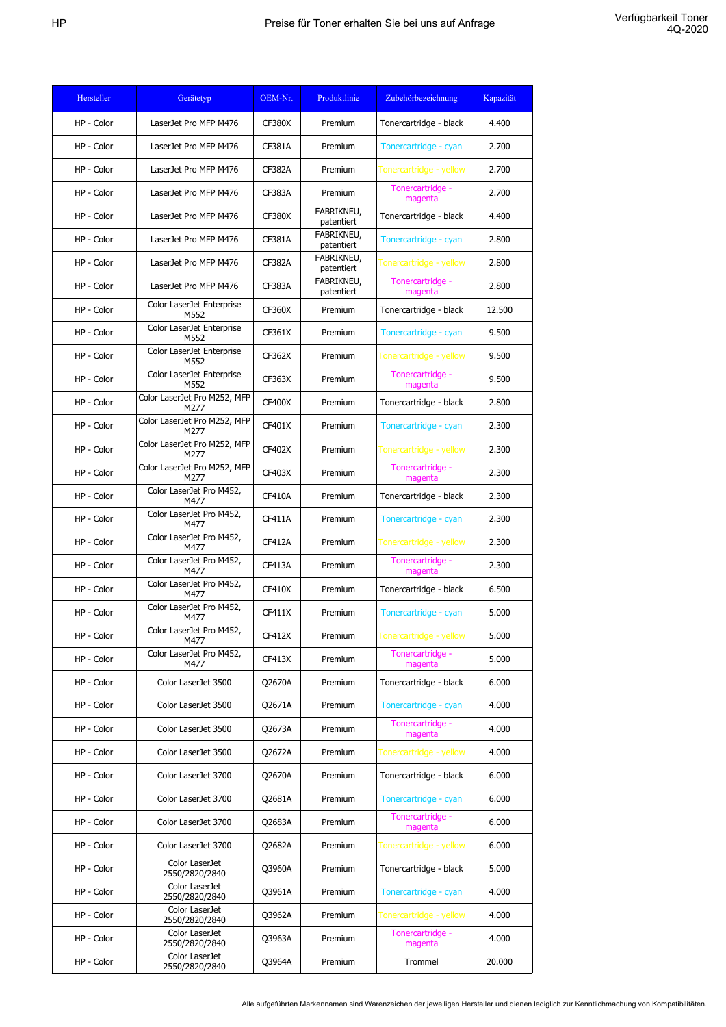| Hersteller | Gerätetyp | OEM-Nr. | Produktlinie | Zubehörbezeichnung | Kapazität |
|---|---|---|---|---|---|
| HP - Color | LaserJet Pro MFP M476 | CF380X | Premium | Tonercartridge - black | 4.400 |
| HP - Color | LaserJet Pro MFP M476 | CF381A | Premium | Tonercartridge - cyan | 2.700 |
| HP - Color | LaserJet Pro MFP M476 | CF382A | Premium | Tonercartridge - yellow | 2.700 |
| HP - Color | LaserJet Pro MFP M476 | CF383A | Premium | Tonercartridge - magenta | 2.700 |
| HP - Color | LaserJet Pro MFP M476 | CF380X | FABRIKNEU, patentiert | Tonercartridge - black | 4.400 |
| HP - Color | LaserJet Pro MFP M476 | CF381A | FABRIKNEU, patentiert | Tonercartridge - cyan | 2.800 |
| HP - Color | LaserJet Pro MFP M476 | CF382A | FABRIKNEU, patentiert | Tonercartridge - yellow | 2.800 |
| HP - Color | LaserJet Pro MFP M476 | CF383A | FABRIKNEU, patentiert | Tonercartridge - magenta | 2.800 |
| HP - Color | Color LaserJet Enterprise M552 | CF360X | Premium | Tonercartridge - black | 12.500 |
| HP - Color | Color LaserJet Enterprise M552 | CF361X | Premium | Tonercartridge - cyan | 9.500 |
| HP - Color | Color LaserJet Enterprise M552 | CF362X | Premium | Tonercartridge - yellow | 9.500 |
| HP - Color | Color LaserJet Enterprise M552 | CF363X | Premium | Tonercartridge - magenta | 9.500 |
| HP - Color | Color LaserJet Pro M252, MFP M277 | CF400X | Premium | Tonercartridge - black | 2.800 |
| HP - Color | Color LaserJet Pro M252, MFP M277 | CF401X | Premium | Tonercartridge - cyan | 2.300 |
| HP - Color | Color LaserJet Pro M252, MFP M277 | CF402X | Premium | Tonercartridge - yellow | 2.300 |
| HP - Color | Color LaserJet Pro M252, MFP M277 | CF403X | Premium | Tonercartridge - magenta | 2.300 |
| HP - Color | Color LaserJet Pro M452, M477 | CF410A | Premium | Tonercartridge - black | 2.300 |
| HP - Color | Color LaserJet Pro M452, M477 | CF411A | Premium | Tonercartridge - cyan | 2.300 |
| HP - Color | Color LaserJet Pro M452, M477 | CF412A | Premium | Tonercartridge - yellow | 2.300 |
| HP - Color | Color LaserJet Pro M452, M477 | CF413A | Premium | Tonercartridge - magenta | 2.300 |
| HP - Color | Color LaserJet Pro M452, M477 | CF410X | Premium | Tonercartridge - black | 6.500 |
| HP - Color | Color LaserJet Pro M452, M477 | CF411X | Premium | Tonercartridge - cyan | 5.000 |
| HP - Color | Color LaserJet Pro M452, M477 | CF412X | Premium | Tonercartridge - yellow | 5.000 |
| HP - Color | Color LaserJet Pro M452, M477 | CF413X | Premium | Tonercartridge - magenta | 5.000 |
| HP - Color | Color LaserJet 3500 | Q2670A | Premium | Tonercartridge - black | 6.000 |
| HP - Color | Color LaserJet 3500 | Q2671A | Premium | Tonercartridge - cyan | 4.000 |
| HP - Color | Color LaserJet 3500 | Q2673A | Premium | Tonercartridge - magenta | 4.000 |
| HP - Color | Color LaserJet 3500 | Q2672A | Premium | Tonercartridge - yellow | 4.000 |
| HP - Color | Color LaserJet 3700 | Q2670A | Premium | Tonercartridge - black | 6.000 |
| HP - Color | Color LaserJet 3700 | Q2681A | Premium | Tonercartridge - cyan | 6.000 |
| HP - Color | Color LaserJet 3700 | Q2683A | Premium | Tonercartridge - magenta | 6.000 |
| HP - Color | Color LaserJet 3700 | Q2682A | Premium | Tonercartridge - yellow | 6.000 |
| HP - Color | Color LaserJet 2550/2820/2840 | Q3960A | Premium | Tonercartridge - black | 5.000 |
| HP - Color | Color LaserJet 2550/2820/2840 | Q3961A | Premium | Tonercartridge - cyan | 4.000 |
| HP - Color | Color LaserJet 2550/2820/2840 | Q3962A | Premium | Tonercartridge - yellow | 4.000 |
| HP - Color | Color LaserJet 2550/2820/2840 | Q3963A | Premium | Tonercartridge - magenta | 4.000 |
| HP - Color | Color LaserJet 2550/2820/2840 | Q3964A | Premium | Trommel | 20.000 |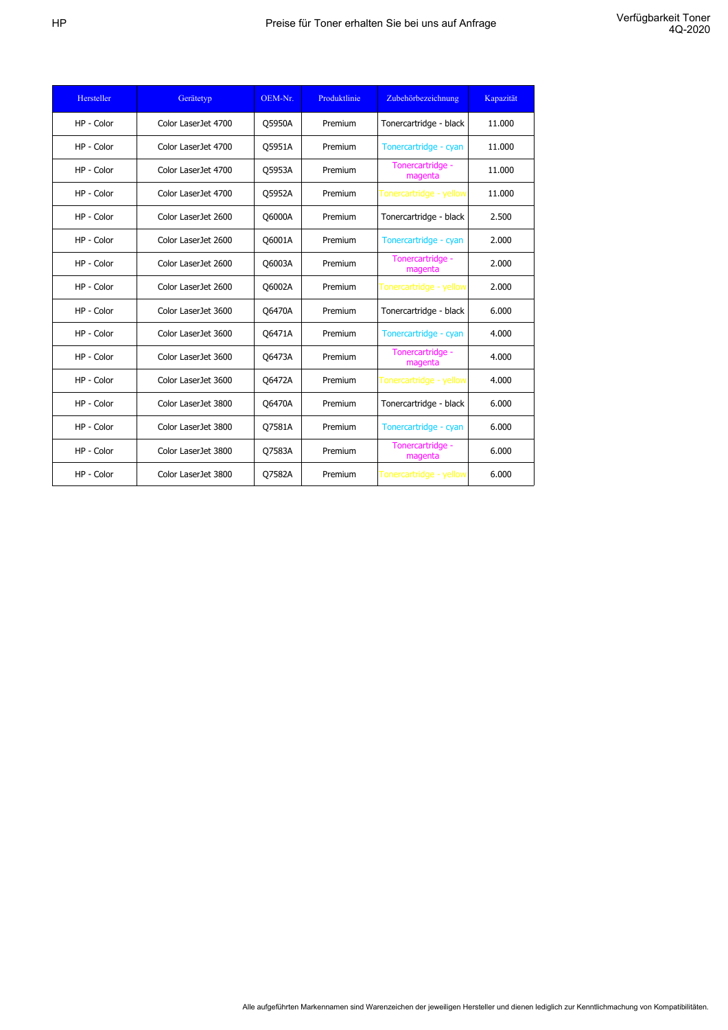| Hersteller | Gerätetyp | OEM-Nr. | Produktlinie | Zubehörbezeichnung | Kapazität |
|---|---|---|---|---|---|
| HP - Color | Color LaserJet 4700 | Q5950A | Premium | Tonercartridge - black | 11.000 |
| HP - Color | Color LaserJet 4700 | Q5951A | Premium | Tonercartridge - cyan | 11.000 |
| HP - Color | Color LaserJet 4700 | Q5953A | Premium | Tonercartridge - magenta | 11.000 |
| HP - Color | Color LaserJet 4700 | Q5952A | Premium | Tonercartridge - yellow | 11.000 |
| HP - Color | Color LaserJet 2600 | Q6000A | Premium | Tonercartridge - black | 2.500 |
| HP - Color | Color LaserJet 2600 | Q6001A | Premium | Tonercartridge - cyan | 2.000 |
| HP - Color | Color LaserJet 2600 | Q6003A | Premium | Tonercartridge - magenta | 2.000 |
| HP - Color | Color LaserJet 2600 | Q6002A | Premium | Tonercartridge - yellow | 2.000 |
| HP - Color | Color LaserJet 3600 | Q6470A | Premium | Tonercartridge - black | 6.000 |
| HP - Color | Color LaserJet 3600 | Q6471A | Premium | Tonercartridge - cyan | 4.000 |
| HP - Color | Color LaserJet 3600 | Q6473A | Premium | Tonercartridge - magenta | 4.000 |
| HP - Color | Color LaserJet 3600 | Q6472A | Premium | Tonercartridge - yellow | 4.000 |
| HP - Color | Color LaserJet 3800 | Q6470A | Premium | Tonercartridge - black | 6.000 |
| HP - Color | Color LaserJet 3800 | Q7581A | Premium | Tonercartridge - cyan | 6.000 |
| HP - Color | Color LaserJet 3800 | Q7583A | Premium | Tonercartridge - magenta | 6.000 |
| HP - Color | Color LaserJet 3800 | Q7582A | Premium | Tonercartridge - yellow | 6.000 |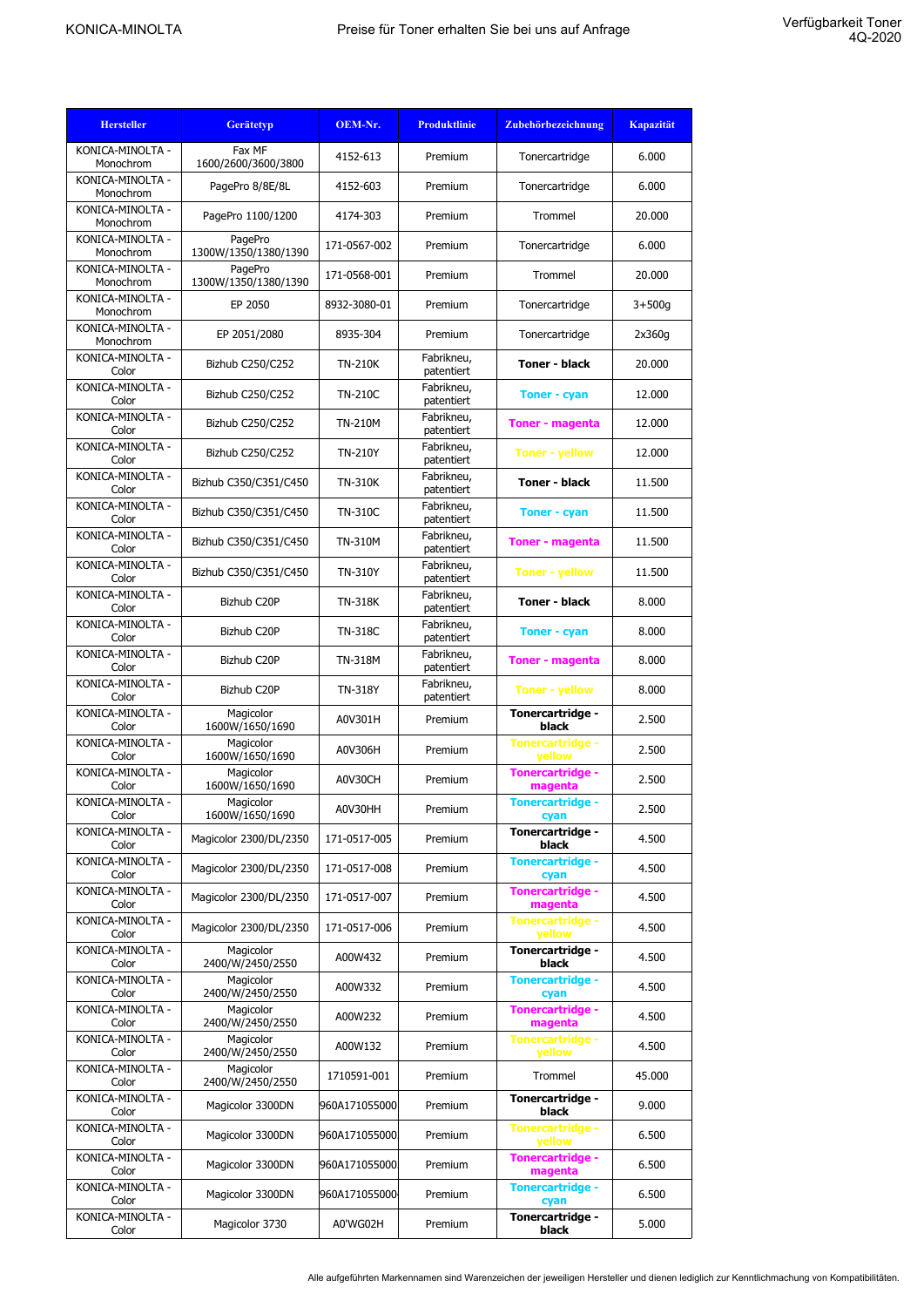KONICA-MINOLTA

Preise für Toner erhalten Sie bei uns auf Anfrage

Verfügbarkeit Toner 4Q-2020

| Hersteller | Gerätetyp | OEM-Nr. | Produktlinie | Zubehörbezeichnung | Kapazität |
|---|---|---|---|---|---|
| KONICA-MINOLTA - Monochrom | Fax MF 1600/2600/3600/3800 | 4152-613 | Premium | Tonercartridge | 6.000 |
| KONICA-MINOLTA - Monochrom | PagePro 8/8E/8L | 4152-603 | Premium | Tonercartridge | 6.000 |
| KONICA-MINOLTA - Monochrom | PagePro 1100/1200 | 4174-303 | Premium | Trommel | 20.000 |
| KONICA-MINOLTA - Monochrom | PagePro 1300W/1350/1380/1390 | 171-0567-002 | Premium | Tonercartridge | 6.000 |
| KONICA-MINOLTA - Monochrom | PagePro 1300W/1350/1380/1390 | 171-0568-001 | Premium | Trommel | 20.000 |
| KONICA-MINOLTA - Monochrom | EP 2050 | 8932-3080-01 | Premium | Tonercartridge | 3+500g |
| KONICA-MINOLTA - Monochrom | EP 2051/2080 | 8935-304 | Premium | Tonercartridge | 2x360g |
| KONICA-MINOLTA - Color | Bizhub C250/C252 | TN-210K | Fabrikneu, patentiert | **Toner - black** | 20.000 |
| KONICA-MINOLTA - Color | Bizhub C250/C252 | TN-210C | Fabrikneu, patentiert | **Toner - cyan** | 12.000 |
| KONICA-MINOLTA - Color | Bizhub C250/C252 | TN-210M | Fabrikneu, patentiert | **Toner - magenta** | 12.000 |
| KONICA-MINOLTA - Color | Bizhub C250/C252 | TN-210Y | Fabrikneu, patentiert | **Toner - yellow** | 12.000 |
| KONICA-MINOLTA - Color | Bizhub C350/C351/C450 | TN-310K | Fabrikneu, patentiert | **Toner - black** | 11.500 |
| KONICA-MINOLTA - Color | Bizhub C350/C351/C450 | TN-310C | Fabrikneu, patentiert | **Toner - cyan** | 11.500 |
| KONICA-MINOLTA - Color | Bizhub C350/C351/C450 | TN-310M | Fabrikneu, patentiert | **Toner - magenta** | 11.500 |
| KONICA-MINOLTA - Color | Bizhub C350/C351/C450 | TN-310Y | Fabrikneu, patentiert | **Toner - yellow** | 11.500 |
| KONICA-MINOLTA - Color | Bizhub C20P | TN-318K | Fabrikneu, patentiert | **Toner - black** | 8.000 |
| KONICA-MINOLTA - Color | Bizhub C20P | TN-318C | Fabrikneu, patentiert | **Toner - cyan** | 8.000 |
| KONICA-MINOLTA - Color | Bizhub C20P | TN-318M | Fabrikneu, patentiert | **Toner - magenta** | 8.000 |
| KONICA-MINOLTA - Color | Bizhub C20P | TN-318Y | Fabrikneu, patentiert | **Toner - yellow** | 8.000 |
| KONICA-MINOLTA - Color | Magicolor 1600W/1650/1690 | A0V301H | Premium | **Tonercartridge - black** | 2.500 |
| KONICA-MINOLTA - Color | Magicolor 1600W/1650/1690 | A0V306H | Premium | **Tonercartridge - yellow** | 2.500 |
| KONICA-MINOLTA - Color | Magicolor 1600W/1650/1690 | A0V30CH | Premium | **Tonercartridge - magenta** | 2.500 |
| KONICA-MINOLTA - Color | Magicolor 1600W/1650/1690 | A0V30HH | Premium | **Tonercartridge - cyan** | 2.500 |
| KONICA-MINOLTA - Color | Magicolor 2300/DL/2350 | 171-0517-005 | Premium | **Tonercartridge - black** | 4.500 |
| KONICA-MINOLTA - Color | Magicolor 2300/DL/2350 | 171-0517-008 | Premium | **Tonercartridge - cyan** | 4.500 |
| KONICA-MINOLTA - Color | Magicolor 2300/DL/2350 | 171-0517-007 | Premium | **Tonercartridge - magenta** | 4.500 |
| KONICA-MINOLTA - Color | Magicolor 2300/DL/2350 | 171-0517-006 | Premium | **Tonercartridge - yellow** | 4.500 |
| KONICA-MINOLTA - Color | Magicolor 2400/W/2450/2550 | A00W432 | Premium | **Tonercartridge - black** | 4.500 |
| KONICA-MINOLTA - Color | Magicolor 2400/W/2450/2550 | A00W332 | Premium | **Tonercartridge - cyan** | 4.500 |
| KONICA-MINOLTA - Color | Magicolor 2400/W/2450/2550 | A00W232 | Premium | **Tonercartridge - magenta** | 4.500 |
| KONICA-MINOLTA - Color | Magicolor 2400/W/2450/2550 | A00W132 | Premium | **Tonercartridge - yellow** | 4.500 |
| KONICA-MINOLTA - Color | Magicolor 2400/W/2450/2550 | 1710591-001 | Premium | Trommel | 45.000 |
| KONICA-MINOLTA - Color | Magicolor 3300DN | 960A171055000 | Premium | **Tonercartridge - black** | 9.000 |
| KONICA-MINOLTA - Color | Magicolor 3300DN | 960A171055000 | Premium | **Tonercartridge - yellow** | 6.500 |
| KONICA-MINOLTA - Color | Magicolor 3300DN | 960A171055000 | Premium | **Tonercartridge - magenta** | 6.500 |
| KONICA-MINOLTA - Color | Magicolor 3300DN | 960A171055000 | Premium | **Tonercartridge - cyan** | 6.500 |
| KONICA-MINOLTA - Color | Magicolor 3730 | A0'WG02H | Premium | **Tonercartridge - black** | 5.000 |

Alle aufgeführten Markennamen sind Warenzeichen der jeweiligen Hersteller und dienen lediglich zur Kenntlichmachung von Kompatibilitäten.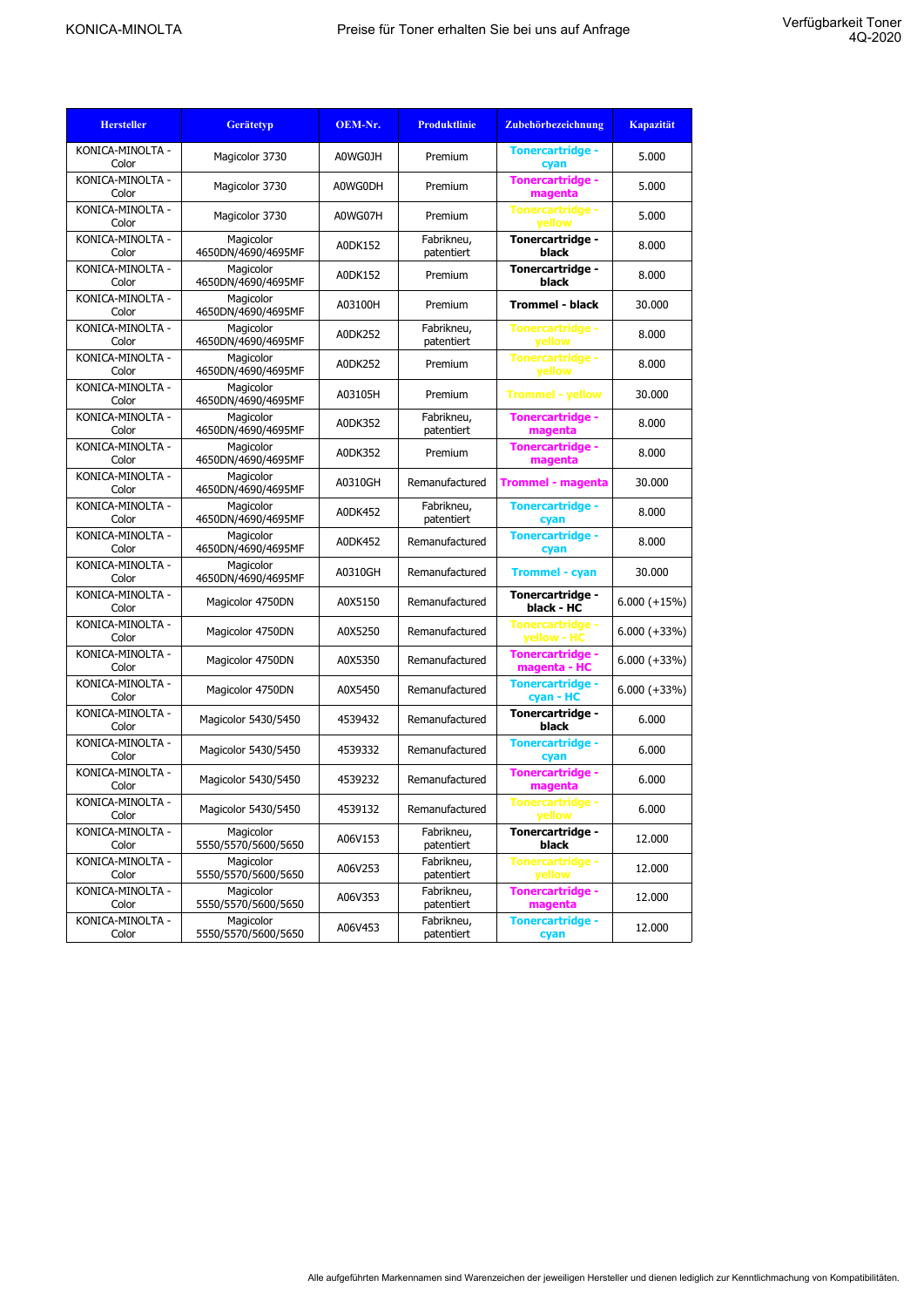KONICA-MINOLTA

Preise für Toner erhalten Sie bei uns auf Anfrage

Verfügbarkeit Toner 4Q-2020

| Hersteller | Gerätetyp | OEM-Nr. | Produktlinie | Zubehörbezeichnung | Kapazität |
|---|---|---|---|---|---|
| KONICA-MINOLTA - Color | Magicolor 3730 | A0WG0JH | Premium | Tonercartridge - cyan | 5.000 |
| KONICA-MINOLTA - Color | Magicolor 3730 | A0WG0DH | Premium | Tonercartridge - magenta | 5.000 |
| KONICA-MINOLTA - Color | Magicolor 3730 | A0WG07H | Premium | Tonercartridge - yellow | 5.000 |
| KONICA-MINOLTA - Color | Magicolor 4650DN/4690/4695MF | A0DK152 | Fabrikneu, patentiert | Tonercartridge - black | 8.000 |
| KONICA-MINOLTA - Color | Magicolor 4650DN/4690/4695MF | A0DK152 | Premium | Tonercartridge - black | 8.000 |
| KONICA-MINOLTA - Color | Magicolor 4650DN/4690/4695MF | A03100H | Premium | Trommel - black | 30.000 |
| KONICA-MINOLTA - Color | Magicolor 4650DN/4690/4695MF | A0DK252 | Fabrikneu, patentiert | Tonercartridge - yellow | 8.000 |
| KONICA-MINOLTA - Color | Magicolor 4650DN/4690/4695MF | A0DK252 | Premium | Tonercartridge - yellow | 8.000 |
| KONICA-MINOLTA - Color | Magicolor 4650DN/4690/4695MF | A03105H | Premium | Trommel - yellow | 30.000 |
| KONICA-MINOLTA - Color | Magicolor 4650DN/4690/4695MF | A0DK352 | Fabrikneu, patentiert | Tonercartridge - magenta | 8.000 |
| KONICA-MINOLTA - Color | Magicolor 4650DN/4690/4695MF | A0DK352 | Premium | Tonercartridge - magenta | 8.000 |
| KONICA-MINOLTA - Color | Magicolor 4650DN/4690/4695MF | A0310GH | Remanufactured | Trommel - magenta | 30.000 |
| KONICA-MINOLTA - Color | Magicolor 4650DN/4690/4695MF | A0DK452 | Fabrikneu, patentiert | Tonercartridge - cyan | 8.000 |
| KONICA-MINOLTA - Color | Magicolor 4650DN/4690/4695MF | A0DK452 | Remanufactured | Tonercartridge - cyan | 8.000 |
| KONICA-MINOLTA - Color | Magicolor 4650DN/4690/4695MF | A0310GH | Remanufactured | Trommel - cyan | 30.000 |
| KONICA-MINOLTA - Color | Magicolor 4750DN | A0X5150 | Remanufactured | Tonercartridge - black - HC | 6.000 (+15%) |
| KONICA-MINOLTA - Color | Magicolor 4750DN | A0X5250 | Remanufactured | Tonercartridge - yellow - HC | 6.000 (+33%) |
| KONICA-MINOLTA - Color | Magicolor 4750DN | A0X5350 | Remanufactured | Tonercartridge - magenta - HC | 6.000 (+33%) |
| KONICA-MINOLTA - Color | Magicolor 4750DN | A0X5450 | Remanufactured | Tonercartridge - cyan - HC | 6.000 (+33%) |
| KONICA-MINOLTA - Color | Magicolor 5430/5450 | 4539432 | Remanufactured | Tonercartridge - black | 6.000 |
| KONICA-MINOLTA - Color | Magicolor 5430/5450 | 4539332 | Remanufactured | Tonercartridge - cyan | 6.000 |
| KONICA-MINOLTA - Color | Magicolor 5430/5450 | 4539232 | Remanufactured | Tonercartridge - magenta | 6.000 |
| KONICA-MINOLTA - Color | Magicolor 5430/5450 | 4539132 | Remanufactured | Tonercartridge - yellow | 6.000 |
| KONICA-MINOLTA - Color | Magicolor 5550/5570/5600/5650 | A06V153 | Fabrikneu, patentiert | Tonercartridge - black | 12.000 |
| KONICA-MINOLTA - Color | Magicolor 5550/5570/5600/5650 | A06V253 | Fabrikneu, patentiert | Tonercartridge - yellow | 12.000 |
| KONICA-MINOLTA - Color | Magicolor 5550/5570/5600/5650 | A06V353 | Fabrikneu, patentiert | Tonercartridge - magenta | 12.000 |
| KONICA-MINOLTA - Color | Magicolor 5550/5570/5600/5650 | A06V453 | Fabrikneu, patentiert | Tonercartridge - cyan | 12.000 |

Alle aufgeführten Markennamen sind Warenzeichen der jeweiligen Hersteller und dienen lediglich zur Kenntlichmachung von Kompatibilitäten.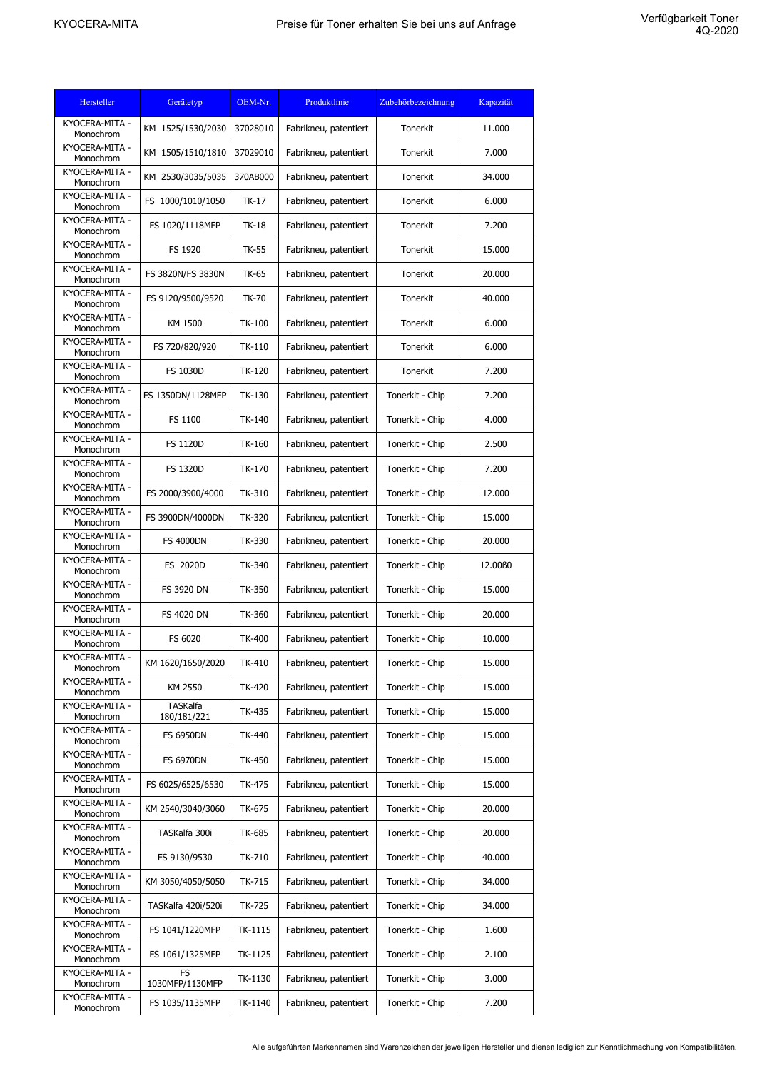| Hersteller | Gerätetyp | OEM-Nr. | Produktlinie | Zubehörbezeichnung | Kapazität |
|---|---|---|---|---|---|
| KYOCERA-MITA - Monochrom | KM 1525/1530/2030 | 37028010 | Fabrikneu, patentiert | Tonerkit | 11.000 |
| KYOCERA-MITA - Monochrom | KM 1505/1510/1810 | 37029010 | Fabrikneu, patentiert | Tonerkit | 7.000 |
| KYOCERA-MITA - Monochrom | KM 2530/3035/5035 | 370AB000 | Fabrikneu, patentiert | Tonerkit | 34.000 |
| KYOCERA-MITA - Monochrom | FS 1000/1010/1050 | TK-17 | Fabrikneu, patentiert | Tonerkit | 6.000 |
| KYOCERA-MITA - Monochrom | FS 1020/1118MFP | TK-18 | Fabrikneu, patentiert | Tonerkit | 7.200 |
| KYOCERA-MITA - Monochrom | FS 1920 | TK-55 | Fabrikneu, patentiert | Tonerkit | 15.000 |
| KYOCERA-MITA - Monochrom | FS 3820N/FS 3830N | TK-65 | Fabrikneu, patentiert | Tonerkit | 20.000 |
| KYOCERA-MITA - Monochrom | FS 9120/9500/9520 | TK-70 | Fabrikneu, patentiert | Tonerkit | 40.000 |
| KYOCERA-MITA - Monochrom | KM 1500 | TK-100 | Fabrikneu, patentiert | Tonerkit | 6.000 |
| KYOCERA-MITA - Monochrom | FS 720/820/920 | TK-110 | Fabrikneu, patentiert | Tonerkit | 6.000 |
| KYOCERA-MITA - Monochrom | FS 1030D | TK-120 | Fabrikneu, patentiert | Tonerkit | 7.200 |
| KYOCERA-MITA - Monochrom | FS 1350DN/1128MFP | TK-130 | Fabrikneu, patentiert | Tonerkit - Chip | 7.200 |
| KYOCERA-MITA - Monochrom | FS 1100 | TK-140 | Fabrikneu, patentiert | Tonerkit - Chip | 4.000 |
| KYOCERA-MITA - Monochrom | FS 1120D | TK-160 | Fabrikneu, patentiert | Tonerkit - Chip | 2.500 |
| KYOCERA-MITA - Monochrom | FS 1320D | TK-170 | Fabrikneu, patentiert | Tonerkit - Chip | 7.200 |
| KYOCERA-MITA - Monochrom | FS 2000/3900/4000 | TK-310 | Fabrikneu, patentiert | Tonerkit - Chip | 12.000 |
| KYOCERA-MITA - Monochrom | FS 3900DN/4000DN | TK-320 | Fabrikneu, patentiert | Tonerkit - Chip | 15.000 |
| KYOCERA-MITA - Monochrom | FS 4000DN | TK-330 | Fabrikneu, patentiert | Tonerkit - Chip | 20.000 |
| KYOCERA-MITA - Monochrom | FS 2020D | TK-340 | Fabrikneu, patentiert | Tonerkit - Chip | 12.0080 |
| KYOCERA-MITA - Monochrom | FS 3920 DN | TK-350 | Fabrikneu, patentiert | Tonerkit - Chip | 15.000 |
| KYOCERA-MITA - Monochrom | FS 4020 DN | TK-360 | Fabrikneu, patentiert | Tonerkit - Chip | 20.000 |
| KYOCERA-MITA - Monochrom | FS 6020 | TK-400 | Fabrikneu, patentiert | Tonerkit - Chip | 10.000 |
| KYOCERA-MITA - Monochrom | KM 1620/1650/2020 | TK-410 | Fabrikneu, patentiert | Tonerkit - Chip | 15.000 |
| KYOCERA-MITA - Monochrom | KM 2550 | TK-420 | Fabrikneu, patentiert | Tonerkit - Chip | 15.000 |
| KYOCERA-MITA - Monochrom | TASKalfa 180/181/221 | TK-435 | Fabrikneu, patentiert | Tonerkit - Chip | 15.000 |
| KYOCERA-MITA - Monochrom | FS 6950DN | TK-440 | Fabrikneu, patentiert | Tonerkit - Chip | 15.000 |
| KYOCERA-MITA - Monochrom | FS 6970DN | TK-450 | Fabrikneu, patentiert | Tonerkit - Chip | 15.000 |
| KYOCERA-MITA - Monochrom | FS 6025/6525/6530 | TK-475 | Fabrikneu, patentiert | Tonerkit - Chip | 15.000 |
| KYOCERA-MITA - Monochrom | KM 2540/3040/3060 | TK-675 | Fabrikneu, patentiert | Tonerkit - Chip | 20.000 |
| KYOCERA-MITA - Monochrom | TASKalfa 300i | TK-685 | Fabrikneu, patentiert | Tonerkit - Chip | 20.000 |
| KYOCERA-MITA - Monochrom | FS 9130/9530 | TK-710 | Fabrikneu, patentiert | Tonerkit - Chip | 40.000 |
| KYOCERA-MITA - Monochrom | KM 3050/4050/5050 | TK-715 | Fabrikneu, patentiert | Tonerkit - Chip | 34.000 |
| KYOCERA-MITA - Monochrom | TASKalfa 420i/520i | TK-725 | Fabrikneu, patentiert | Tonerkit - Chip | 34.000 |
| KYOCERA-MITA - Monochrom | FS 1041/1220MFP | TK-1115 | Fabrikneu, patentiert | Tonerkit - Chip | 1.600 |
| KYOCERA-MITA - Monochrom | FS 1061/1325MFP | TK-1125 | Fabrikneu, patentiert | Tonerkit - Chip | 2.100 |
| KYOCERA-MITA - Monochrom | FS 1030MFP/1130MFP | TK-1130 | Fabrikneu, patentiert | Tonerkit - Chip | 3.000 |
| KYOCERA-MITA - Monochrom | FS 1035/1135MFP | TK-1140 | Fabrikneu, patentiert | Tonerkit - Chip | 7.200 |

Alle aufgeführten Markennamen sind Warenzeichen der jeweiligen Hersteller und dienen lediglich zur Kenntlichmachung von Kompatibilitäten.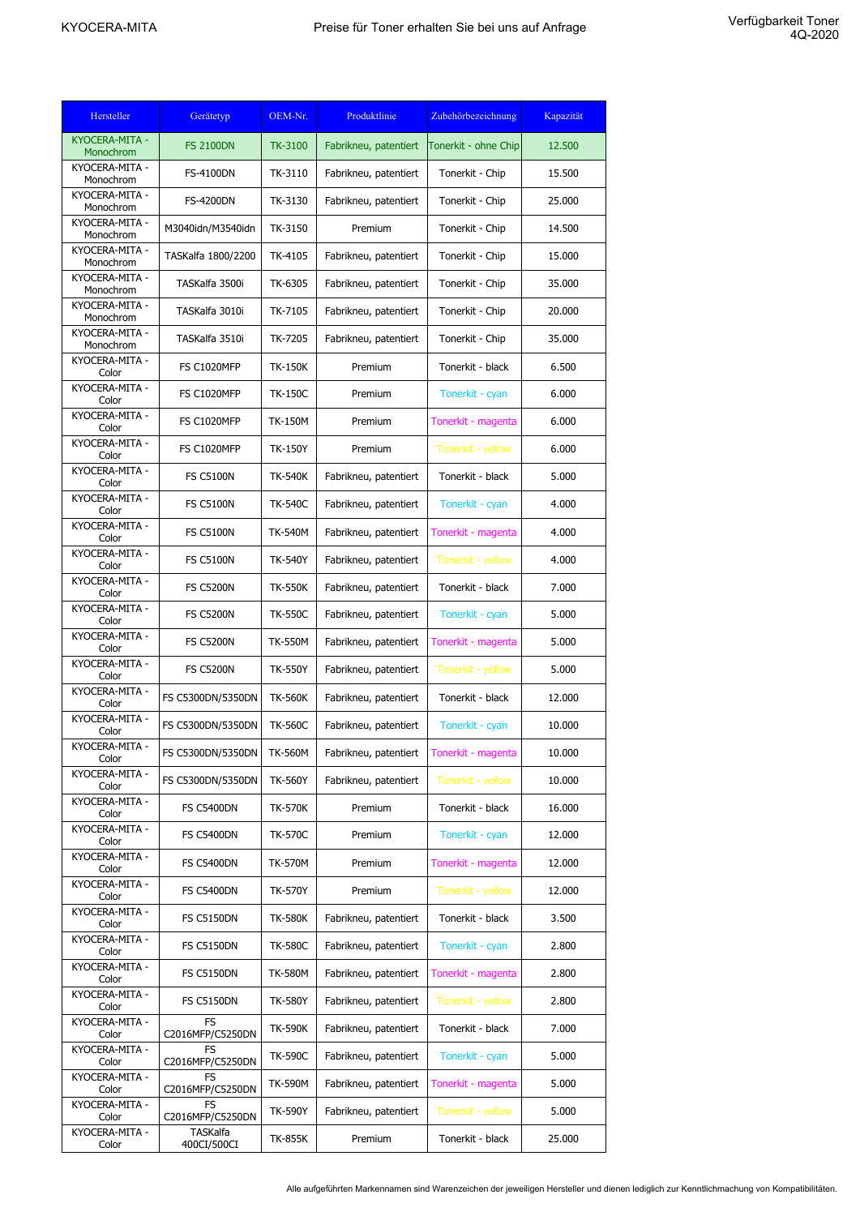| Hersteller | Gerätetyp | OEM-Nr. | Produktlinie | Zubehörbezeichnung | Kapazität |
|---|---|---|---|---|---|
| KYOCERA-MITA - Monochrom | FS 2100DN | TK-3100 | Fabrikneu, patentiert | Tonerkit - ohne Chip | 12.500 |
| KYOCERA-MITA - Monochrom | FS-4100DN | TK-3110 | Fabrikneu, patentiert | Tonerkit - Chip | 15.500 |
| KYOCERA-MITA - Monochrom | FS-4200DN | TK-3130 | Fabrikneu, patentiert | Tonerkit - Chip | 25.000 |
| KYOCERA-MITA - Monochrom | M3040idn/M3540idn | TK-3150 | Premium | Tonerkit - Chip | 14.500 |
| KYOCERA-MITA - Monochrom | TASKalfa 1800/2200 | TK-4105 | Fabrikneu, patentiert | Tonerkit - Chip | 15.000 |
| KYOCERA-MITA - Monochrom | TASKalfa 3500i | TK-6305 | Fabrikneu, patentiert | Tonerkit - Chip | 35.000 |
| KYOCERA-MITA - Monochrom | TASKalfa 3010i | TK-7105 | Fabrikneu, patentiert | Tonerkit - Chip | 20.000 |
| KYOCERA-MITA - Monochrom | TASKalfa 3510i | TK-7205 | Fabrikneu, patentiert | Tonerkit - Chip | 35.000 |
| KYOCERA-MITA - Color | FS C1020MFP | TK-150K | Premium | Tonerkit - black | 6.500 |
| KYOCERA-MITA - Color | FS C1020MFP | TK-150C | Premium | Tonerkit - cyan | 6.000 |
| KYOCERA-MITA - Color | FS C1020MFP | TK-150M | Premium | Tonerkit - magenta | 6.000 |
| KYOCERA-MITA - Color | FS C1020MFP | TK-150Y | Premium | Tonerkit - yellow | 6.000 |
| KYOCERA-MITA - Color | FS C5100N | TK-540K | Fabrikneu, patentiert | Tonerkit - black | 5.000 |
| KYOCERA-MITA - Color | FS C5100N | TK-540C | Fabrikneu, patentiert | Tonerkit - cyan | 4.000 |
| KYOCERA-MITA - Color | FS C5100N | TK-540M | Fabrikneu, patentiert | Tonerkit - magenta | 4.000 |
| KYOCERA-MITA - Color | FS C5100N | TK-540Y | Fabrikneu, patentiert | Tonerkit - yellow | 4.000 |
| KYOCERA-MITA - Color | FS C5200N | TK-550K | Fabrikneu, patentiert | Tonerkit - black | 7.000 |
| KYOCERA-MITA - Color | FS C5200N | TK-550C | Fabrikneu, patentiert | Tonerkit - cyan | 5.000 |
| KYOCERA-MITA - Color | FS C5200N | TK-550M | Fabrikneu, patentiert | Tonerkit - magenta | 5.000 |
| KYOCERA-MITA - Color | FS C5200N | TK-550Y | Fabrikneu, patentiert | Tonerkit - yellow | 5.000 |
| KYOCERA-MITA - Color | FS C5300DN/5350DN | TK-560K | Fabrikneu, patentiert | Tonerkit - black | 12.000 |
| KYOCERA-MITA - Color | FS C5300DN/5350DN | TK-560C | Fabrikneu, patentiert | Tonerkit - cyan | 10.000 |
| KYOCERA-MITA - Color | FS C5300DN/5350DN | TK-560M | Fabrikneu, patentiert | Tonerkit - magenta | 10.000 |
| KYOCERA-MITA - Color | FS C5300DN/5350DN | TK-560Y | Fabrikneu, patentiert | Tonerkit - yellow | 10.000 |
| KYOCERA-MITA - Color | FS C5400DN | TK-570K | Premium | Tonerkit - black | 16.000 |
| KYOCERA-MITA - Color | FS C5400DN | TK-570C | Premium | Tonerkit - cyan | 12.000 |
| KYOCERA-MITA - Color | FS C5400DN | TK-570M | Premium | Tonerkit - magenta | 12.000 |
| KYOCERA-MITA - Color | FS C5400DN | TK-570Y | Premium | Tonerkit - yellow | 12.000 |
| KYOCERA-MITA - Color | FS C5150DN | TK-580K | Fabrikneu, patentiert | Tonerkit - black | 3.500 |
| KYOCERA-MITA - Color | FS C5150DN | TK-580C | Fabrikneu, patentiert | Tonerkit - cyan | 2.800 |
| KYOCERA-MITA - Color | FS C5150DN | TK-580M | Fabrikneu, patentiert | Tonerkit - magenta | 2.800 |
| KYOCERA-MITA - Color | FS C5150DN | TK-580Y | Fabrikneu, patentiert | Tonerkit - yellow | 2.800 |
| KYOCERA-MITA - Color | FS C2016MFP/C5250DN | TK-590K | Fabrikneu, patentiert | Tonerkit - black | 7.000 |
| KYOCERA-MITA - Color | FS C2016MFP/C5250DN | TK-590C | Fabrikneu, patentiert | Tonerkit - cyan | 5.000 |
| KYOCERA-MITA - Color | FS C2016MFP/C5250DN | TK-590M | Fabrikneu, patentiert | Tonerkit - magenta | 5.000 |
| KYOCERA-MITA - Color | FS C2016MFP/C5250DN | TK-590Y | Fabrikneu, patentiert | Tonerkit - yellow | 5.000 |
| KYOCERA-MITA - Color | TASKalfa 400CI/500CI | TK-855K | Premium | Tonerkit - black | 25.000 |

Alle aufgeführten Markennamen sind Warenzeichen der jeweiligen Hersteller und dienen lediglich zur Kenntlichmachung von Kompatibilitäten.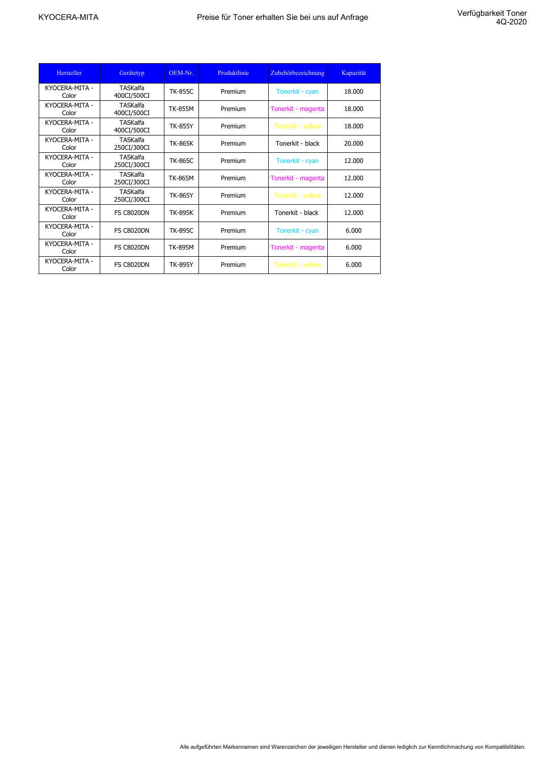KYOCERA-MITA

Preise für Toner erhalten Sie bei uns auf Anfrage

Verfügbarkeit Toner 4Q-2020

| Hersteller | Gerätetyp | OEM-Nr. | Produktlinie | Zubehörbezeichnung | Kapazität |
|---|---|---|---|---|---|
| KYOCERA-MITA - Color | TASKalfa 400CI/500CI | TK-855C | Premium | Tonerkit - cyan | 18.000 |
| KYOCERA-MITA - Color | TASKalfa 400CI/500CI | TK-855M | Premium | Tonerkit - magenta | 18.000 |
| KYOCERA-MITA - Color | TASKalfa 400CI/500CI | TK-855Y | Premium | Tonerkit - yellow | 18.000 |
| KYOCERA-MITA - Color | TASKalfa 250CI/300CI | TK-865K | Premium | Tonerkit - black | 20.000 |
| KYOCERA-MITA - Color | TASKalfa 250CI/300CI | TK-865C | Premium | Tonerkit - cyan | 12.000 |
| KYOCERA-MITA - Color | TASKalfa 250CI/300CI | TK-865M | Premium | Tonerkit - magenta | 12.000 |
| KYOCERA-MITA - Color | TASKalfa 250CI/300CI | TK-865Y | Premium | Tonerkit - yellow | 12.000 |
| KYOCERA-MITA - Color | FS C8020DN | TK-895K | Premium | Tonerkit - black | 12.000 |
| KYOCERA-MITA - Color | FS C8020DN | TK-895C | Premium | Tonerkit - cyan | 6.000 |
| KYOCERA-MITA - Color | FS C8020DN | TK-895M | Premium | Tonerkit - magenta | 6.000 |
| KYOCERA-MITA - Color | FS C8020DN | TK-895Y | Premium | Tonerkit - yellow | 6.000 |

Alle aufgeführten Markennamen sind Warenzeichen der jeweiligen Hersteller und dienen lediglich zur Kenntlichmachung von Kompatibilitäten.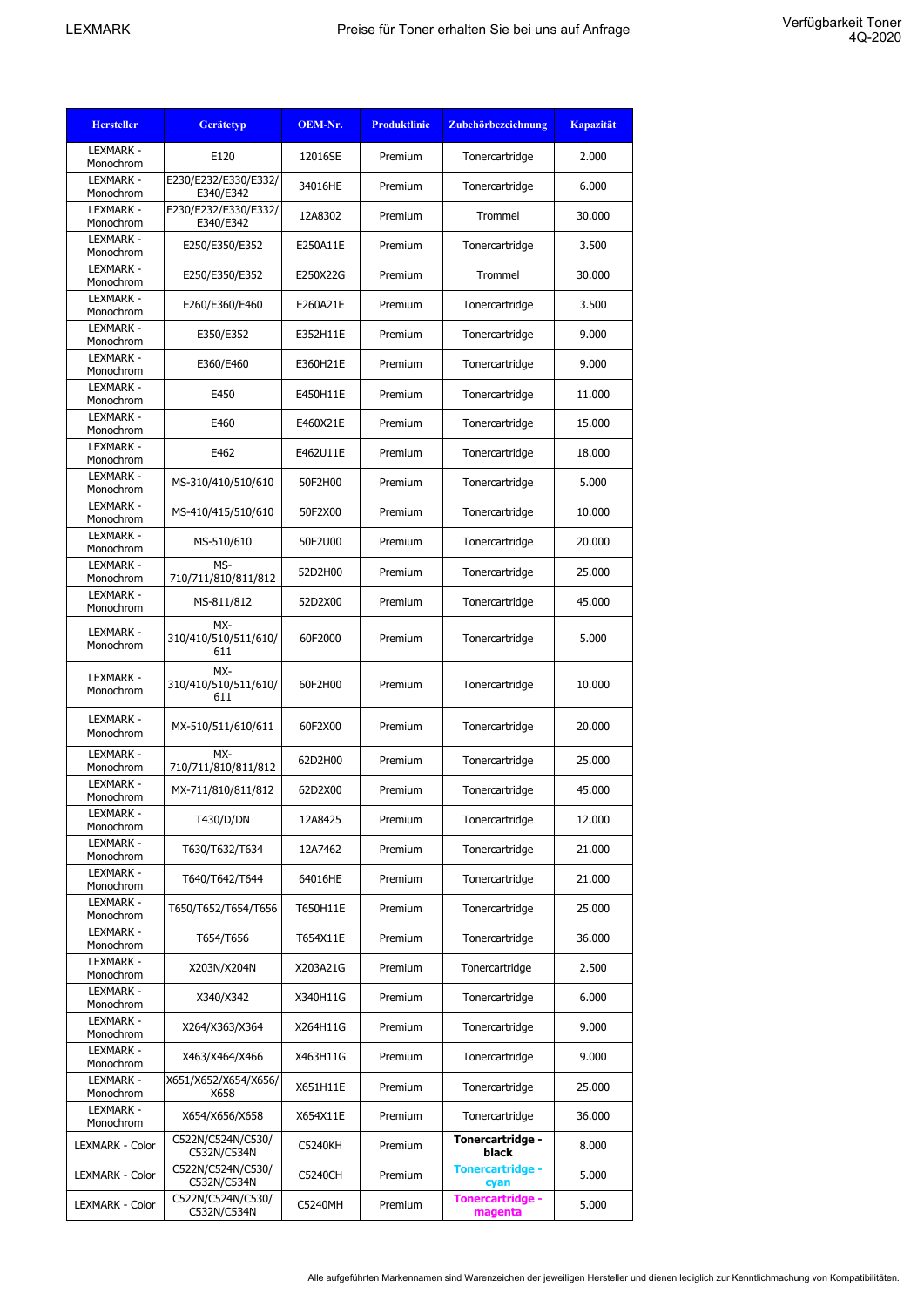| Hersteller | Gerätetyp | OEM-Nr. | Produktlinie | Zubehörbezeichnung | Kapazität |
|---|---|---|---|---|---|
| LEXMARK - Monochrom | E120 | 12016SE | Premium | Tonercartridge | 2.000 |
| LEXMARK - Monochrom | E230/E232/E330/E332/ E340/E342 | 34016HE | Premium | Tonercartridge | 6.000 |
| LEXMARK - Monochrom | E230/E232/E330/E332/ E340/E342 | 12A8302 | Premium | Trommel | 30.000 |
| LEXMARK - Monochrom | E250/E350/E352 | E250A11E | Premium | Tonercartridge | 3.500 |
| LEXMARK - Monochrom | E250/E350/E352 | E250X22G | Premium | Trommel | 30.000 |
| LEXMARK - Monochrom | E260/E360/E460 | E260A21E | Premium | Tonercartridge | 3.500 |
| LEXMARK - Monochrom | E350/E352 | E352H11E | Premium | Tonercartridge | 9.000 |
| LEXMARK - Monochrom | E360/E460 | E360H21E | Premium | Tonercartridge | 9.000 |
| LEXMARK - Monochrom | E450 | E450H11E | Premium | Tonercartridge | 11.000 |
| LEXMARK - Monochrom | E460 | E460X21E | Premium | Tonercartridge | 15.000 |
| LEXMARK - Monochrom | E462 | E462U11E | Premium | Tonercartridge | 18.000 |
| LEXMARK - Monochrom | MS-310/410/510/610 | 50F2H00 | Premium | Tonercartridge | 5.000 |
| LEXMARK - Monochrom | MS-410/415/510/610 | 50F2X00 | Premium | Tonercartridge | 10.000 |
| LEXMARK - Monochrom | MS-510/610 | 50F2U00 | Premium | Tonercartridge | 20.000 |
| LEXMARK - Monochrom | MS-710/711/810/811/812 | 52D2H00 | Premium | Tonercartridge | 25.000 |
| LEXMARK - Monochrom | MS-811/812 | 52D2X00 | Premium | Tonercartridge | 45.000 |
| LEXMARK - Monochrom | MX-310/410/510/511/610/611 | 60F2000 | Premium | Tonercartridge | 5.000 |
| LEXMARK - Monochrom | MX-310/410/510/511/610/611 | 60F2H00 | Premium | Tonercartridge | 10.000 |
| LEXMARK - Monochrom | MX-510/511/610/611 | 60F2X00 | Premium | Tonercartridge | 20.000 |
| LEXMARK - Monochrom | MX-710/711/810/811/812 | 62D2H00 | Premium | Tonercartridge | 25.000 |
| LEXMARK - Monochrom | MX-711/810/811/812 | 62D2X00 | Premium | Tonercartridge | 45.000 |
| LEXMARK - Monochrom | T430/D/DN | 12A8425 | Premium | Tonercartridge | 12.000 |
| LEXMARK - Monochrom | T630/T632/T634 | 12A7462 | Premium | Tonercartridge | 21.000 |
| LEXMARK - Monochrom | T640/T642/T644 | 64016HE | Premium | Tonercartridge | 21.000 |
| LEXMARK - Monochrom | T650/T652/T654/T656 | T650H11E | Premium | Tonercartridge | 25.000 |
| LEXMARK - Monochrom | T654/T656 | T654X11E | Premium | Tonercartridge | 36.000 |
| LEXMARK - Monochrom | X203N/X204N | X203A21G | Premium | Tonercartridge | 2.500 |
| LEXMARK - Monochrom | X340/X342 | X340H11G | Premium | Tonercartridge | 6.000 |
| LEXMARK - Monochrom | X264/X363/X364 | X264H11G | Premium | Tonercartridge | 9.000 |
| LEXMARK - Monochrom | X463/X464/X466 | X463H11G | Premium | Tonercartridge | 9.000 |
| LEXMARK - Monochrom | X651/X652/X654/X656/ X658 | X651H11E | Premium | Tonercartridge | 25.000 |
| LEXMARK - Monochrom | X654/X656/X658 | X654X11E | Premium | Tonercartridge | 36.000 |
| LEXMARK - Color | C522N/C524N/C530/ C532N/C534N | C5240KH | Premium | **Tonercartridge - black** | 8.000 |
| LEXMARK - Color | C522N/C524N/C530/ C532N/C534N | C5240CH | Premium | **Tonercartridge - cyan** | 5.000 |
| LEXMARK - Color | C522N/C524N/C530/ C532N/C534N | C5240MH | Premium | **Tonercartridge - magenta** | 5.000 |

Alle aufgeführten Markennamen sind Warenzeichen der jeweiligen Hersteller und dienen lediglich zur Kenntlichmachung von Kompatibilitäten.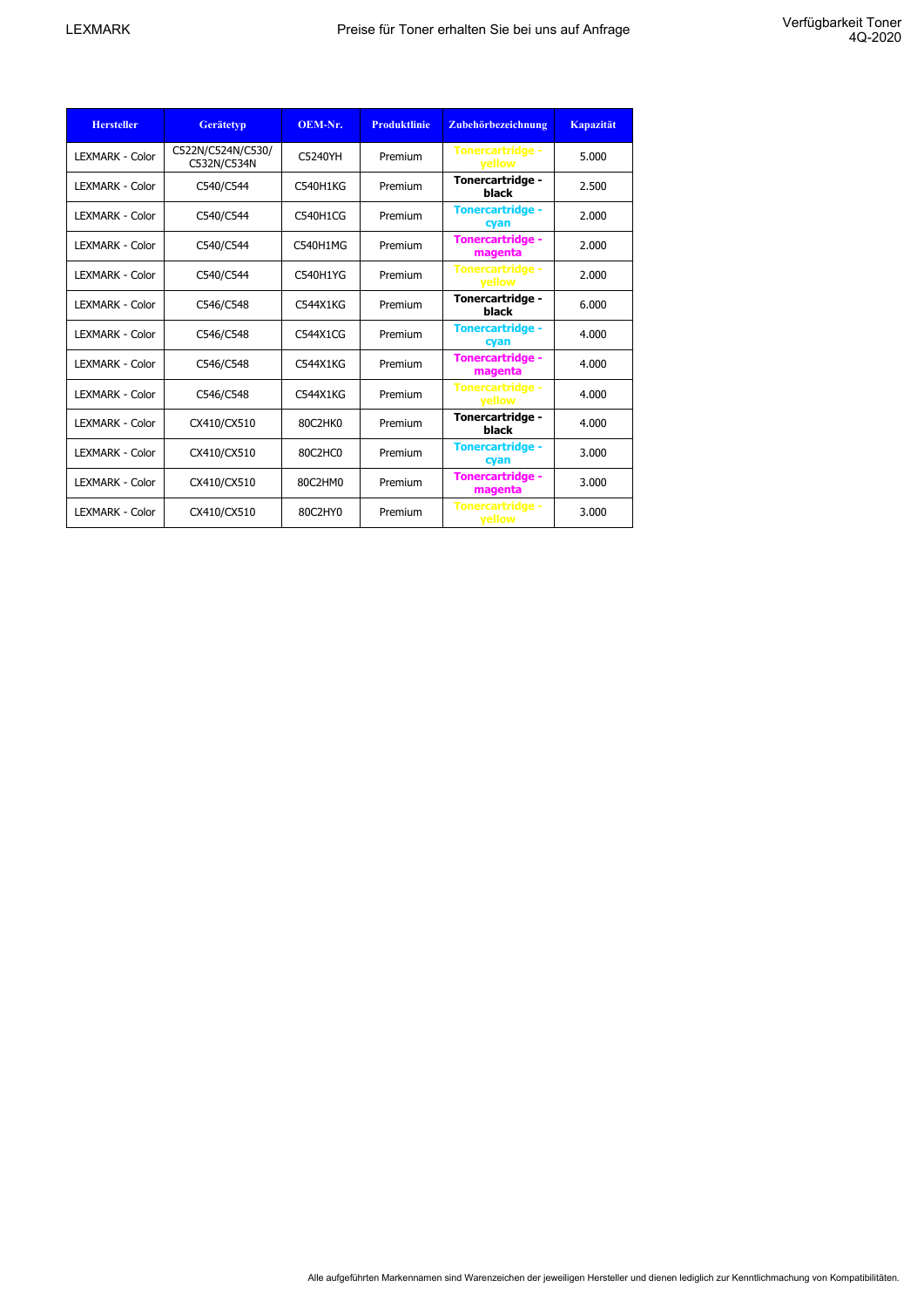LEXMARK

Preise für Toner erhalten Sie bei uns auf Anfrage

Verfügbarkeit Toner 4Q-2020

| Hersteller | Gerätetyp | OEM-Nr. | Produktlinie | Zubehörbezeichnung | Kapazität |
|---|---|---|---|---|---|
| LEXMARK - Color | C522N/C524N/C530/ C532N/C534N | C5240YH | Premium | Tonercartridge - yellow | 5.000 |
| LEXMARK - Color | C540/C544 | C540H1KG | Premium | Tonercartridge - black | 2.500 |
| LEXMARK - Color | C540/C544 | C540H1CG | Premium | Tonercartridge - cyan | 2.000 |
| LEXMARK - Color | C540/C544 | C540H1MG | Premium | Tonercartridge - magenta | 2.000 |
| LEXMARK - Color | C540/C544 | C540H1YG | Premium | Tonercartridge - yellow | 2.000 |
| LEXMARK - Color | C546/C548 | C544X1KG | Premium | Tonercartridge - black | 6.000 |
| LEXMARK - Color | C546/C548 | C544X1CG | Premium | Tonercartridge - cyan | 4.000 |
| LEXMARK - Color | C546/C548 | C544X1KG | Premium | Tonercartridge - magenta | 4.000 |
| LEXMARK - Color | C546/C548 | C544X1KG | Premium | Tonercartridge - yellow | 4.000 |
| LEXMARK - Color | CX410/CX510 | 80C2HK0 | Premium | Tonercartridge - black | 4.000 |
| LEXMARK - Color | CX410/CX510 | 80C2HC0 | Premium | Tonercartridge - cyan | 3.000 |
| LEXMARK - Color | CX410/CX510 | 80C2HM0 | Premium | Tonercartridge - magenta | 3.000 |
| LEXMARK - Color | CX410/CX510 | 80C2HY0 | Premium | Tonercartridge - yellow | 3.000 |

Alle aufgeführten Markennamen sind Warenzeichen der jeweiligen Hersteller und dienen lediglich zur Kenntlichmachung von Kompatibilitäten.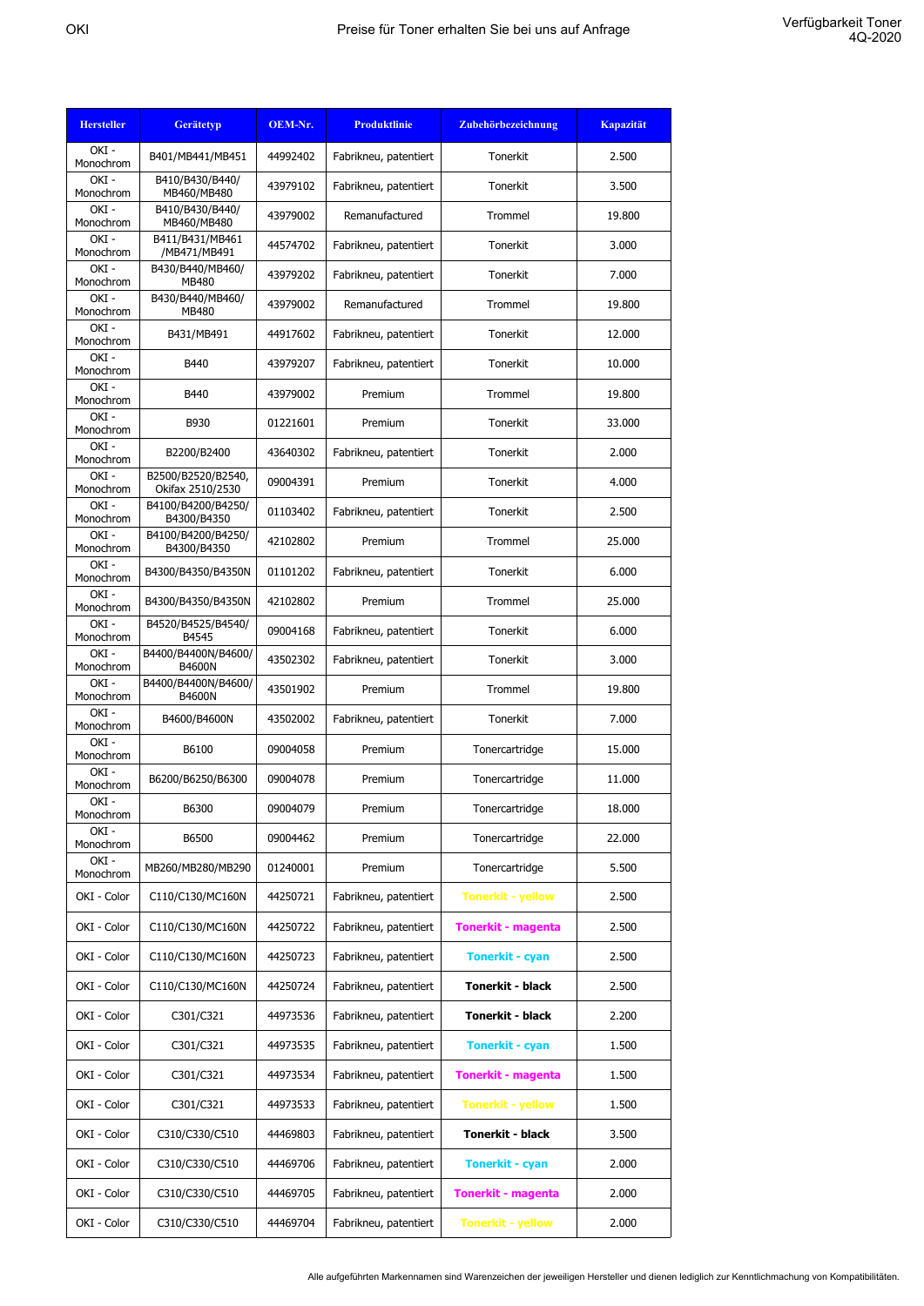OKI | Preise für Toner erhalten Sie bei uns auf Anfrage | Verfügbarkeit Toner 4Q-2020

| Hersteller | Gerätetyp | OEM-Nr. | Produktlinie | Zubehörbezeichnung | Kapazität |
|---|---|---|---|---|---|
| OKI - Monochrom | B401/MB441/MB451 | 44992402 | Fabrikneu, patentiert | Tonerkit | 2.500 |
| OKI - Monochrom | B410/B430/B440/ MB460/MB480 | 43979102 | Fabrikneu, patentiert | Tonerkit | 3.500 |
| OKI - Monochrom | B410/B430/B440/ MB460/MB480 | 43979002 | Remanufactured | Trommel | 19.800 |
| OKI - Monochrom | B411/B431/MB461 /MB471/MB491 | 44574702 | Fabrikneu, patentiert | Tonerkit | 3.000 |
| OKI - Monochrom | B430/B440/MB460/ MB480 | 43979202 | Fabrikneu, patentiert | Tonerkit | 7.000 |
| OKI - Monochrom | B430/B440/MB460/ MB480 | 43979002 | Remanufactured | Trommel | 19.800 |
| OKI - Monochrom | B431/MB491 | 44917602 | Fabrikneu, patentiert | Tonerkit | 12.000 |
| OKI - Monochrom | B440 | 43979207 | Fabrikneu, patentiert | Tonerkit | 10.000 |
| OKI - Monochrom | B440 | 43979002 | Premium | Trommel | 19.800 |
| OKI - Monochrom | B930 | 01221601 | Premium | Tonerkit | 33.000 |
| OKI - Monochrom | B2200/B2400 | 43640302 | Fabrikneu, patentiert | Tonerkit | 2.000 |
| OKI - Monochrom | B2500/B2520/B2540, Okifax 2510/2530 | 09004391 | Premium | Tonerkit | 4.000 |
| OKI - Monochrom | B4100/B4200/B4250/ B4300/B4350 | 01103402 | Fabrikneu, patentiert | Tonerkit | 2.500 |
| OKI - Monochrom | B4100/B4200/B4250/ B4300/B4350 | 42102802 | Premium | Trommel | 25.000 |
| OKI - Monochrom | B4300/B4350/B4350N | 01101202 | Fabrikneu, patentiert | Tonerkit | 6.000 |
| OKI - Monochrom | B4300/B4350/B4350N | 42102802 | Premium | Trommel | 25.000 |
| OKI - Monochrom | B4520/B4525/B4540/ B4545 | 09004168 | Fabrikneu, patentiert | Tonerkit | 6.000 |
| OKI - Monochrom | B4400/B4400N/B4600/ B4600N | 43502302 | Fabrikneu, patentiert | Tonerkit | 3.000 |
| OKI - Monochrom | B4400/B4400N/B4600/ B4600N | 43501902 | Premium | Trommel | 19.800 |
| OKI - Monochrom | B4600/B4600N | 43502002 | Fabrikneu, patentiert | Tonerkit | 7.000 |
| OKI - Monochrom | B6100 | 09004058 | Premium | Tonercartridge | 15.000 |
| OKI - Monochrom | B6200/B6250/B6300 | 09004078 | Premium | Tonercartridge | 11.000 |
| OKI - Monochrom | B6300 | 09004079 | Premium | Tonercartridge | 18.000 |
| OKI - Monochrom | B6500 | 09004462 | Premium | Tonercartridge | 22.000 |
| OKI - Monochrom | MB260/MB280/MB290 | 01240001 | Premium | Tonercartridge | 5.500 |
| OKI - Color | C110/C130/MC160N | 44250721 | Fabrikneu, patentiert | **Tonerkit - yellow** | 2.500 |
| OKI - Color | C110/C130/MC160N | 44250722 | Fabrikneu, patentiert | **Tonerkit - magenta** | 2.500 |
| OKI - Color | C110/C130/MC160N | 44250723 | Fabrikneu, patentiert | **Tonerkit - cyan** | 2.500 |
| OKI - Color | C110/C130/MC160N | 44250724 | Fabrikneu, patentiert | **Tonerkit - black** | 2.500 |
| OKI - Color | C301/C321 | 44973536 | Fabrikneu, patentiert | **Tonerkit - black** | 2.200 |
| OKI - Color | C301/C321 | 44973535 | Fabrikneu, patentiert | **Tonerkit - cyan** | 1.500 |
| OKI - Color | C301/C321 | 44973534 | Fabrikneu, patentiert | **Tonerkit - magenta** | 1.500 |
| OKI - Color | C301/C321 | 44973533 | Fabrikneu, patentiert | **Tonerkit - yellow** | 1.500 |
| OKI - Color | C310/C330/C510 | 44469803 | Fabrikneu, patentiert | **Tonerkit - black** | 3.500 |
| OKI - Color | C310/C330/C510 | 44469706 | Fabrikneu, patentiert | **Tonerkit - cyan** | 2.000 |
| OKI - Color | C310/C330/C510 | 44469705 | Fabrikneu, patentiert | **Tonerkit - magenta** | 2.000 |
| OKI - Color | C310/C330/C510 | 44469704 | Fabrikneu, patentiert | **Tonerkit - yellow** | 2.000 |

Alle aufgeführten Markennamen sind Warenzeichen der jeweiligen Hersteller und dienen lediglich zur Kenntlichmachung von Kompatibilitäten.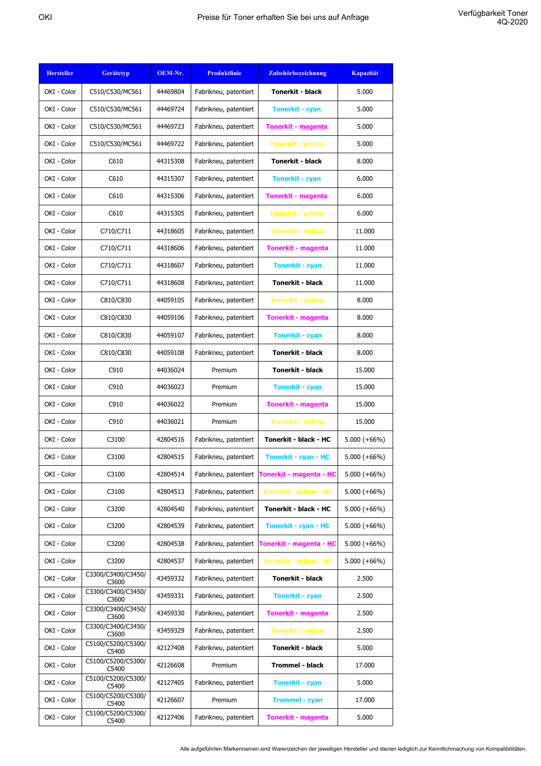OKI

Preise für Toner erhalten Sie bei uns auf Anfrage

Verfügbarkeit Toner 4Q-2020

| Hersteller | Gerätetyp | OEM-Nr. | Produktlinie | Zubehörbezeichnung | Kapazität |
|---|---|---|---|---|---|
| OKI - Color | C510/C530/MC561 | 44469804 | Fabrikneu, patentiert | **Tonerkit - black** | 5.000 |
| OKI - Color | C510/C530/MC561 | 44469724 | Fabrikneu, patentiert | **Tonerkit - cyan** | 5.000 |
| OKI - Color | C510/C530/MC561 | 44469723 | Fabrikneu, patentiert | **Tonerkit - magenta** | 5.000 |
| OKI - Color | C510/C530/MC561 | 44469722 | Fabrikneu, patentiert | **Tonerkit - yellow** | 5.000 |
| OKI - Color | C610 | 44315308 | Fabrikneu, patentiert | **Tonerkit - black** | 8.000 |
| OKI - Color | C610 | 44315307 | Fabrikneu, patentiert | **Tonerkit - cyan** | 6.000 |
| OKI - Color | C610 | 44315306 | Fabrikneu, patentiert | **Tonerkit - magenta** | 6.000 |
| OKI - Color | C610 | 44315305 | Fabrikneu, patentiert | **Tonerkit - yellow** | 6.000 |
| OKI - Color | C710/C711 | 44318605 | Fabrikneu, patentiert | **Tonerkit - yellow** | 11.000 |
| OKI - Color | C710/C711 | 44318606 | Fabrikneu, patentiert | **Tonerkit - magenta** | 11.000 |
| OKI - Color | C710/C711 | 44318607 | Fabrikneu, patentiert | **Tonerkit - cyan** | 11.000 |
| OKI - Color | C710/C711 | 44318608 | Fabrikneu, patentiert | **Tonerkit - black** | 11.000 |
| OKI - Color | C810/C830 | 44059105 | Fabrikneu, patentiert | **Tonerkit - yellow** | 8.000 |
| OKI - Color | C810/C830 | 44059106 | Fabrikneu, patentiert | **Tonerkit - magenta** | 8.000 |
| OKI - Color | C810/C830 | 44059107 | Fabrikneu, patentiert | **Tonerkit - cyan** | 8.000 |
| OKI - Color | C810/C830 | 44059108 | Fabrikneu, patentiert | **Tonerkit - black** | 8.000 |
| OKI - Color | C910 | 44036024 | Premium | **Tonerkit - black** | 15.000 |
| OKI - Color | C910 | 44036023 | Premium | **Tonerkit - cyan** | 15.000 |
| OKI - Color | C910 | 44036022 | Premium | **Tonerkit - magenta** | 15.000 |
| OKI - Color | C910 | 44036021 | Premium | **Tonerkit - yellow** | 15.000 |
| OKI - Color | C3100 | 42804516 | Fabrikneu, patentiert | **Tonerkit - black - HC** | 5.000 (+66%) |
| OKI - Color | C3100 | 42804515 | Fabrikneu, patentiert | **Tonerkit - cyan - HC** | 5.000 (+66%) |
| OKI - Color | C3100 | 42804514 | Fabrikneu, patentiert | **Tonerkit - magenta - HC** | 5.000 (+66%) |
| OKI - Color | C3100 | 42804513 | Fabrikneu, patentiert | **Tonerkit - yellow - HC** | 5.000 (+66%) |
| OKI - Color | C3200 | 42804540 | Fabrikneu, patentiert | **Tonerkit - black - HC** | 5.000 (+66%) |
| OKI - Color | C3200 | 42804539 | Fabrikneu, patentiert | **Tonerkit - cyan - HC** | 5.000 (+66%) |
| OKI - Color | C3200 | 42804538 | Fabrikneu, patentiert | **Tonerkit - magenta - HC** | 5.000 (+66%) |
| OKI - Color | C3200 | 42804537 | Fabrikneu, patentiert | **Tonerkit - yellow - HC** | 5.000 (+66%) |
| OKI - Color | C3300/C3400/C3450/ C3600 | 43459332 | Fabrikneu, patentiert | **Tonerkit - black** | 2.500 |
| OKI - Color | C3300/C3400/C3450/ C3600 | 43459331 | Fabrikneu, patentiert | **Tonerkit - cyan** | 2.500 |
| OKI - Color | C3300/C3400/C3450/ C3600 | 43459330 | Fabrikneu, patentiert | **Tonerkit - magenta** | 2.500 |
| OKI - Color | C3300/C3400/C3450/ C3600 | 43459329 | Fabrikneu, patentiert | **Tonerkit - yellow** | 2.500 |
| OKI - Color | C5100/C5200/C5300/ C5400 | 42127408 | Fabrikneu, patentiert | **Tonerkit - black** | 5.000 |
| OKI - Color | C5100/C5200/C5300/ C5400 | 42126608 | Premium | **Trommel - black** | 17.000 |
| OKI - Color | C5100/C5200/C5300/ C5400 | 42127405 | Fabrikneu, patentiert | **Tonerkit - cyan** | 5.000 |
| OKI - Color | C5100/C5200/C5300/ C5400 | 42126607 | Premium | **Trommel - cyan** | 17.000 |
| OKI - Color | C5100/C5200/C5300/ C5400 | 42127406 | Fabrikneu, patentiert | **Tonerkit - magenta** | 5.000 |

Alle aufgeführten Markennamen sind Warenzeichen der jeweiligen Hersteller und dienen lediglich zur Kenntlichmachung von Kompatibilitäten.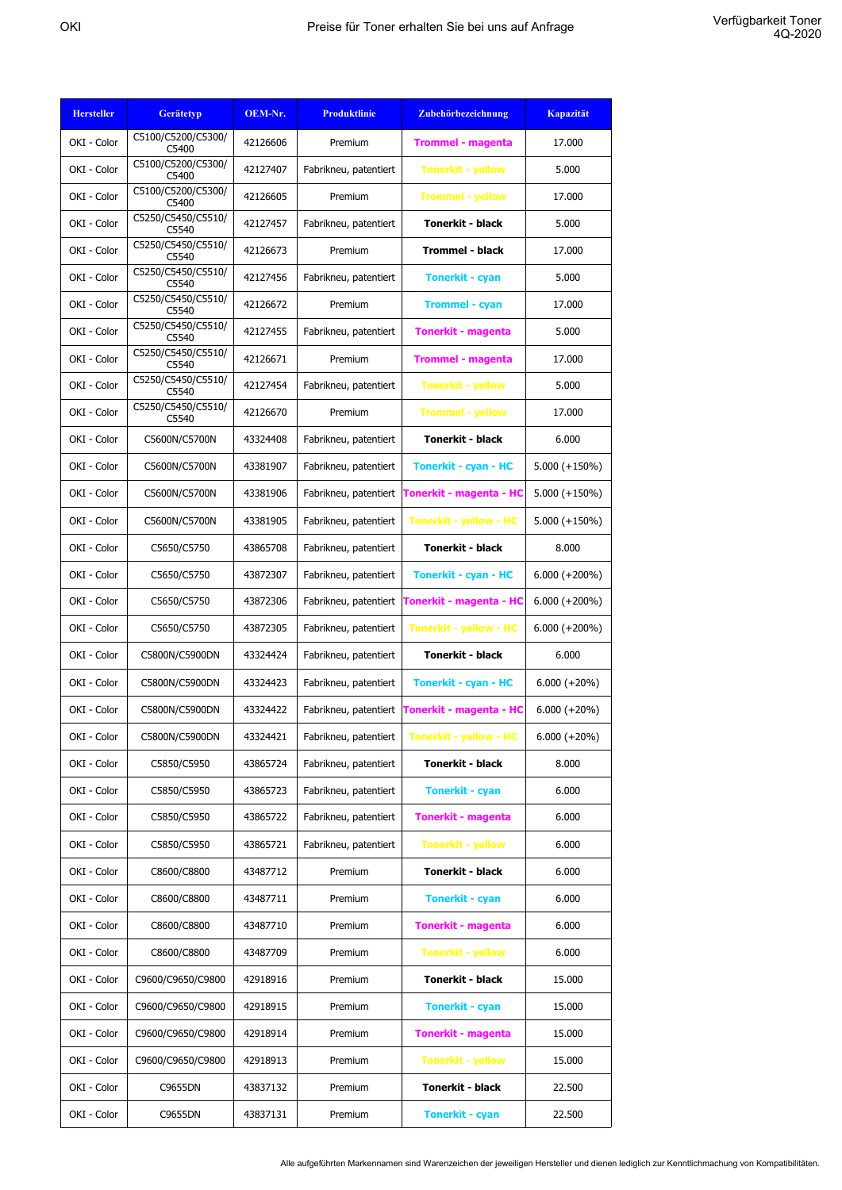| Hersteller | Gerätetyp | OEM-Nr. | Produktlinie | Zubehörbezeichnung | Kapazität |
|---|---|---|---|---|---|
| OKI - Color | C5100/C5200/C5300/ C5400 | 42126606 | Premium | **Trommel - magenta** | 17.000 |
| OKI - Color | C5100/C5200/C5300/ C5400 | 42127407 | Fabrikneu, patentiert | **Tonerkit - yellow** | 5.000 |
| OKI - Color | C5100/C5200/C5300/ C5400 | 42126605 | Premium | **Trommel - yellow** | 17.000 |
| OKI - Color | C5250/C5450/C5510/ C5540 | 42127457 | Fabrikneu, patentiert | **Tonerkit - black** | 5.000 |
| OKI - Color | C5250/C5450/C5510/ C5540 | 42126673 | Premium | **Trommel - black** | 17.000 |
| OKI - Color | C5250/C5450/C5510/ C5540 | 42127456 | Fabrikneu, patentiert | **Tonerkit - cyan** | 5.000 |
| OKI - Color | C5250/C5450/C5510/ C5540 | 42126672 | Premium | **Trommel - cyan** | 17.000 |
| OKI - Color | C5250/C5450/C5510/ C5540 | 42127455 | Fabrikneu, patentiert | **Tonerkit - magenta** | 5.000 |
| OKI - Color | C5250/C5450/C5510/ C5540 | 42126671 | Premium | **Trommel - magenta** | 17.000 |
| OKI - Color | C5250/C5450/C5510/ C5540 | 42127454 | Fabrikneu, patentiert | **Tonerkit - yellow** | 5.000 |
| OKI - Color | C5250/C5450/C5510/ C5540 | 42126670 | Premium | **Trommel - yellow** | 17.000 |
| OKI - Color | C5600N/C5700N | 43324408 | Fabrikneu, patentiert | **Tonerkit - black** | 6.000 |
| OKI - Color | C5600N/C5700N | 43381907 | Fabrikneu, patentiert | **Tonerkit - cyan - HC** | 5.000 (+150%) |
| OKI - Color | C5600N/C5700N | 43381906 | Fabrikneu, patentiert | **Tonerkit - magenta - HC** | 5.000 (+150%) |
| OKI - Color | C5600N/C5700N | 43381905 | Fabrikneu, patentiert | **Tonerkit - yellow - HC** | 5.000 (+150%) |
| OKI - Color | C5650/C5750 | 43865708 | Fabrikneu, patentiert | **Tonerkit - black** | 8.000 |
| OKI - Color | C5650/C5750 | 43872307 | Fabrikneu, patentiert | **Tonerkit - cyan - HC** | 6.000 (+200%) |
| OKI - Color | C5650/C5750 | 43872306 | Fabrikneu, patentiert | **Tonerkit - magenta - HC** | 6.000 (+200%) |
| OKI - Color | C5650/C5750 | 43872305 | Fabrikneu, patentiert | **Tonerkit - yellow - HC** | 6.000 (+200%) |
| OKI - Color | C5800N/C5900DN | 43324424 | Fabrikneu, patentiert | **Tonerkit - black** | 6.000 |
| OKI - Color | C5800N/C5900DN | 43324423 | Fabrikneu, patentiert | **Tonerkit - cyan - HC** | 6.000 (+20%) |
| OKI - Color | C5800N/C5900DN | 43324422 | Fabrikneu, patentiert | **Tonerkit - magenta - HC** | 6.000 (+20%) |
| OKI - Color | C5800N/C5900DN | 43324421 | Fabrikneu, patentiert | **Tonerkit - yellow - HC** | 6.000 (+20%) |
| OKI - Color | C5850/C5950 | 43865724 | Fabrikneu, patentiert | **Tonerkit - black** | 8.000 |
| OKI - Color | C5850/C5950 | 43865723 | Fabrikneu, patentiert | **Tonerkit - cyan** | 6.000 |
| OKI - Color | C5850/C5950 | 43865722 | Fabrikneu, patentiert | **Tonerkit - magenta** | 6.000 |
| OKI - Color | C5850/C5950 | 43865721 | Fabrikneu, patentiert | **Tonerkit - yellow** | 6.000 |
| OKI - Color | C8600/C8800 | 43487712 | Premium | **Tonerkit - black** | 6.000 |
| OKI - Color | C8600/C8800 | 43487711 | Premium | **Tonerkit - cyan** | 6.000 |
| OKI - Color | C8600/C8800 | 43487710 | Premium | **Tonerkit - magenta** | 6.000 |
| OKI - Color | C8600/C8800 | 43487709 | Premium | **Tonerkit - yellow** | 6.000 |
| OKI - Color | C9600/C9650/C9800 | 42918916 | Premium | **Tonerkit - black** | 15.000 |
| OKI - Color | C9600/C9650/C9800 | 42918915 | Premium | **Tonerkit - cyan** | 15.000 |
| OKI - Color | C9600/C9650/C9800 | 42918914 | Premium | **Tonerkit - magenta** | 15.000 |
| OKI - Color | C9600/C9650/C9800 | 42918913 | Premium | **Tonerkit - yellow** | 15.000 |
| OKI - Color | C9655DN | 43837132 | Premium | **Tonerkit - black** | 22.500 |
| OKI - Color | C9655DN | 43837131 | Premium | **Tonerkit - cyan** | 22.500 |

Alle aufgeführten Markennamen sind Warenzeichen der jeweiligen Hersteller und dienen lediglich zur Kenntlichmachung von Kompatibilitäten.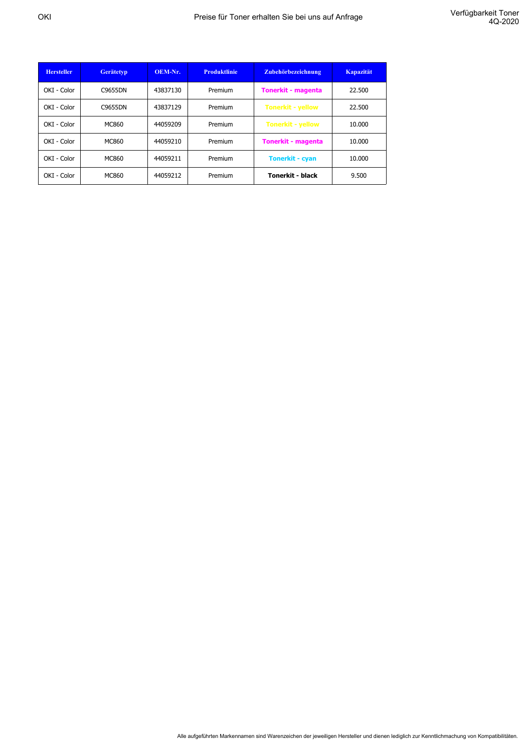| Hersteller | Gerätetyp | OEM-Nr. | Produktlinie | Zubehörbezeichnung | Kapazität |
|---|---|---|---|---|---|
| OKI - Color | C9655DN | 43837130 | Premium | **Tonerkit - magenta** | 22.500 |
| OKI - Color | C9655DN | 43837129 | Premium | **Tonerkit - yellow** | 22.500 |
| OKI - Color | MC860 | 44059209 | Premium | **Tonerkit - yellow** | 10.000 |
| OKI - Color | MC860 | 44059210 | Premium | **Tonerkit - magenta** | 10.000 |
| OKI - Color | MC860 | 44059211 | Premium | **Tonerkit - cyan** | 10.000 |
| OKI - Color | MC860 | 44059212 | Premium | **Tonerkit - black** | 9.500 |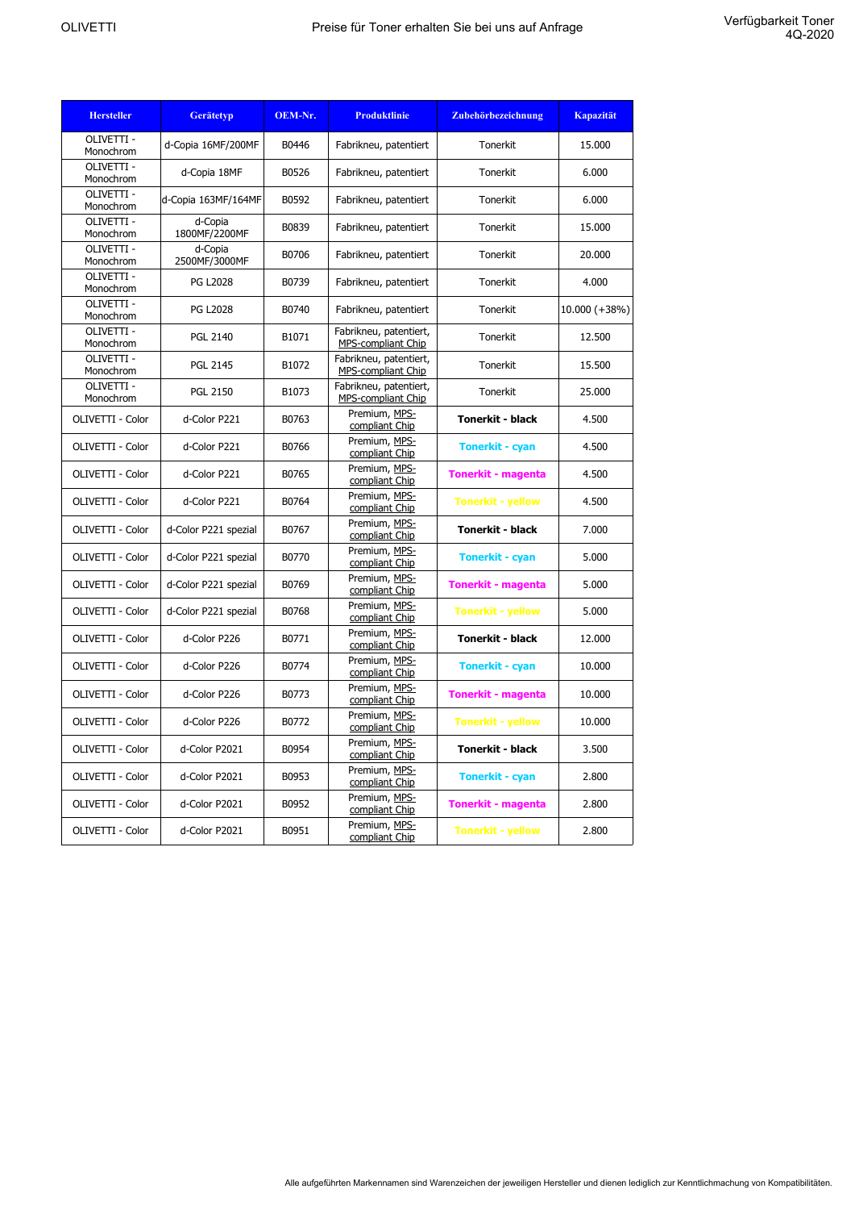OLIVETTI

Preise für Toner erhalten Sie bei uns auf Anfrage

Verfügbarkeit Toner 4Q-2020

| Hersteller | Gerätetyp | OEM-Nr. | Produktlinie | Zubehörbezeichnung | Kapazität |
|---|---|---|---|---|---|
| OLIVETTI - Monochrom | d-Copia 16MF/200MF | B0446 | Fabrikneu, patentiert | Tonerkit | 15.000 |
| OLIVETTI - Monochrom | d-Copia 18MF | B0526 | Fabrikneu, patentiert | Tonerkit | 6.000 |
| OLIVETTI - Monochrom | d-Copia 163MF/164MF | B0592 | Fabrikneu, patentiert | Tonerkit | 6.000 |
| OLIVETTI - Monochrom | d-Copia 1800MF/2200MF | B0839 | Fabrikneu, patentiert | Tonerkit | 15.000 |
| OLIVETTI - Monochrom | d-Copia 2500MF/3000MF | B0706 | Fabrikneu, patentiert | Tonerkit | 20.000 |
| OLIVETTI - Monochrom | PG L2028 | B0739 | Fabrikneu, patentiert | Tonerkit | 4.000 |
| OLIVETTI - Monochrom | PG L2028 | B0740 | Fabrikneu, patentiert | Tonerkit | 10.000 (+38%) |
| OLIVETTI - Monochrom | PGL 2140 | B1071 | Fabrikneu, patentiert, MPS-compliant Chip | Tonerkit | 12.500 |
| OLIVETTI - Monochrom | PGL 2145 | B1072 | Fabrikneu, patentiert, MPS-compliant Chip | Tonerkit | 15.500 |
| OLIVETTI - Monochrom | PGL 2150 | B1073 | Fabrikneu, patentiert, MPS-compliant Chip | Tonerkit | 25.000 |
| OLIVETTI - Color | d-Color P221 | B0763 | Premium, MPS-compliant Chip | **Tonerkit - black** | 4.500 |
| OLIVETTI - Color | d-Color P221 | B0766 | Premium, MPS-compliant Chip | **Tonerkit - cyan** | 4.500 |
| OLIVETTI - Color | d-Color P221 | B0765 | Premium, MPS-compliant Chip | **Tonerkit - magenta** | 4.500 |
| OLIVETTI - Color | d-Color P221 | B0764 | Premium, MPS-compliant Chip | **Tonerkit - yellow** | 4.500 |
| OLIVETTI - Color | d-Color P221 spezial | B0767 | Premium, MPS-compliant Chip | **Tonerkit - black** | 7.000 |
| OLIVETTI - Color | d-Color P221 spezial | B0770 | Premium, MPS-compliant Chip | **Tonerkit - cyan** | 5.000 |
| OLIVETTI - Color | d-Color P221 spezial | B0769 | Premium, MPS-compliant Chip | **Tonerkit - magenta** | 5.000 |
| OLIVETTI - Color | d-Color P221 spezial | B0768 | Premium, MPS-compliant Chip | **Tonerkit - yellow** | 5.000 |
| OLIVETTI - Color | d-Color P226 | B0771 | Premium, MPS-compliant Chip | **Tonerkit - black** | 12.000 |
| OLIVETTI - Color | d-Color P226 | B0774 | Premium, MPS-compliant Chip | **Tonerkit - cyan** | 10.000 |
| OLIVETTI - Color | d-Color P226 | B0773 | Premium, MPS-compliant Chip | **Tonerkit - magenta** | 10.000 |
| OLIVETTI - Color | d-Color P226 | B0772 | Premium, MPS-compliant Chip | **Tonerkit - yellow** | 10.000 |
| OLIVETTI - Color | d-Color P2021 | B0954 | Premium, MPS-compliant Chip | **Tonerkit - black** | 3.500 |
| OLIVETTI - Color | d-Color P2021 | B0953 | Premium, MPS-compliant Chip | **Tonerkit - cyan** | 2.800 |
| OLIVETTI - Color | d-Color P2021 | B0952 | Premium, MPS-compliant Chip | **Tonerkit - magenta** | 2.800 |
| OLIVETTI - Color | d-Color P2021 | B0951 | Premium, MPS-compliant Chip | **Tonerkit - yellow** | 2.800 |

Alle aufgeführten Markennamen sind Warenzeichen der jeweiligen Hersteller und dienen lediglich zur Kenntlichmachung von Kompatibilitäten.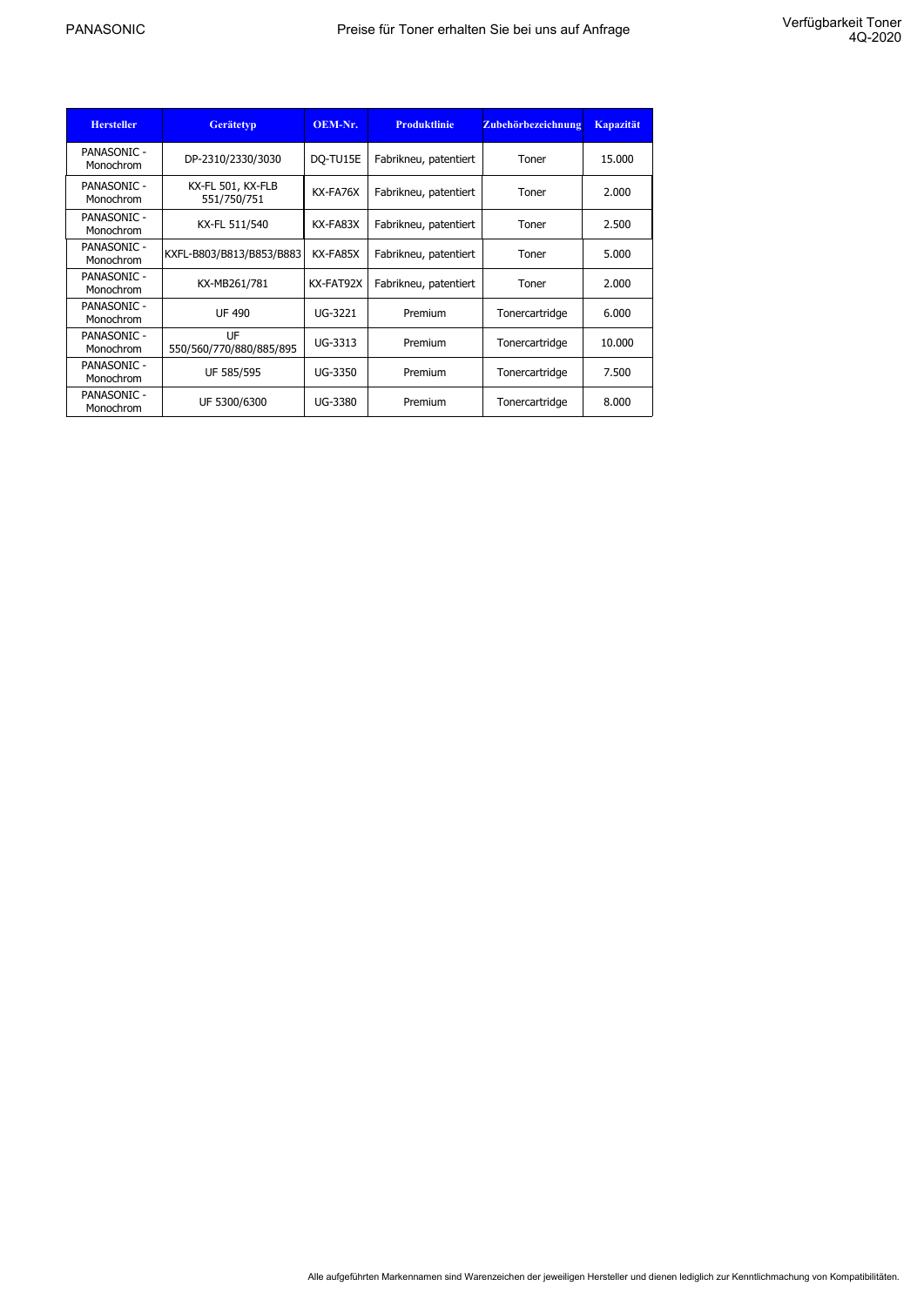PANASONIC

Preise für Toner erhalten Sie bei uns auf Anfrage

Verfügbarkeit Toner 4Q-2020

| Hersteller | Gerätetyp | OEM-Nr. | Produktlinie | Zubehörbezeichnung | Kapazität |
|---|---|---|---|---|---|
| PANASONIC - Monochrom | DP-2310/2330/3030 | DQ-TU15E | Fabrikneu, patentiert | Toner | 15.000 |
| PANASONIC - Monochrom | KX-FL 501, KX-FLB 551/750/751 | KX-FA76X | Fabrikneu, patentiert | Toner | 2.000 |
| PANASONIC - Monochrom | KX-FL 511/540 | KX-FA83X | Fabrikneu, patentiert | Toner | 2.500 |
| PANASONIC - Monochrom | KXFL-B803/B813/B853/B883 | KX-FA85X | Fabrikneu, patentiert | Toner | 5.000 |
| PANASONIC - Monochrom | KX-MB261/781 | KX-FAT92X | Fabrikneu, patentiert | Toner | 2.000 |
| PANASONIC - Monochrom | UF 490 | UG-3221 | Premium | Tonercartridge | 6.000 |
| PANASONIC - Monochrom | UF 550/560/770/880/885/895 | UG-3313 | Premium | Tonercartridge | 10.000 |
| PANASONIC - Monochrom | UF 585/595 | UG-3350 | Premium | Tonercartridge | 7.500 |
| PANASONIC - Monochrom | UF 5300/6300 | UG-3380 | Premium | Tonercartridge | 8.000 |

Alle aufgeführten Markennamen sind Warenzeichen der jeweiligen Hersteller und dienen lediglich zur Kenntlichmachung von Kompatibilitäten.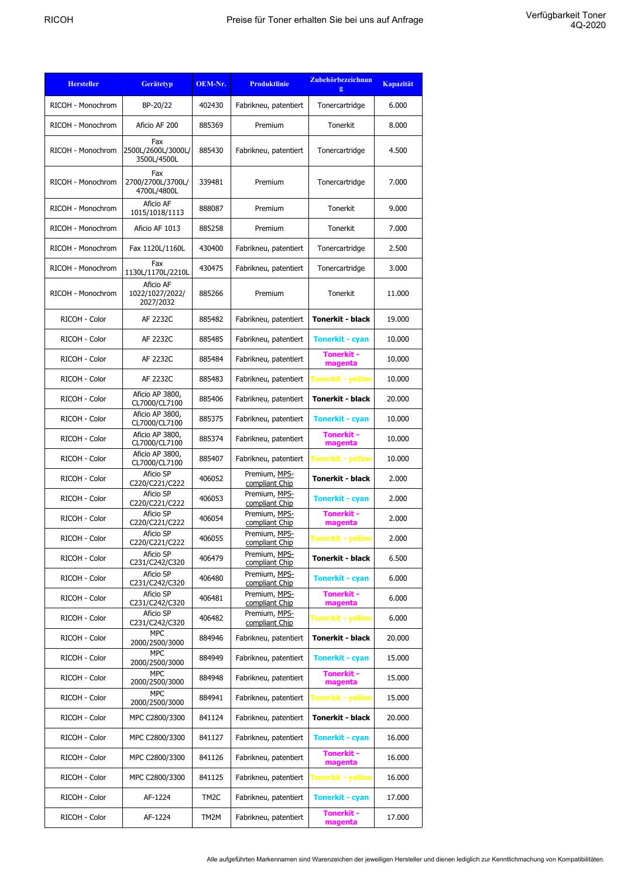| Hersteller | Gerätetyp | OEM-Nr. | Produktlinie | Zubehörbezeichnung | Kapazität |
|---|---|---|---|---|---|
| RICOH - Monochrom | BP-20/22 | 402430 | Fabrikneu, patentiert | Tonercartridge | 6.000 |
| RICOH - Monochrom | Aficio AF 200 | 885369 | Premium | Tonerkit | 8.000 |
| RICOH - Monochrom | Fax 2500L/2600L/3000L/ 3500L/4500L | 885430 | Fabrikneu, patentiert | Tonercartridge | 4.500 |
| RICOH - Monochrom | Fax 2700/2700L/3700L/ 4700L/4800L | 339481 | Premium | Tonercartridge | 7.000 |
| RICOH - Monochrom | Aficio AF 1015/1018/1113 | 888087 | Premium | Tonerkit | 9.000 |
| RICOH - Monochrom | Aficio AF 1013 | 885258 | Premium | Tonerkit | 7.000 |
| RICOH - Monochrom | Fax 1120L/1160L | 430400 | Fabrikneu, patentiert | Tonercartridge | 2.500 |
| RICOH - Monochrom | Fax 1130L/1170L/2210L | 430475 | Fabrikneu, patentiert | Tonercartridge | 3.000 |
| RICOH - Monochrom | Aficio AF 1022/1027/2022/ 2027/2032 | 885266 | Premium | Tonerkit | 11.000 |
| RICOH - Color | AF 2232C | 885482 | Fabrikneu, patentiert | **Tonerkit - black** | 19.000 |
| RICOH - Color | AF 2232C | 885485 | Fabrikneu, patentiert | **Tonerkit - cyan** | 10.000 |
| RICOH - Color | AF 2232C | 885484 | Fabrikneu, patentiert | **Tonerkit - magenta** | 10.000 |
| RICOH - Color | AF 2232C | 885483 | Fabrikneu, patentiert | **Tonerkit - yellow** | 10.000 |
| RICOH - Color | Aficio AP 3800, CL7000/CL7100 | 885406 | Fabrikneu, patentiert | **Tonerkit - black** | 20.000 |
| RICOH - Color | Aficio AP 3800, CL7000/CL7100 | 885375 | Fabrikneu, patentiert | **Tonerkit - cyan** | 10.000 |
| RICOH - Color | Aficio AP 3800, CL7000/CL7100 | 885374 | Fabrikneu, patentiert | **Tonerkit - magenta** | 10.000 |
| RICOH - Color | Aficio AP 3800, CL7000/CL7100 | 885407 | Fabrikneu, patentiert | **Tonerkit - yellow** | 10.000 |
| RICOH - Color | Aficio SP C220/C221/C222 | 406052 | Premium, MPS-compliant Chip | **Tonerkit - black** | 2.000 |
| RICOH - Color | Aficio SP C220/C221/C222 | 406053 | Premium, MPS-compliant Chip | **Tonerkit - cyan** | 2.000 |
| RICOH - Color | Aficio SP C220/C221/C222 | 406054 | Premium, MPS-compliant Chip | **Tonerkit - magenta** | 2.000 |
| RICOH - Color | Aficio SP C220/C221/C222 | 406055 | Premium, MPS-compliant Chip | **Tonerkit - yellow** | 2.000 |
| RICOH - Color | Aficio SP C231/C242/C320 | 406479 | Premium, MPS-compliant Chip | **Tonerkit - black** | 6.500 |
| RICOH - Color | Aficio SP C231/C242/C320 | 406480 | Premium, MPS-compliant Chip | **Tonerkit - cyan** | 6.000 |
| RICOH - Color | Aficio SP C231/C242/C320 | 406481 | Premium, MPS-compliant Chip | **Tonerkit - magenta** | 6.000 |
| RICOH - Color | Aficio SP C231/C242/C320 | 406482 | Premium, MPS-compliant Chip | **Tonerkit - yellow** | 6.000 |
| RICOH - Color | MPC 2000/2500/3000 | 884946 | Fabrikneu, patentiert | **Tonerkit - black** | 20.000 |
| RICOH - Color | MPC 2000/2500/3000 | 884949 | Fabrikneu, patentiert | **Tonerkit - cyan** | 15.000 |
| RICOH - Color | MPC 2000/2500/3000 | 884948 | Fabrikneu, patentiert | **Tonerkit - magenta** | 15.000 |
| RICOH - Color | MPC 2000/2500/3000 | 884941 | Fabrikneu, patentiert | **Tonerkit - yellow** | 15.000 |
| RICOH - Color | MPC C2800/3300 | 841124 | Fabrikneu, patentiert | **Tonerkit - black** | 20.000 |
| RICOH - Color | MPC C2800/3300 | 841127 | Fabrikneu, patentiert | **Tonerkit - cyan** | 16.000 |
| RICOH - Color | MPC C2800/3300 | 841126 | Fabrikneu, patentiert | **Tonerkit - magenta** | 16.000 |
| RICOH - Color | MPC C2800/3300 | 841125 | Fabrikneu, patentiert | **Tonerkit - yellow** | 16.000 |
| RICOH - Color | AF-1224 | TM2C | Fabrikneu, patentiert | **Tonerkit - cyan** | 17.000 |
| RICOH - Color | AF-1224 | TM2M | Fabrikneu, patentiert | **Tonerkit - magenta** | 17.000 |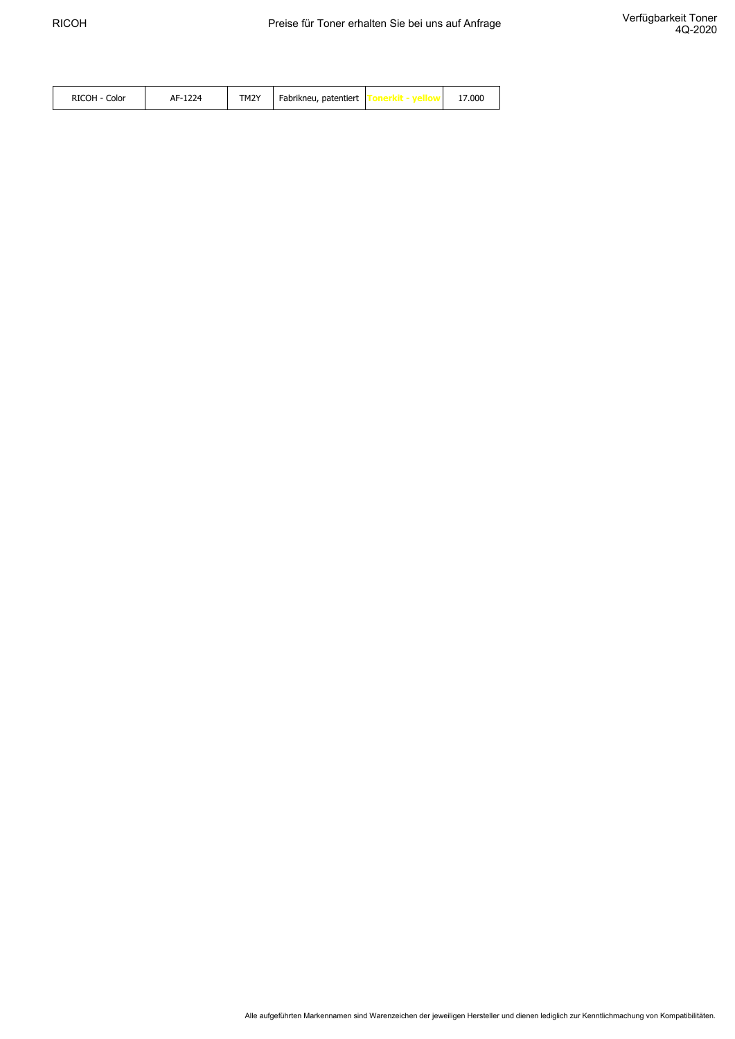| RICOH - Color | AF-1224 | TM2Y | Fabrikneu, patentiert | Tonerkit - yellow | 17.000 |
|---|---|---|---|---|---|

Alle aufgeführten Markennamen sind Warenzeichen der jeweiligen Hersteller und dienen lediglich zur Kenntlichmachung von Kompatibilitäten.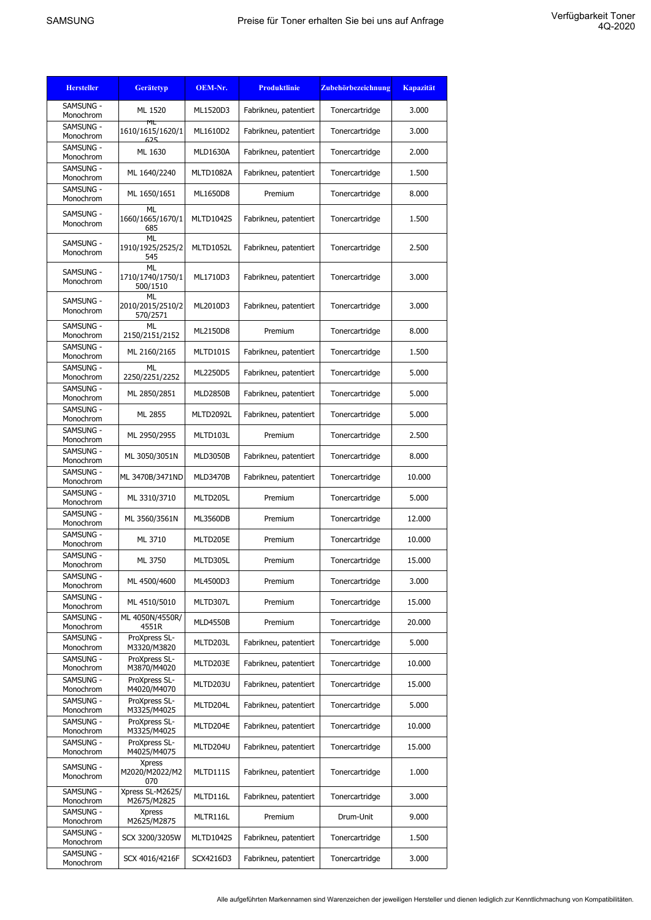SAMSUNG

Preise für Toner erhalten Sie bei uns auf Anfrage

Verfügbarkeit Toner 4Q-2020

| Hersteller | Gerätetyp | OEM-Nr. | Produktlinie | Zubehörbezeichnung | Kapazität |
|---|---|---|---|---|---|
| SAMSUNG - Monochrom | ML 1520 | ML1520D3 | Fabrikneu, patentiert | Tonercartridge | 3.000 |
| SAMSUNG - Monochrom | ML 1610/1615/1620/1625 | ML1610D2 | Fabrikneu, patentiert | Tonercartridge | 3.000 |
| SAMSUNG - Monochrom | ML 1630 | MLD1630A | Fabrikneu, patentiert | Tonercartridge | 2.000 |
| SAMSUNG - Monochrom | ML 1640/2240 | MLTD1082A | Fabrikneu, patentiert | Tonercartridge | 1.500 |
| SAMSUNG - Monochrom | ML 1650/1651 | ML1650D8 | Premium | Tonercartridge | 8.000 |
| SAMSUNG - Monochrom | ML 1660/1665/1670/1685 | MLTD1042S | Fabrikneu, patentiert | Tonercartridge | 1.500 |
| SAMSUNG - Monochrom | ML 1910/1925/2525/2545 | MLTD1052L | Fabrikneu, patentiert | Tonercartridge | 2.500 |
| SAMSUNG - Monochrom | ML 1710/1740/1750/1500/1510 | ML1710D3 | Fabrikneu, patentiert | Tonercartridge | 3.000 |
| SAMSUNG - Monochrom | ML 2010/2015/2510/2570/2571 | ML2010D3 | Fabrikneu, patentiert | Tonercartridge | 3.000 |
| SAMSUNG - Monochrom | ML 2150/2151/2152 | ML2150D8 | Premium | Tonercartridge | 8.000 |
| SAMSUNG - Monochrom | ML 2160/2165 | MLTD101S | Fabrikneu, patentiert | Tonercartridge | 1.500 |
| SAMSUNG - Monochrom | ML 2250/2251/2252 | ML2250D5 | Fabrikneu, patentiert | Tonercartridge | 5.000 |
| SAMSUNG - Monochrom | ML 2850/2851 | MLD2850B | Fabrikneu, patentiert | Tonercartridge | 5.000 |
| SAMSUNG - Monochrom | ML 2855 | MLTD2092L | Fabrikneu, patentiert | Tonercartridge | 5.000 |
| SAMSUNG - Monochrom | ML 2950/2955 | MLTD103L | Premium | Tonercartridge | 2.500 |
| SAMSUNG - Monochrom | ML 3050/3051N | MLD3050B | Fabrikneu, patentiert | Tonercartridge | 8.000 |
| SAMSUNG - Monochrom | ML 3470B/3471ND | MLD3470B | Fabrikneu, patentiert | Tonercartridge | 10.000 |
| SAMSUNG - Monochrom | ML 3310/3710 | MLTD205L | Premium | Tonercartridge | 5.000 |
| SAMSUNG - Monochrom | ML 3560/3561N | ML3560DB | Premium | Tonercartridge | 12.000 |
| SAMSUNG - Monochrom | ML 3710 | MLTD205E | Premium | Tonercartridge | 10.000 |
| SAMSUNG - Monochrom | ML 3750 | MLTD305L | Premium | Tonercartridge | 15.000 |
| SAMSUNG - Monochrom | ML 4500/4600 | ML4500D3 | Premium | Tonercartridge | 3.000 |
| SAMSUNG - Monochrom | ML 4510/5010 | MLTD307L | Premium | Tonercartridge | 15.000 |
| SAMSUNG - Monochrom | ML 4050N/4550R/4551R | MLD4550B | Premium | Tonercartridge | 20.000 |
| SAMSUNG - Monochrom | ProXpress SL-M3320/M3820 | MLTD203L | Fabrikneu, patentiert | Tonercartridge | 5.000 |
| SAMSUNG - Monochrom | ProXpress SL-M3870/M4020 | MLTD203E | Fabrikneu, patentiert | Tonercartridge | 10.000 |
| SAMSUNG - Monochrom | ProXpress SL-M4020/M4070 | MLTD203U | Fabrikneu, patentiert | Tonercartridge | 15.000 |
| SAMSUNG - Monochrom | ProXpress SL-M3325/M4025 | MLTD204L | Fabrikneu, patentiert | Tonercartridge | 5.000 |
| SAMSUNG - Monochrom | ProXpress SL-M3325/M4025 | MLTD204E | Fabrikneu, patentiert | Tonercartridge | 10.000 |
| SAMSUNG - Monochrom | ProXpress SL-M4025/M4075 | MLTD204U | Fabrikneu, patentiert | Tonercartridge | 15.000 |
| SAMSUNG - Monochrom | Xpress M2020/M2022/M2070 | MLTD111S | Fabrikneu, patentiert | Tonercartridge | 1.000 |
| SAMSUNG - Monochrom | Xpress SL-M2625/M2675/M2825 | MLTD116L | Fabrikneu, patentiert | Tonercartridge | 3.000 |
| SAMSUNG - Monochrom | Xpress M2625/M2875 | MLTR116L | Premium | Drum-Unit | 9.000 |
| SAMSUNG - Monochrom | SCX 3200/3205W | MLTD1042S | Fabrikneu, patentiert | Tonercartridge | 1.500 |
| SAMSUNG - Monochrom | SCX 4016/4216F | SCX4216D3 | Fabrikneu, patentiert | Tonercartridge | 3.000 |

Alle aufgeführten Markennamen sind Warenzeichen der jeweiligen Hersteller und dienen lediglich zur Kenntlichmachung von Kompatibilitäten.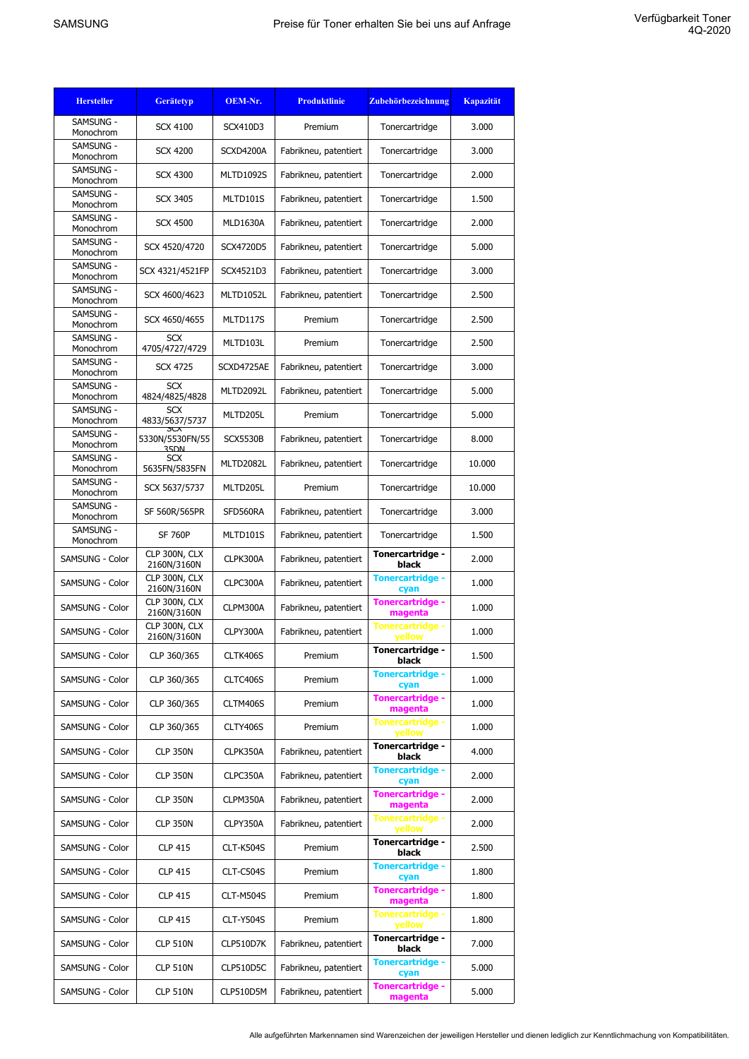SAMSUNG | Preise für Toner erhalten Sie bei uns auf Anfrage | Verfügbarkeit Toner 4Q-2020

| Hersteller | Gerätetyp | OEM-Nr. | Produktlinie | Zubehörbezeichnung | Kapazität |
|---|---|---|---|---|---|
| SAMSUNG - Monochrom | SCX 4100 | SCX410D3 | Premium | Tonercartridge | 3.000 |
| SAMSUNG - Monochrom | SCX 4200 | SCXD4200A | Fabrikneu, patentiert | Tonercartridge | 3.000 |
| SAMSUNG - Monochrom | SCX 4300 | MLTD1092S | Fabrikneu, patentiert | Tonercartridge | 2.000 |
| SAMSUNG - Monochrom | SCX 3405 | MLTD101S | Fabrikneu, patentiert | Tonercartridge | 1.500 |
| SAMSUNG - Monochrom | SCX 4500 | MLD1630A | Fabrikneu, patentiert | Tonercartridge | 2.000 |
| SAMSUNG - Monochrom | SCX 4520/4720 | SCX4720D5 | Fabrikneu, patentiert | Tonercartridge | 5.000 |
| SAMSUNG - Monochrom | SCX 4321/4521FP | SCX4521D3 | Fabrikneu, patentiert | Tonercartridge | 3.000 |
| SAMSUNG - Monochrom | SCX 4600/4623 | MLTD1052L | Fabrikneu, patentiert | Tonercartridge | 2.500 |
| SAMSUNG - Monochrom | SCX 4650/4655 | MLTD117S | Premium | Tonercartridge | 2.500 |
| SAMSUNG - Monochrom | SCX 4705/4727/4729 | MLTD103L | Premium | Tonercartridge | 2.500 |
| SAMSUNG - Monochrom | SCX 4725 | SCXD4725AE | Fabrikneu, patentiert | Tonercartridge | 3.000 |
| SAMSUNG - Monochrom | SCX 4824/4825/4828 | MLTD2092L | Fabrikneu, patentiert | Tonercartridge | 5.000 |
| SAMSUNG - Monochrom | SCX 4833/5637/5737 | MLTD205L | Premium | Tonercartridge | 5.000 |
| SAMSUNG - Monochrom | SCX 5330N/5530FN/5535DN | SCX5530B | Fabrikneu, patentiert | Tonercartridge | 8.000 |
| SAMSUNG - Monochrom | SCX 5635FN/5835FN | MLTD2082L | Fabrikneu, patentiert | Tonercartridge | 10.000 |
| SAMSUNG - Monochrom | SCX 5637/5737 | MLTD205L | Premium | Tonercartridge | 10.000 |
| SAMSUNG - Monochrom | SF 560R/565PR | SFD560RA | Fabrikneu, patentiert | Tonercartridge | 3.000 |
| SAMSUNG - Monochrom | SF 760P | MLTD101S | Fabrikneu, patentiert | Tonercartridge | 1.500 |
| SAMSUNG - Color | CLP 300N, CLX 2160N/3160N | CLPK300A | Fabrikneu, patentiert | **Tonercartridge - black** | 2.000 |
| SAMSUNG - Color | CLP 300N, CLX 2160N/3160N | CLPC300A | Fabrikneu, patentiert | **Tonercartridge - cyan** | 1.000 |
| SAMSUNG - Color | CLP 300N, CLX 2160N/3160N | CLPM300A | Fabrikneu, patentiert | **Tonercartridge - magenta** | 1.000 |
| SAMSUNG - Color | CLP 300N, CLX 2160N/3160N | CLPY300A | Fabrikneu, patentiert | **Tonercartridge - yellow** | 1.000 |
| SAMSUNG - Color | CLP 360/365 | CLTK406S | Premium | **Tonercartridge - black** | 1.500 |
| SAMSUNG - Color | CLP 360/365 | CLTC406S | Premium | **Tonercartridge - cyan** | 1.000 |
| SAMSUNG - Color | CLP 360/365 | CLTM406S | Premium | **Tonercartridge - magenta** | 1.000 |
| SAMSUNG - Color | CLP 360/365 | CLTY406S | Premium | **Tonercartridge - yellow** | 1.000 |
| SAMSUNG - Color | CLP 350N | CLPK350A | Fabrikneu, patentiert | **Tonercartridge - black** | 4.000 |
| SAMSUNG - Color | CLP 350N | CLPC350A | Fabrikneu, patentiert | **Tonercartridge - cyan** | 2.000 |
| SAMSUNG - Color | CLP 350N | CLPM350A | Fabrikneu, patentiert | **Tonercartridge - magenta** | 2.000 |
| SAMSUNG - Color | CLP 350N | CLPY350A | Fabrikneu, patentiert | **Tonercartridge - yellow** | 2.000 |
| SAMSUNG - Color | CLP 415 | CLT-K504S | Premium | **Tonercartridge - black** | 2.500 |
| SAMSUNG - Color | CLP 415 | CLT-C504S | Premium | **Tonercartridge - cyan** | 1.800 |
| SAMSUNG - Color | CLP 415 | CLT-M504S | Premium | **Tonercartridge - magenta** | 1.800 |
| SAMSUNG - Color | CLP 415 | CLT-Y504S | Premium | **Tonercartridge - yellow** | 1.800 |
| SAMSUNG - Color | CLP 510N | CLP510D7K | Fabrikneu, patentiert | **Tonercartridge - black** | 7.000 |
| SAMSUNG - Color | CLP 510N | CLP510D5C | Fabrikneu, patentiert | **Tonercartridge - cyan** | 5.000 |
| SAMSUNG - Color | CLP 510N | CLP510D5M | Fabrikneu, patentiert | **Tonercartridge - magenta** | 5.000 |

Alle aufgeführten Markennamen sind Warenzeichen der jeweiligen Hersteller und dienen lediglich zur Kenntlichmachung von Kompatibilitäten.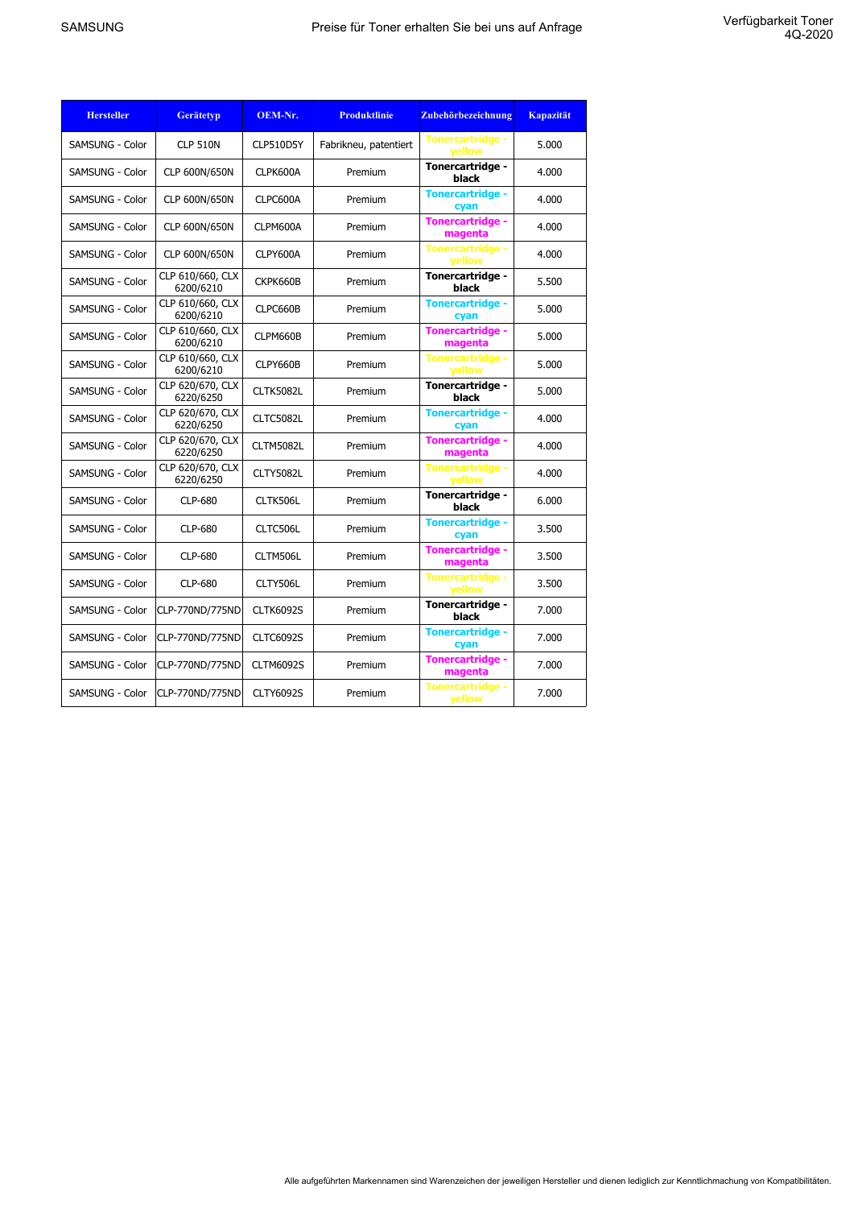SAMSUNG

Preise für Toner erhalten Sie bei uns auf Anfrage

Verfügbarkeit Toner 4Q-2020

| Hersteller | Gerätetyp | OEM-Nr. | Produktlinie | Zubehörbezeichnung | Kapazität |
|---|---|---|---|---|---|
| SAMSUNG - Color | CLP 510N | CLP510D5Y | Fabrikneu, patentiert | Tonercartridge - yellow | 5.000 |
| SAMSUNG - Color | CLP 600N/650N | CLPK600A | Premium | Tonercartridge - black | 4.000 |
| SAMSUNG - Color | CLP 600N/650N | CLPC600A | Premium | Tonercartridge - cyan | 4.000 |
| SAMSUNG - Color | CLP 600N/650N | CLPM600A | Premium | Tonercartridge - magenta | 4.000 |
| SAMSUNG - Color | CLP 600N/650N | CLPY600A | Premium | Tonercartridge - yellow | 4.000 |
| SAMSUNG - Color | CLP 610/660, CLX 6200/6210 | CKPK660B | Premium | Tonercartridge - black | 5.500 |
| SAMSUNG - Color | CLP 610/660, CLX 6200/6210 | CLPC660B | Premium | Tonercartridge - cyan | 5.000 |
| SAMSUNG - Color | CLP 610/660, CLX 6200/6210 | CLPM660B | Premium | Tonercartridge - magenta | 5.000 |
| SAMSUNG - Color | CLP 610/660, CLX 6200/6210 | CLPY660B | Premium | Tonercartridge - yellow | 5.000 |
| SAMSUNG - Color | CLP 620/670, CLX 6220/6250 | CLTK5082L | Premium | Tonercartridge - black | 5.000 |
| SAMSUNG - Color | CLP 620/670, CLX 6220/6250 | CLTC5082L | Premium | Tonercartridge - cyan | 4.000 |
| SAMSUNG - Color | CLP 620/670, CLX 6220/6250 | CLTM5082L | Premium | Tonercartridge - magenta | 4.000 |
| SAMSUNG - Color | CLP 620/670, CLX 6220/6250 | CLTY5082L | Premium | Tonercartridge - yellow | 4.000 |
| SAMSUNG - Color | CLP-680 | CLTK506L | Premium | Tonercartridge - black | 6.000 |
| SAMSUNG - Color | CLP-680 | CLTC506L | Premium | Tonercartridge - cyan | 3.500 |
| SAMSUNG - Color | CLP-680 | CLTM506L | Premium | Tonercartridge - magenta | 3.500 |
| SAMSUNG - Color | CLP-680 | CLTY506L | Premium | Tonercartridge - yellow | 3.500 |
| SAMSUNG - Color | CLP-770ND/775ND | CLTK6092S | Premium | Tonercartridge - black | 7.000 |
| SAMSUNG - Color | CLP-770ND/775ND | CLTC6092S | Premium | Tonercartridge - cyan | 7.000 |
| SAMSUNG - Color | CLP-770ND/775ND | CLTM6092S | Premium | Tonercartridge - magenta | 7.000 |
| SAMSUNG - Color | CLP-770ND/775ND | CLTY6092S | Premium | Tonercartridge - yellow | 7.000 |

Alle aufgeführten Markennamen sind Warenzeichen der jeweiligen Hersteller und dienen lediglich zur Kenntlichmachung von Kompatibilitäten.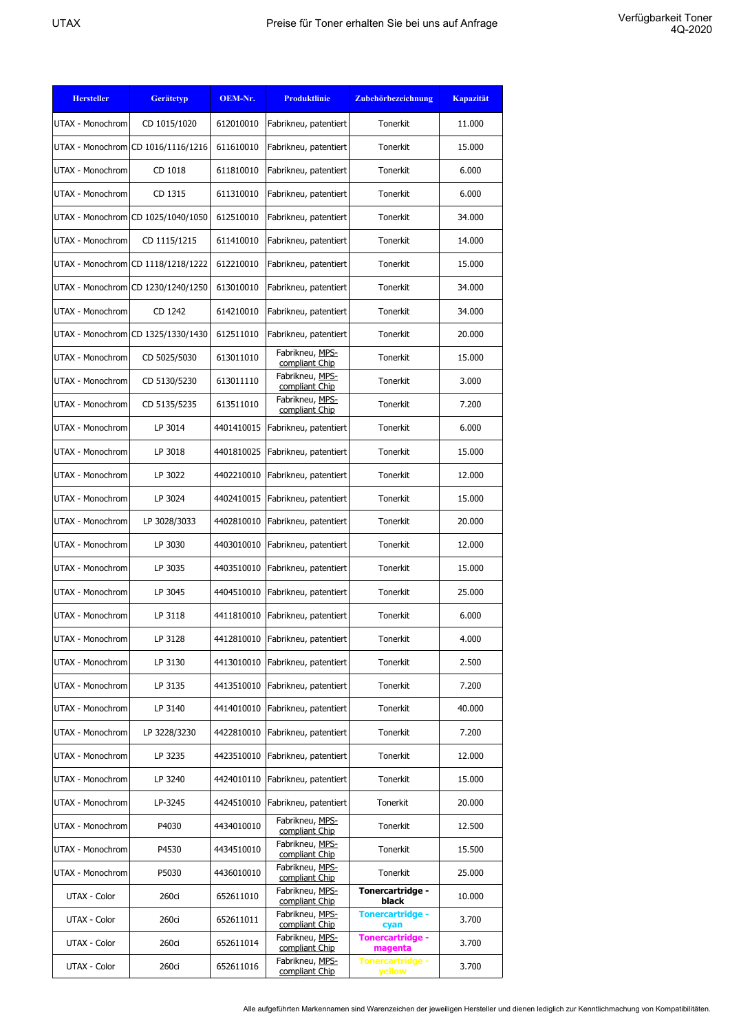| Hersteller | Gerätetyp | OEM-Nr. | Produktlinie | Zubehörbezeichnung | Kapazität |
|---|---|---|---|---|---|
| UTAX - Monochrom | CD 1015/1020 | 612010010 | Fabrikneu, patentiert | Tonerkit | 11.000 |
| UTAX - Monochrom | CD 1016/1116/1216 | 611610010 | Fabrikneu, patentiert | Tonerkit | 15.000 |
| UTAX - Monochrom | CD 1018 | 611810010 | Fabrikneu, patentiert | Tonerkit | 6.000 |
| UTAX - Monochrom | CD 1315 | 611310010 | Fabrikneu, patentiert | Tonerkit | 6.000 |
| UTAX - Monochrom | CD 1025/1040/1050 | 612510010 | Fabrikneu, patentiert | Tonerkit | 34.000 |
| UTAX - Monochrom | CD 1115/1215 | 611410010 | Fabrikneu, patentiert | Tonerkit | 14.000 |
| UTAX - Monochrom | CD 1118/1218/1222 | 612210010 | Fabrikneu, patentiert | Tonerkit | 15.000 |
| UTAX - Monochrom | CD 1230/1240/1250 | 613010010 | Fabrikneu, patentiert | Tonerkit | 34.000 |
| UTAX - Monochrom | CD 1242 | 614210010 | Fabrikneu, patentiert | Tonerkit | 34.000 |
| UTAX - Monochrom | CD 1325/1330/1430 | 612511010 | Fabrikneu, patentiert | Tonerkit | 20.000 |
| UTAX - Monochrom | CD 5025/5030 | 613011010 | Fabrikneu, MPS-compliant Chip | Tonerkit | 15.000 |
| UTAX - Monochrom | CD 5130/5230 | 613011110 | Fabrikneu, MPS-compliant Chip | Tonerkit | 3.000 |
| UTAX - Monochrom | CD 5135/5235 | 613511010 | Fabrikneu, MPS-compliant Chip | Tonerkit | 7.200 |
| UTAX - Monochrom | LP 3014 | 4401410015 | Fabrikneu, patentiert | Tonerkit | 6.000 |
| UTAX - Monochrom | LP 3018 | 4401810025 | Fabrikneu, patentiert | Tonerkit | 15.000 |
| UTAX - Monochrom | LP 3022 | 4402210010 | Fabrikneu, patentiert | Tonerkit | 12.000 |
| UTAX - Monochrom | LP 3024 | 4402410015 | Fabrikneu, patentiert | Tonerkit | 15.000 |
| UTAX - Monochrom | LP 3028/3033 | 4402810010 | Fabrikneu, patentiert | Tonerkit | 20.000 |
| UTAX - Monochrom | LP 3030 | 4403010010 | Fabrikneu, patentiert | Tonerkit | 12.000 |
| UTAX - Monochrom | LP 3035 | 4403510010 | Fabrikneu, patentiert | Tonerkit | 15.000 |
| UTAX - Monochrom | LP 3045 | 4404510010 | Fabrikneu, patentiert | Tonerkit | 25.000 |
| UTAX - Monochrom | LP 3118 | 4411810010 | Fabrikneu, patentiert | Tonerkit | 6.000 |
| UTAX - Monochrom | LP 3128 | 4412810010 | Fabrikneu, patentiert | Tonerkit | 4.000 |
| UTAX - Monochrom | LP 3130 | 4413010010 | Fabrikneu, patentiert | Tonerkit | 2.500 |
| UTAX - Monochrom | LP 3135 | 4413510010 | Fabrikneu, patentiert | Tonerkit | 7.200 |
| UTAX - Monochrom | LP 3140 | 4414010010 | Fabrikneu, patentiert | Tonerkit | 40.000 |
| UTAX - Monochrom | LP 3228/3230 | 4422810010 | Fabrikneu, patentiert | Tonerkit | 7.200 |
| UTAX - Monochrom | LP 3235 | 4423510010 | Fabrikneu, patentiert | Tonerkit | 12.000 |
| UTAX - Monochrom | LP 3240 | 4424010110 | Fabrikneu, patentiert | Tonerkit | 15.000 |
| UTAX - Monochrom | LP-3245 | 4424510010 | Fabrikneu, patentiert | Tonerkit | 20.000 |
| UTAX - Monochrom | P4030 | 4434010010 | Fabrikneu, MPS-compliant Chip | Tonerkit | 12.500 |
| UTAX - Monochrom | P4530 | 4434510010 | Fabrikneu, MPS-compliant Chip | Tonerkit | 15.500 |
| UTAX - Monochrom | P5030 | 4436010010 | Fabrikneu, MPS-compliant Chip | Tonerkit | 25.000 |
| UTAX - Color | 260ci | 652611010 | Fabrikneu, MPS-compliant Chip | **Tonercartridge - black** | 10.000 |
| UTAX - Color | 260ci | 652611011 | Fabrikneu, MPS-compliant Chip | **Tonercartridge - cyan** | 3.700 |
| UTAX - Color | 260ci | 652611014 | Fabrikneu, MPS-compliant Chip | **Tonercartridge - magenta** | 3.700 |
| UTAX - Color | 260ci | 652611016 | Fabrikneu, MPS-compliant Chip | **Tonercartridge - yellow** | 3.700 |

Alle aufgeführten Markennamen sind Warenzeichen der jeweiligen Hersteller und dienen lediglich zur Kenntlichmachung von Kompatibilitäten.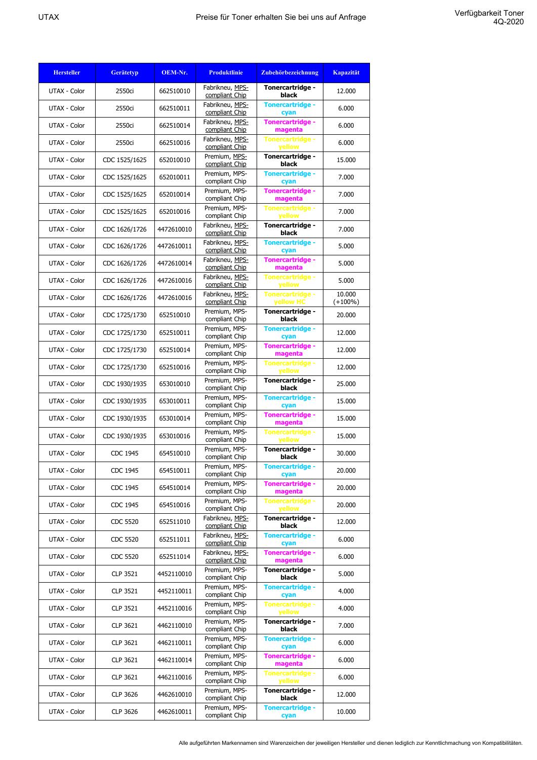| Hersteller | Gerätetyp | OEM-Nr. | Produktlinie | Zubehörbezeichnung | Kapazität |
|---|---|---|---|---|---|
| UTAX - Color | 2550ci | 662510010 | Fabrikneu, MPS-compliant Chip | Tonercartridge - black | 12.000 |
| UTAX - Color | 2550ci | 662510011 | Fabrikneu, MPS-compliant Chip | Tonercartridge - cyan | 6.000 |
| UTAX - Color | 2550ci | 662510014 | Fabrikneu, MPS-compliant Chip | Tonercartridge - magenta | 6.000 |
| UTAX - Color | 2550ci | 662510016 | Fabrikneu, MPS-compliant Chip | Tonercartridge - yellow | 6.000 |
| UTAX - Color | CDC 1525/1625 | 652010010 | Premium, MPS-compliant Chip | Tonercartridge - black | 15.000 |
| UTAX - Color | CDC 1525/1625 | 652010011 | Premium, MPS-compliant Chip | Tonercartridge - cyan | 7.000 |
| UTAX - Color | CDC 1525/1625 | 652010014 | Premium, MPS-compliant Chip | Tonercartridge - magenta | 7.000 |
| UTAX - Color | CDC 1525/1625 | 652010016 | Premium, MPS-compliant Chip | Tonercartridge - yellow | 7.000 |
| UTAX - Color | CDC 1626/1726 | 4472610010 | Fabrikneu, MPS-compliant Chip | Tonercartridge - black | 7.000 |
| UTAX - Color | CDC 1626/1726 | 4472610011 | Fabrikneu, MPS-compliant Chip | Tonercartridge - cyan | 5.000 |
| UTAX - Color | CDC 1626/1726 | 4472610014 | Fabrikneu, MPS-compliant Chip | Tonercartridge - magenta | 5.000 |
| UTAX - Color | CDC 1626/1726 | 4472610016 | Fabrikneu, MPS-compliant Chip | Tonercartridge - yellow | 5.000 |
| UTAX - Color | CDC 1626/1726 | 4472610016 | Fabrikneu, MPS-compliant Chip | Tonercartridge - yellow HC | 10.000 (+100%) |
| UTAX - Color | CDC 1725/1730 | 652510010 | Premium, MPS-compliant Chip | Tonercartridge - black | 20.000 |
| UTAX - Color | CDC 1725/1730 | 652510011 | Premium, MPS-compliant Chip | Tonercartridge - cyan | 12.000 |
| UTAX - Color | CDC 1725/1730 | 652510014 | Premium, MPS-compliant Chip | Tonercartridge - magenta | 12.000 |
| UTAX - Color | CDC 1725/1730 | 652510016 | Premium, MPS-compliant Chip | Tonercartridge - yellow | 12.000 |
| UTAX - Color | CDC 1930/1935 | 653010010 | Premium, MPS-compliant Chip | Tonercartridge - black | 25.000 |
| UTAX - Color | CDC 1930/1935 | 653010011 | Premium, MPS-compliant Chip | Tonercartridge - cyan | 15.000 |
| UTAX - Color | CDC 1930/1935 | 653010014 | Premium, MPS-compliant Chip | Tonercartridge - magenta | 15.000 |
| UTAX - Color | CDC 1930/1935 | 653010016 | Premium, MPS-compliant Chip | Tonercartridge - yellow | 15.000 |
| UTAX - Color | CDC 1945 | 654510010 | Premium, MPS-compliant Chip | Tonercartridge - black | 30.000 |
| UTAX - Color | CDC 1945 | 654510011 | Premium, MPS-compliant Chip | Tonercartridge - cyan | 20.000 |
| UTAX - Color | CDC 1945 | 654510014 | Premium, MPS-compliant Chip | Tonercartridge - magenta | 20.000 |
| UTAX - Color | CDC 1945 | 654510016 | Premium, MPS-compliant Chip | Tonercartridge - yellow | 20.000 |
| UTAX - Color | CDC 5520 | 652511010 | Fabrikneu, MPS-compliant Chip | Tonercartridge - black | 12.000 |
| UTAX - Color | CDC 5520 | 652511011 | Fabrikneu, MPS-compliant Chip | Tonercartridge - cyan | 6.000 |
| UTAX - Color | CDC 5520 | 652511014 | Fabrikneu, MPS-compliant Chip | Tonercartridge - magenta | 6.000 |
| UTAX - Color | CLP 3521 | 4452110010 | Premium, MPS-compliant Chip | Tonercartridge - black | 5.000 |
| UTAX - Color | CLP 3521 | 4452110011 | Premium, MPS-compliant Chip | Tonercartridge - cyan | 4.000 |
| UTAX - Color | CLP 3521 | 4452110016 | Premium, MPS-compliant Chip | Tonercartridge - yellow | 4.000 |
| UTAX - Color | CLP 3621 | 4462110010 | Premium, MPS-compliant Chip | Tonercartridge - black | 7.000 |
| UTAX - Color | CLP 3621 | 4462110011 | Premium, MPS-compliant Chip | Tonercartridge - cyan | 6.000 |
| UTAX - Color | CLP 3621 | 4462110014 | Premium, MPS-compliant Chip | Tonercartridge - magenta | 6.000 |
| UTAX - Color | CLP 3621 | 4462110016 | Premium, MPS-compliant Chip | Tonercartridge - yellow | 6.000 |
| UTAX - Color | CLP 3626 | 4462610010 | Premium, MPS-compliant Chip | Tonercartridge - black | 12.000 |
| UTAX - Color | CLP 3626 | 4462610011 | Premium, MPS-compliant Chip | Tonercartridge - cyan | 10.000 |

Alle aufgeführten Markennamen sind Warenzeichen der jeweiligen Hersteller und dienen lediglich zur Kenntlichmachung von Kompatibilitäten.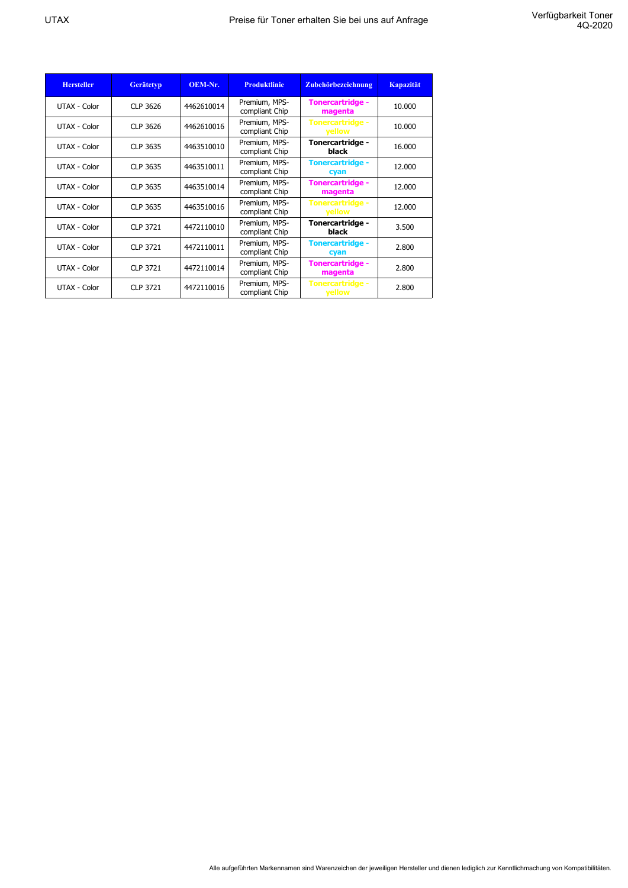UTAX | Preise für Toner erhalten Sie bei uns auf Anfrage | Verfügbarkeit Toner 4Q-2020

| Hersteller | Gerätetyp | OEM-Nr. | Produktlinie | Zubehörbezeichnung | Kapazität |
|---|---|---|---|---|---|
| UTAX - Color | CLP 3626 | 4462610014 | Premium, MPS-compliant Chip | **Tonercartridge - magenta** | 10.000 |
| UTAX - Color | CLP 3626 | 4462610016 | Premium, MPS-compliant Chip | **Tonercartridge - yellow** | 10.000 |
| UTAX - Color | CLP 3635 | 4463510010 | Premium, MPS-compliant Chip | **Tonercartridge - black** | 16.000 |
| UTAX - Color | CLP 3635 | 4463510011 | Premium, MPS-compliant Chip | **Tonercartridge - cyan** | 12.000 |
| UTAX - Color | CLP 3635 | 4463510014 | Premium, MPS-compliant Chip | **Tonercartridge - magenta** | 12.000 |
| UTAX - Color | CLP 3635 | 4463510016 | Premium, MPS-compliant Chip | **Tonercartridge - yellow** | 12.000 |
| UTAX - Color | CLP 3721 | 4472110010 | Premium, MPS-compliant Chip | **Tonercartridge - black** | 3.500 |
| UTAX - Color | CLP 3721 | 4472110011 | Premium, MPS-compliant Chip | **Tonercartridge - cyan** | 2.800 |
| UTAX - Color | CLP 3721 | 4472110014 | Premium, MPS-compliant Chip | **Tonercartridge - magenta** | 2.800 |
| UTAX - Color | CLP 3721 | 4472110016 | Premium, MPS-compliant Chip | **Tonercartridge - yellow** | 2.800 |

Alle aufgeführten Markennamen sind Warenzeichen der jeweiligen Hersteller und dienen lediglich zur Kenntlichmachung von Kompatibilitäten.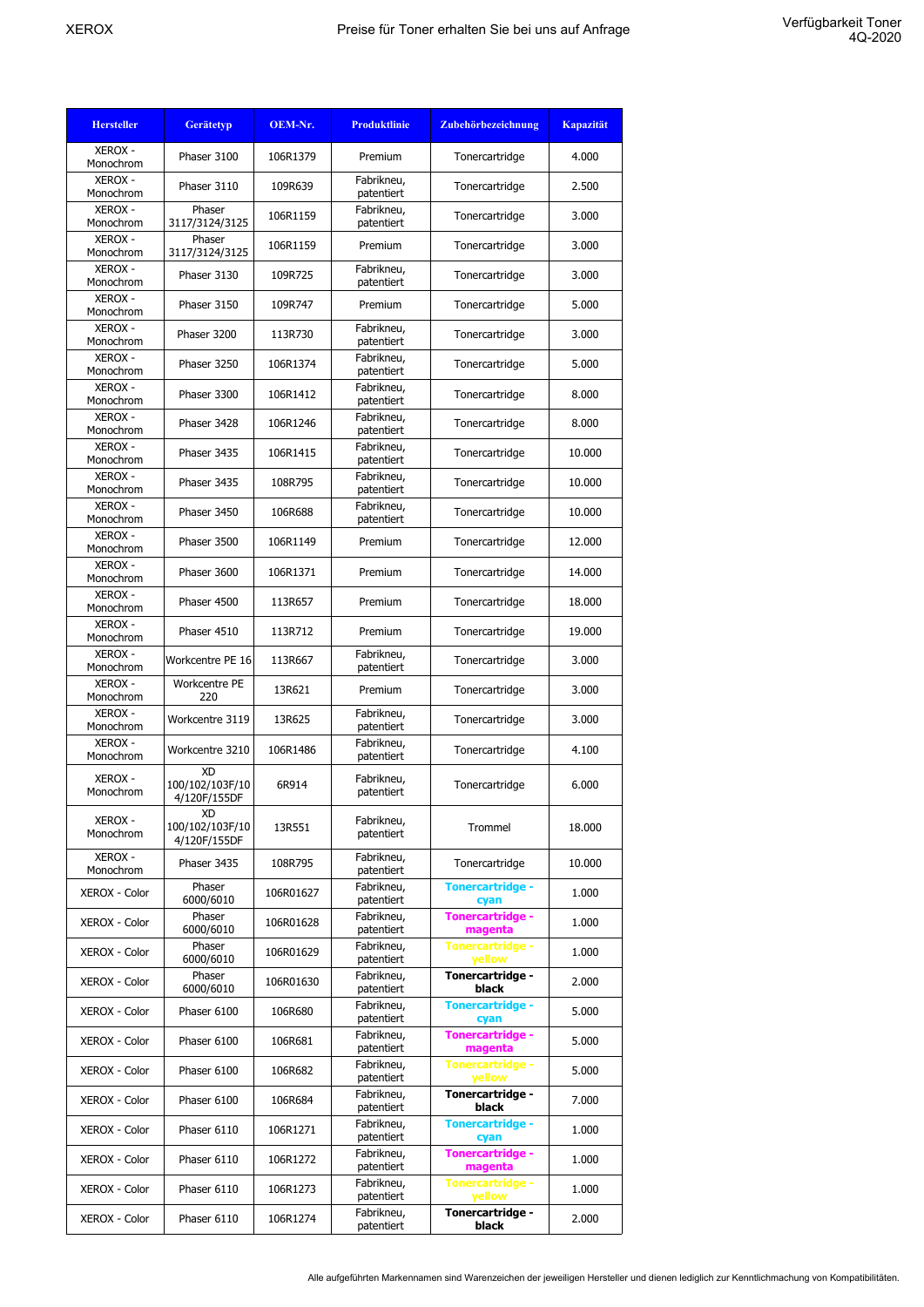XEROX

Preise für Toner erhalten Sie bei uns auf Anfrage

Verfügbarkeit Toner 4Q-2020

| Hersteller | Gerätetyp | OEM-Nr. | Produktlinie | Zubehörbezeichnung | Kapazität |
|---|---|---|---|---|---|
| XEROX - Monochrom | Phaser 3100 | 106R1379 | Premium | Tonercartridge | 4.000 |
| XEROX - Monochrom | Phaser 3110 | 109R639 | Fabrikneu, patentiert | Tonercartridge | 2.500 |
| XEROX - Monochrom | Phaser 3117/3124/3125 | 106R1159 | Fabrikneu, patentiert | Tonercartridge | 3.000 |
| XEROX - Monochrom | Phaser 3117/3124/3125 | 106R1159 | Premium | Tonercartridge | 3.000 |
| XEROX - Monochrom | Phaser 3130 | 109R725 | Fabrikneu, patentiert | Tonercartridge | 3.000 |
| XEROX - Monochrom | Phaser 3150 | 109R747 | Premium | Tonercartridge | 5.000 |
| XEROX - Monochrom | Phaser 3200 | 113R730 | Fabrikneu, patentiert | Tonercartridge | 3.000 |
| XEROX - Monochrom | Phaser 3250 | 106R1374 | Fabrikneu, patentiert | Tonercartridge | 5.000 |
| XEROX - Monochrom | Phaser 3300 | 106R1412 | Fabrikneu, patentiert | Tonercartridge | 8.000 |
| XEROX - Monochrom | Phaser 3428 | 106R1246 | Fabrikneu, patentiert | Tonercartridge | 8.000 |
| XEROX - Monochrom | Phaser 3435 | 106R1415 | Fabrikneu, patentiert | Tonercartridge | 10.000 |
| XEROX - Monochrom | Phaser 3435 | 108R795 | Fabrikneu, patentiert | Tonercartridge | 10.000 |
| XEROX - Monochrom | Phaser 3450 | 106R688 | Fabrikneu, patentiert | Tonercartridge | 10.000 |
| XEROX - Monochrom | Phaser 3500 | 106R1149 | Premium | Tonercartridge | 12.000 |
| XEROX - Monochrom | Phaser 3600 | 106R1371 | Premium | Tonercartridge | 14.000 |
| XEROX - Monochrom | Phaser 4500 | 113R657 | Premium | Tonercartridge | 18.000 |
| XEROX - Monochrom | Phaser 4510 | 113R712 | Premium | Tonercartridge | 19.000 |
| XEROX - Monochrom | Workcentre PE 16 | 113R667 | Fabrikneu, patentiert | Tonercartridge | 3.000 |
| XEROX - Monochrom | Workcentre PE 220 | 13R621 | Premium | Tonercartridge | 3.000 |
| XEROX - Monochrom | Workcentre 3119 | 13R625 | Fabrikneu, patentiert | Tonercartridge | 3.000 |
| XEROX - Monochrom | Workcentre 3210 | 106R1486 | Fabrikneu, patentiert | Tonercartridge | 4.100 |
| XEROX - Monochrom | XD 100/102/103F/104/120F/155DF | 6R914 | Fabrikneu, patentiert | Tonercartridge | 6.000 |
| XEROX - Monochrom | XD 100/102/103F/104/120F/155DF | 13R551 | Fabrikneu, patentiert | Trommel | 18.000 |
| XEROX - Monochrom | Phaser 3435 | 108R795 | Fabrikneu, patentiert | Tonercartridge | 10.000 |
| XEROX - Color | Phaser 6000/6010 | 106R01627 | Fabrikneu, patentiert | **Tonercartridge - cyan** | 1.000 |
| XEROX - Color | Phaser 6000/6010 | 106R01628 | Fabrikneu, patentiert | **Tonercartridge - magenta** | 1.000 |
| XEROX - Color | Phaser 6000/6010 | 106R01629 | Fabrikneu, patentiert | **Tonercartridge - yellow** | 1.000 |
| XEROX - Color | Phaser 6000/6010 | 106R01630 | Fabrikneu, patentiert | **Tonercartridge - black** | 2.000 |
| XEROX - Color | Phaser 6100 | 106R680 | Fabrikneu, patentiert | **Tonercartridge - cyan** | 5.000 |
| XEROX - Color | Phaser 6100 | 106R681 | Fabrikneu, patentiert | **Tonercartridge - magenta** | 5.000 |
| XEROX - Color | Phaser 6100 | 106R682 | Fabrikneu, patentiert | **Tonercartridge - yellow** | 5.000 |
| XEROX - Color | Phaser 6100 | 106R684 | Fabrikneu, patentiert | **Tonercartridge - black** | 7.000 |
| XEROX - Color | Phaser 6110 | 106R1271 | Fabrikneu, patentiert | **Tonercartridge - cyan** | 1.000 |
| XEROX - Color | Phaser 6110 | 106R1272 | Fabrikneu, patentiert | **Tonercartridge - magenta** | 1.000 |
| XEROX - Color | Phaser 6110 | 106R1273 | Fabrikneu, patentiert | **Tonercartridge - yellow** | 1.000 |
| XEROX - Color | Phaser 6110 | 106R1274 | Fabrikneu, patentiert | **Tonercartridge - black** | 2.000 |

Alle aufgeführten Markennamen sind Warenzeichen der jeweiligen Hersteller und dienen lediglich zur Kenntlichmachung von Kompatibilitäten.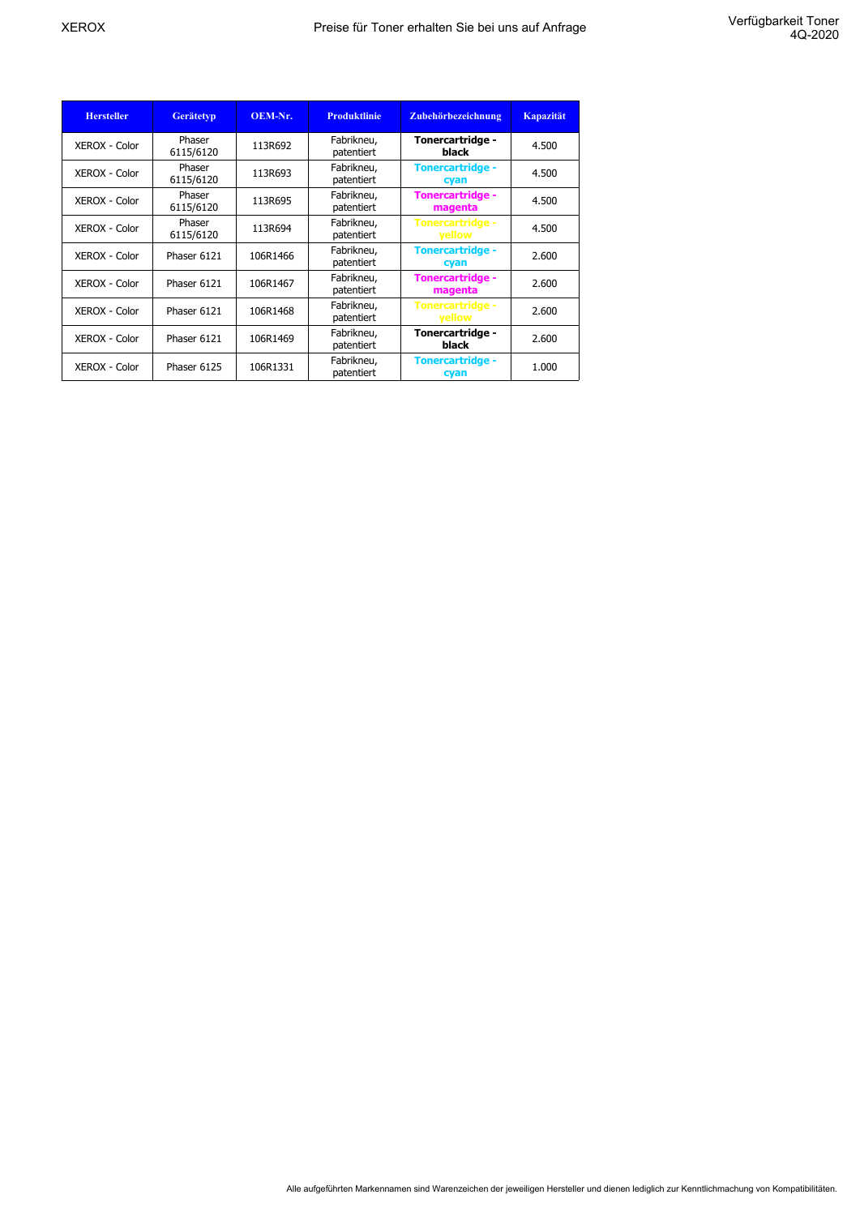| Hersteller | Gerätetyp | OEM-Nr. | Produktlinie | Zubehörbezeichnung | Kapazität |
|---|---|---|---|---|---|
| XEROX - Color | Phaser 6115/6120 | 113R692 | Fabrikneu, patentiert | **Tonercartridge - black** | 4.500 |
| XEROX - Color | Phaser 6115/6120 | 113R693 | Fabrikneu, patentiert | **Tonercartridge - cyan** | 4.500 |
| XEROX - Color | Phaser 6115/6120 | 113R695 | Fabrikneu, patentiert | **Tonercartridge - magenta** | 4.500 |
| XEROX - Color | Phaser 6115/6120 | 113R694 | Fabrikneu, patentiert | **Tonercartridge - yellow** | 4.500 |
| XEROX - Color | Phaser 6121 | 106R1466 | Fabrikneu, patentiert | **Tonercartridge - cyan** | 2.600 |
| XEROX - Color | Phaser 6121 | 106R1467 | Fabrikneu, patentiert | **Tonercartridge - magenta** | 2.600 |
| XEROX - Color | Phaser 6121 | 106R1468 | Fabrikneu, patentiert | **Tonercartridge - yellow** | 2.600 |
| XEROX - Color | Phaser 6121 | 106R1469 | Fabrikneu, patentiert | **Tonercartridge - black** | 2.600 |
| XEROX - Color | Phaser 6125 | 106R1331 | Fabrikneu, patentiert | **Tonercartridge - cyan** | 1.000 |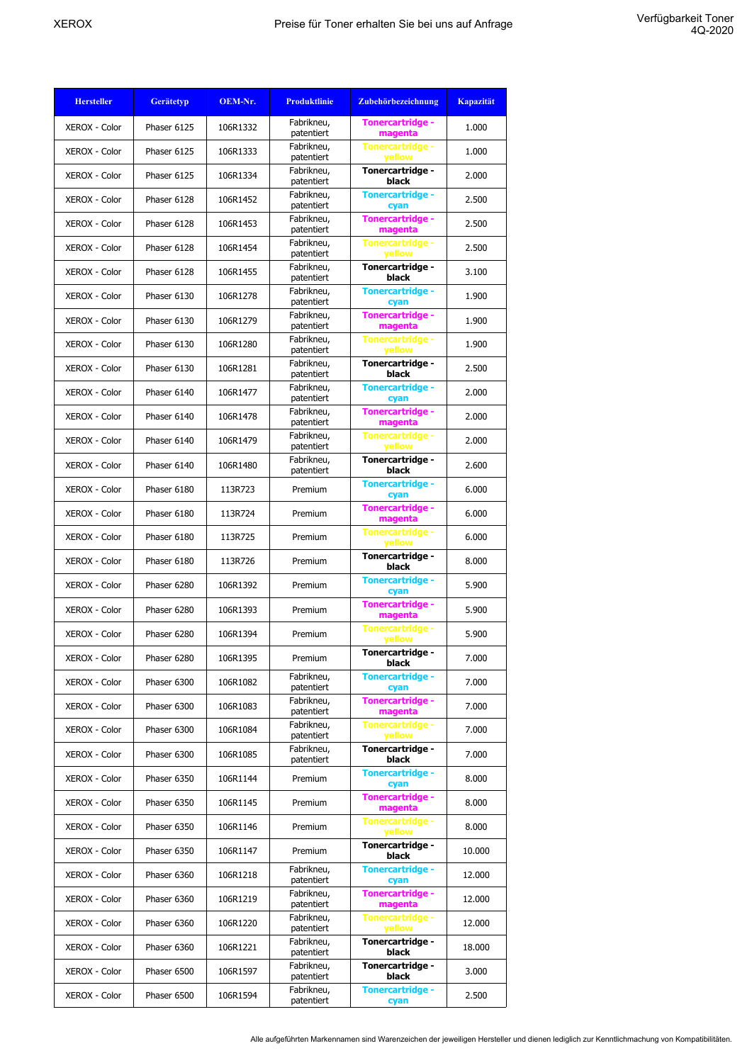| Hersteller | Gerätetyp | OEM-Nr. | Produktlinie | Zubehörbezeichnung | Kapazität |
|---|---|---|---|---|---|
| XEROX - Color | Phaser 6125 | 106R1332 | Fabrikneu, patentiert | Tonercartridge - magenta | 1.000 |
| XEROX - Color | Phaser 6125 | 106R1333 | Fabrikneu, patentiert | Tonercartridge - yellow | 1.000 |
| XEROX - Color | Phaser 6125 | 106R1334 | Fabrikneu, patentiert | Tonercartridge - black | 2.000 |
| XEROX - Color | Phaser 6128 | 106R1452 | Fabrikneu, patentiert | Tonercartridge - cyan | 2.500 |
| XEROX - Color | Phaser 6128 | 106R1453 | Fabrikneu, patentiert | Tonercartridge - magenta | 2.500 |
| XEROX - Color | Phaser 6128 | 106R1454 | Fabrikneu, patentiert | Tonercartridge - yellow | 2.500 |
| XEROX - Color | Phaser 6128 | 106R1455 | Fabrikneu, patentiert | Tonercartridge - black | 3.100 |
| XEROX - Color | Phaser 6130 | 106R1278 | Fabrikneu, patentiert | Tonercartridge - cyan | 1.900 |
| XEROX - Color | Phaser 6130 | 106R1279 | Fabrikneu, patentiert | Tonercartridge - magenta | 1.900 |
| XEROX - Color | Phaser 6130 | 106R1280 | Fabrikneu, patentiert | Tonercartridge - yellow | 1.900 |
| XEROX - Color | Phaser 6130 | 106R1281 | Fabrikneu, patentiert | Tonercartridge - black | 2.500 |
| XEROX - Color | Phaser 6140 | 106R1477 | Fabrikneu, patentiert | Tonercartridge - cyan | 2.000 |
| XEROX - Color | Phaser 6140 | 106R1478 | Fabrikneu, patentiert | Tonercartridge - magenta | 2.000 |
| XEROX - Color | Phaser 6140 | 106R1479 | Fabrikneu, patentiert | Tonercartridge - yellow | 2.000 |
| XEROX - Color | Phaser 6140 | 106R1480 | Fabrikneu, patentiert | Tonercartridge - black | 2.600 |
| XEROX - Color | Phaser 6180 | 113R723 | Premium | Tonercartridge - cyan | 6.000 |
| XEROX - Color | Phaser 6180 | 113R724 | Premium | Tonercartridge - magenta | 6.000 |
| XEROX - Color | Phaser 6180 | 113R725 | Premium | Tonercartridge - yellow | 6.000 |
| XEROX - Color | Phaser 6180 | 113R726 | Premium | Tonercartridge - black | 8.000 |
| XEROX - Color | Phaser 6280 | 106R1392 | Premium | Tonercartridge - cyan | 5.900 |
| XEROX - Color | Phaser 6280 | 106R1393 | Premium | Tonercartridge - magenta | 5.900 |
| XEROX - Color | Phaser 6280 | 106R1394 | Premium | Tonercartridge - yellow | 5.900 |
| XEROX - Color | Phaser 6280 | 106R1395 | Premium | Tonercartridge - black | 7.000 |
| XEROX - Color | Phaser 6300 | 106R1082 | Fabrikneu, patentiert | Tonercartridge - cyan | 7.000 |
| XEROX - Color | Phaser 6300 | 106R1083 | Fabrikneu, patentiert | Tonercartridge - magenta | 7.000 |
| XEROX - Color | Phaser 6300 | 106R1084 | Fabrikneu, patentiert | Tonercartridge - yellow | 7.000 |
| XEROX - Color | Phaser 6300 | 106R1085 | Fabrikneu, patentiert | Tonercartridge - black | 7.000 |
| XEROX - Color | Phaser 6350 | 106R1144 | Premium | Tonercartridge - cyan | 8.000 |
| XEROX - Color | Phaser 6350 | 106R1145 | Premium | Tonercartridge - magenta | 8.000 |
| XEROX - Color | Phaser 6350 | 106R1146 | Premium | Tonercartridge - yellow | 8.000 |
| XEROX - Color | Phaser 6350 | 106R1147 | Premium | Tonercartridge - black | 10.000 |
| XEROX - Color | Phaser 6360 | 106R1218 | Fabrikneu, patentiert | Tonercartridge - cyan | 12.000 |
| XEROX - Color | Phaser 6360 | 106R1219 | Fabrikneu, patentiert | Tonercartridge - magenta | 12.000 |
| XEROX - Color | Phaser 6360 | 106R1220 | Fabrikneu, patentiert | Tonercartridge - yellow | 12.000 |
| XEROX - Color | Phaser 6360 | 106R1221 | Fabrikneu, patentiert | Tonercartridge - black | 18.000 |
| XEROX - Color | Phaser 6500 | 106R1597 | Fabrikneu, patentiert | Tonercartridge - black | 3.000 |
| XEROX - Color | Phaser 6500 | 106R1594 | Fabrikneu, patentiert | Tonercartridge - cyan | 2.500 |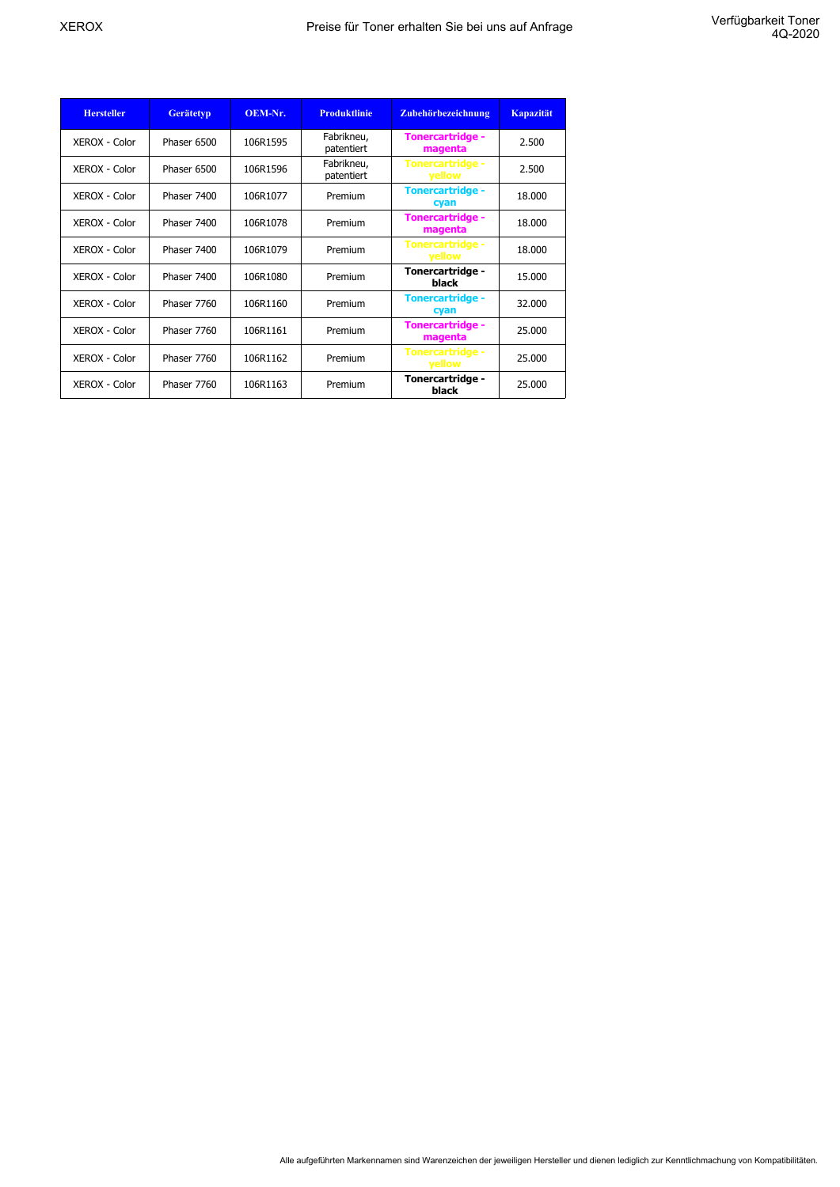| Hersteller | Gerätetyp | OEM-Nr. | Produktlinie | Zubehörbezeichnung | Kapazität |
|---|---|---|---|---|---|
| XEROX - Color | Phaser 6500 | 106R1595 | Fabrikneu, patentiert | **Tonercartridge - magenta** | 2.500 |
| XEROX - Color | Phaser 6500 | 106R1596 | Fabrikneu, patentiert | **Tonercartridge - yellow** | 2.500 |
| XEROX - Color | Phaser 7400 | 106R1077 | Premium | **Tonercartridge - cyan** | 18.000 |
| XEROX - Color | Phaser 7400 | 106R1078 | Premium | **Tonercartridge - magenta** | 18.000 |
| XEROX - Color | Phaser 7400 | 106R1079 | Premium | **Tonercartridge - yellow** | 18.000 |
| XEROX - Color | Phaser 7400 | 106R1080 | Premium | **Tonercartridge - black** | 15.000 |
| XEROX - Color | Phaser 7760 | 106R1160 | Premium | **Tonercartridge - cyan** | 32.000 |
| XEROX - Color | Phaser 7760 | 106R1161 | Premium | **Tonercartridge - magenta** | 25.000 |
| XEROX - Color | Phaser 7760 | 106R1162 | Premium | **Tonercartridge - yellow** | 25.000 |
| XEROX - Color | Phaser 7760 | 106R1163 | Premium | **Tonercartridge - black** | 25.000 |